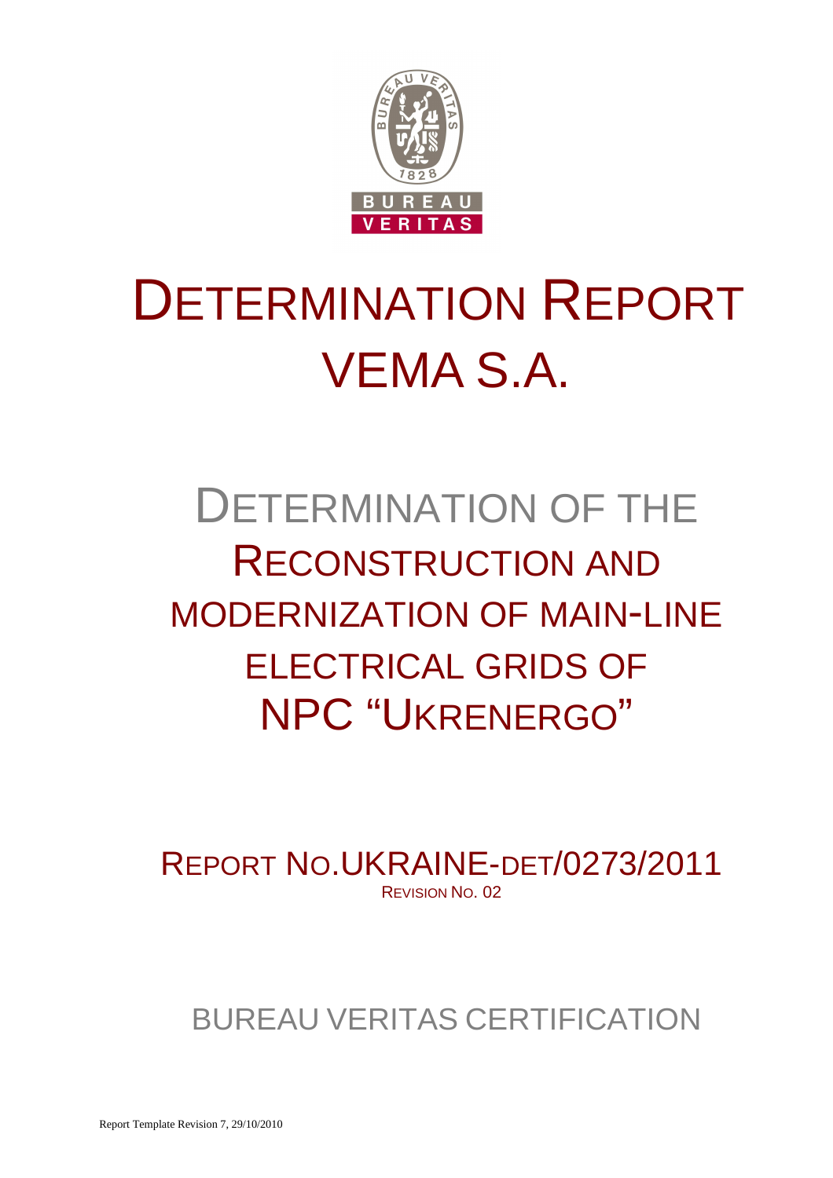# DETERMINATION REPORT VEMA S.A.

## DETERMINATION OF THE RECONSTRUCTION AND MODERNIZATION OF MAIN-LINE ELECTRICAL GRIDS OF NPC "UKRENERGO"

REPORT NO.UKRAINE-DET/0273/2011

REVISION NO. 02

BUREAU VERITAS CERTIFICATION

Report Template Revision 7, 29/10/2010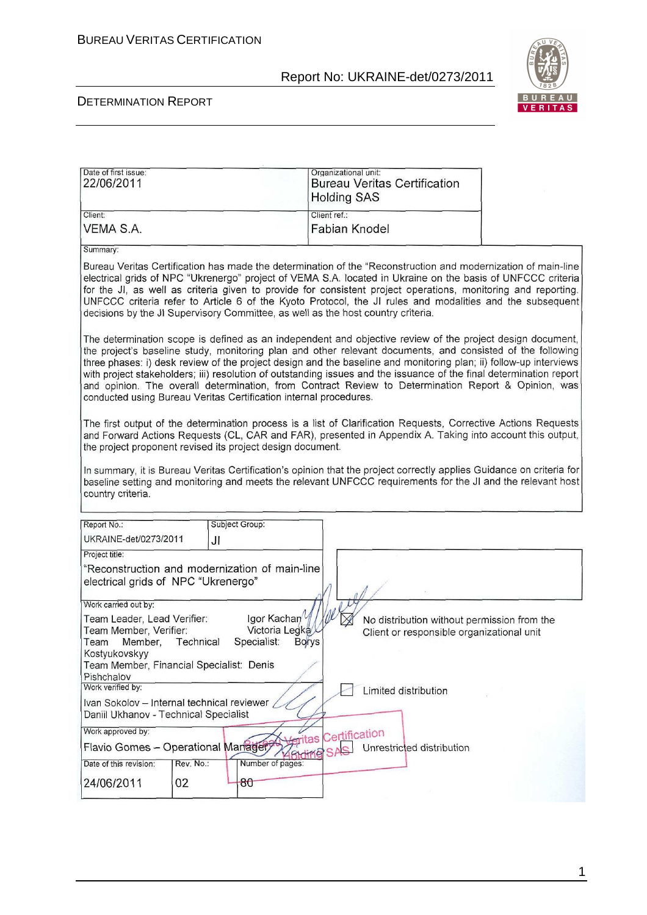| Date of first issue: | Organizational unit: |
|---|---|
| 22/06/2011 | Bureau Veritas Certification Holding SAS |
| Client: | Client ref.: |
| VEMA S.A. | Fabian Knodel |

Summary:

Bureau Veritas Certification has made the determination of the "Reconstruction and modernization of main-line electrical grids of NPC "Ukrenergo" project of VEMA S.A. located in Ukraine on the basis of UNFCCC criteria for the JI, as well as criteria given to provide for consistent project operations, monitoring and reporting. UNFCCC criteria refer to Article 6 of the Kyoto Protocol, the JI rules and modalities and the subsequent decisions by the JI Supervisory Committee, as well as the host country criteria.

The determination scope is defined as an independent and objective review of the project design document, the project's baseline study, monitoring plan and other relevant documents, and consisted of the following three phases: i) desk review of the project design and the baseline and monitoring plan; ii) follow-up interviews with project stakeholders; iii) resolution of outstanding issues and the issuance of the final determination report and opinion. The overall determination, from Contract Review to Determination Report & Opinion, was conducted using Bureau Veritas Certification internal procedures.

The first output of the determination process is a list of Clarification Requests, Corrective Actions Requests and Forward Actions Requests (CL, CAR and FAR), presented in Appendix A. Taking into account this output, the project proponent revised its project design document.

In summary, it is Bureau Veritas Certification's opinion that the project correctly applies Guidance on criteria for baseline setting and monitoring and meets the relevant UNFCCC requirements for the JI and the relevant host country criteria.

| Report No.: | Subject Group: |
|---|---|
| UKRAINE-det/0273/2011 | JI |

Project title:
"Reconstruction and modernization of main-line electrical grids of NPC "Ukrenergo"

Work carried out by:
Team Leader, Lead Verifier: Igor Kachan
Team Member, Verifier: Victoria Legka
Team Member, Technical Specialist: Borys Kostyukovskyy
Team Member, Financial Specialist: Denis Pishchalov

Work verified by:
Ivan Sokolov – Internal technical reviewer
Daniil Ukhanov - Technical Specialist

Work approved by:
Flavio Gomes – Operational Manager

| Date of this revision: | Rev. No.: | Number of pages: |
|---|---|---|
| 24/06/2011 | 02 | 80 |

☒ No distribution without permission from the Client or responsible organizational unit

☐ Limited distribution

☐ Unrestricted distribution

Bureau Veritas Certification Holding SAS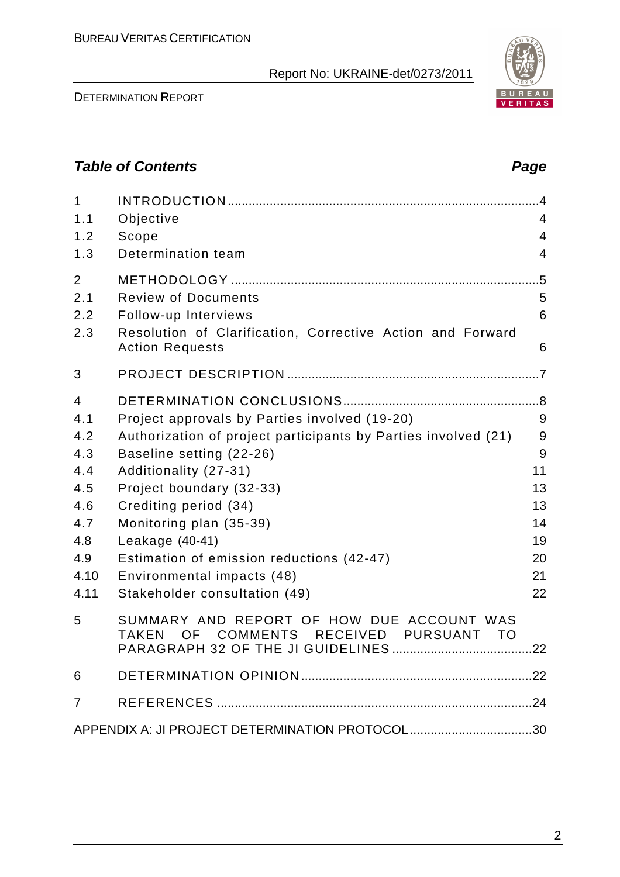## *Table of Contents* **Page**

| | | |
|---|---|---|
| 1 | INTRODUCTION | 4 |
| 1.1 | Objective | 4 |
| 1.2 | Scope | 4 |
| 1.3 | Determination team | 4 |
| 2 | METHODOLOGY | 5 |
| 2.1 | Review of Documents | 5 |
| 2.2 | Follow-up Interviews | 6 |
| 2.3 | Resolution of Clarification, Corrective Action and Forward Action Requests | 6 |
| 3 | PROJECT DESCRIPTION | 7 |
| 4 | DETERMINATION CONCLUSIONS | 8 |
| 4.1 | Project approvals by Parties involved (19-20) | 9 |
| 4.2 | Authorization of project participants by Parties involved (21) | 9 |
| 4.3 | Baseline setting (22-26) | 9 |
| 4.4 | Additionality (27-31) | 11 |
| 4.5 | Project boundary (32-33) | 13 |
| 4.6 | Crediting period (34) | 13 |
| 4.7 | Monitoring plan (35-39) | 14 |
| 4.8 | Leakage (40-41) | 19 |
| 4.9 | Estimation of emission reductions (42-47) | 20 |
| 4.10 | Environmental impacts (48) | 21 |
| 4.11 | Stakeholder consultation (49) | 22 |
| 5 | SUMMARY AND REPORT OF HOW DUE ACCOUNT WAS TAKEN OF COMMENTS RECEIVED PURSUANT TO PARAGRAPH 32 OF THE JI GUIDELINES | 22 |
| 6 | DETERMINATION OPINION | 22 |
| 7 | REFERENCES | 24 |
| | APPENDIX A: JI PROJECT DETERMINATION PROTOCOL | 30 |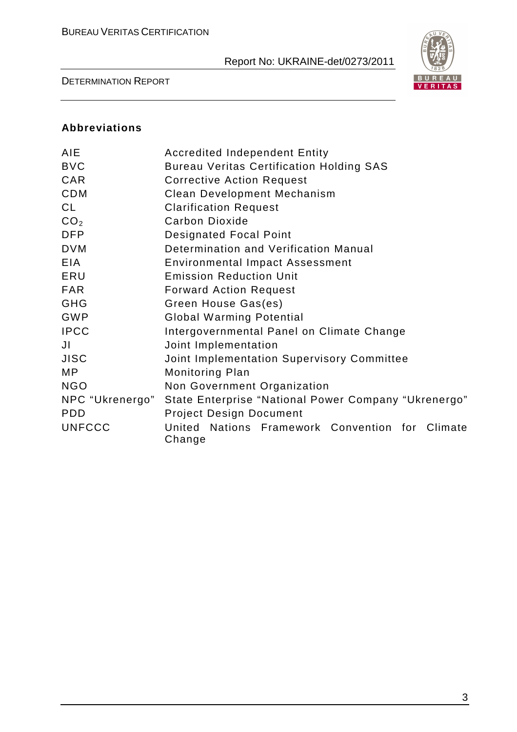## Abbreviations

| | |
|---|---|
| AIE | Accredited Independent Entity |
| BVC | Bureau Veritas Certification Holding SAS |
| CAR | Corrective Action Request |
| CDM | Clean Development Mechanism |
| CL | Clarification Request |
| $CO_2$ | Carbon Dioxide |
| DFP | Designated Focal Point |
| DVM | Determination and Verification Manual |
| EIA | Environmental Impact Assessment |
| ERU | Emission Reduction Unit |
| FAR | Forward Action Request |
| GHG | Green House Gas(es) |
| GWP | Global Warming Potential |
| IPCC | Intergovernmental Panel on Climate Change |
| JI | Joint Implementation |
| JISC | Joint Implementation Supervisory Committee |
| MP | Monitoring Plan |
| NGO | Non Government Organization |
| NPC "Ukrenergo" | State Enterprise "National Power Company "Ukrenergo" |
| PDD | Project Design Document |
| UNFCCC | United Nations Framework Convention for Climate Change |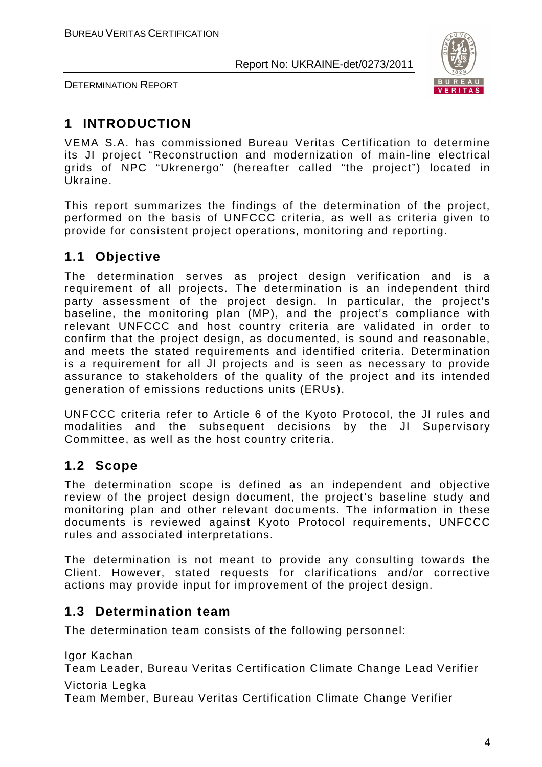# 1 INTRODUCTION

VEMA S.A. has commissioned Bureau Veritas Certification to determine its JI project "Reconstruction and modernization of main-line electrical grids of NPC "Ukrenergo" (hereafter called "the project") located in Ukraine.

This report summarizes the findings of the determination of the project, performed on the basis of UNFCCC criteria, as well as criteria given to provide for consistent project operations, monitoring and reporting.

## 1.1 Objective

The determination serves as project design verification and is a requirement of all projects. The determination is an independent third party assessment of the project design. In particular, the project's baseline, the monitoring plan (MP), and the project's compliance with relevant UNFCCC and host country criteria are validated in order to confirm that the project design, as documented, is sound and reasonable, and meets the stated requirements and identified criteria. Determination is a requirement for all JI projects and is seen as necessary to provide assurance to stakeholders of the quality of the project and its intended generation of emissions reductions units (ERUs).

UNFCCC criteria refer to Article 6 of the Kyoto Protocol, the JI rules and modalities and the subsequent decisions by the JI Supervisory Committee, as well as the host country criteria.

## 1.2 Scope

The determination scope is defined as an independent and objective review of the project design document, the project's baseline study and monitoring plan and other relevant documents. The information in these documents is reviewed against Kyoto Protocol requirements, UNFCCC rules and associated interpretations.

The determination is not meant to provide any consulting towards the Client. However, stated requests for clarifications and/or corrective actions may provide input for improvement of the project design.

## 1.3 Determination team

The determination team consists of the following personnel:

Igor Kachan
Team Leader, Bureau Veritas Certification Climate Change Lead Verifier

Victoria Legka
Team Member, Bureau Veritas Certification Climate Change Verifier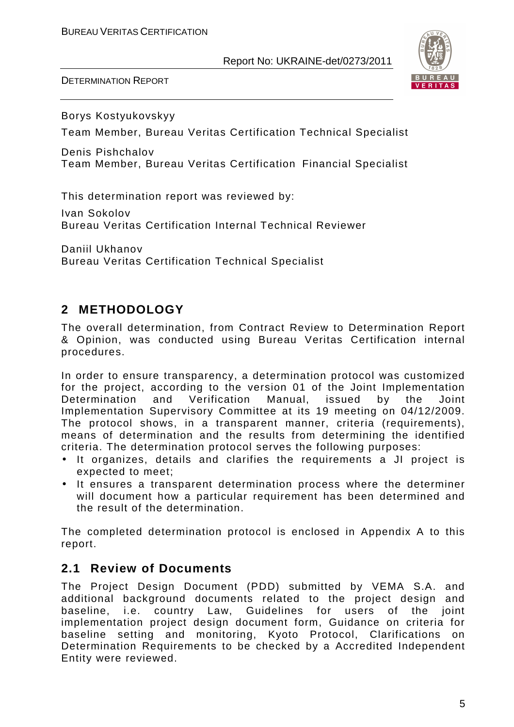Borys Kostyukovskyy
Team Member, Bureau Veritas Certification Technical Specialist

Denis Pishchalov
Team Member, Bureau Veritas Certification Financial Specialist

This determination report was reviewed by:

Ivan Sokolov
Bureau Veritas Certification Internal Technical Reviewer

Daniil Ukhanov
Bureau Veritas Certification Technical Specialist

## 2 METHODOLOGY

The overall determination, from Contract Review to Determination Report & Opinion, was conducted using Bureau Veritas Certification internal procedures.

In order to ensure transparency, a determination protocol was customized for the project, according to the version 01 of the Joint Implementation Determination and Verification Manual, issued by the Joint Implementation Supervisory Committee at its 19 meeting on 04/12/2009. The protocol shows, in a transparent manner, criteria (requirements), means of determination and the results from determining the identified criteria. The determination protocol serves the following purposes:

- It organizes, details and clarifies the requirements a JI project is expected to meet;
- It ensures a transparent determination process where the determiner will document how a particular requirement has been determined and the result of the determination.

The completed determination protocol is enclosed in Appendix A to this report.

### 2.1 Review of Documents

The Project Design Document (PDD) submitted by VEMA S.A. and additional background documents related to the project design and baseline, i.e. country Law, Guidelines for users of the joint implementation project design document form, Guidance on criteria for baseline setting and monitoring, Kyoto Protocol, Clarifications on Determination Requirements to be checked by a Accredited Independent Entity were reviewed.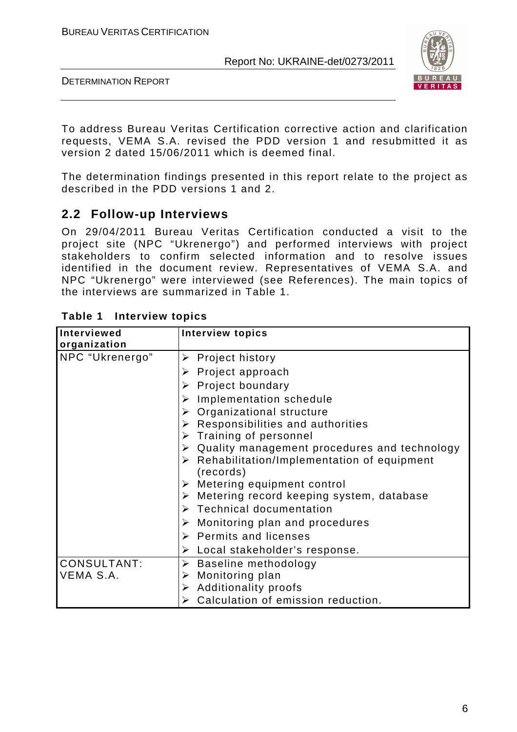To address Bureau Veritas Certification corrective action and clarification requests, VEMA S.A. revised the PDD version 1 and resubmitted it as version 2 dated 15/06/2011 which is deemed final.

The determination findings presented in this report relate to the project as described in the PDD versions 1 and 2.

## 2.2 Follow-up Interviews

On 29/04/2011 Bureau Veritas Certification conducted a visit to the project site (NPC "Ukrenergo") and performed interviews with project stakeholders to confirm selected information and to resolve issues identified in the document review. Representatives of VEMA S.A. and NPC "Ukrenergo" were interviewed (see References). The main topics of the interviews are summarized in Table 1.

**Table 1 Interview topics**

| Interviewed organization | Interview topics |
|---|---|
| NPC "Ukrenergo" | ➢ Project history<br>➢ Project approach<br>➢ Project boundary<br>➢ Implementation schedule<br>➢ Organizational structure<br>➢ Responsibilities and authorities<br>➢ Training of personnel<br>➢ Quality management procedures and technology<br>➢ Rehabilitation/Implementation of equipment (records)<br>➢ Metering equipment control<br>➢ Metering record keeping system, database<br>➢ Technical documentation<br>➢ Monitoring plan and procedures<br>➢ Permits and licenses<br>➢ Local stakeholder's response. |
| CONSULTANT: VEMA S.A. | ➢ Baseline methodology<br>➢ Monitoring plan<br>➢ Additionality proofs<br>➢ Calculation of emission reduction. |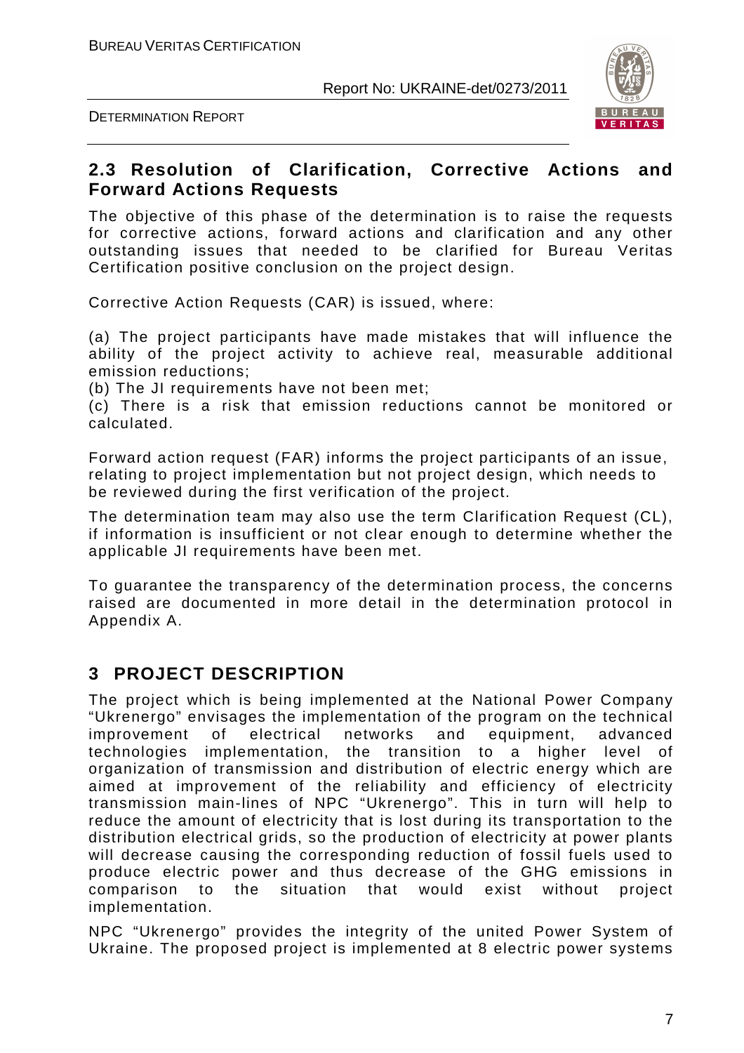## 2.3 Resolution of Clarification, Corrective Actions and Forward Actions Requests

The objective of this phase of the determination is to raise the requests for corrective actions, forward actions and clarification and any other outstanding issues that needed to be clarified for Bureau Veritas Certification positive conclusion on the project design.

Corrective Action Requests (CAR) is issued, where:

(a) The project participants have made mistakes that will influence the ability of the project activity to achieve real, measurable additional emission reductions;
(b) The JI requirements have not been met;
(c) There is a risk that emission reductions cannot be monitored or calculated.

Forward action request (FAR) informs the project participants of an issue, relating to project implementation but not project design, which needs to be reviewed during the first verification of the project.

The determination team may also use the term Clarification Request (CL), if information is insufficient or not clear enough to determine whether the applicable JI requirements have been met.

To guarantee the transparency of the determination process, the concerns raised are documented in more detail in the determination protocol in Appendix A.

# 3 PROJECT DESCRIPTION

The project which is being implemented at the National Power Company "Ukrenergo" envisages the implementation of the program on the technical improvement of electrical networks and equipment, advanced technologies implementation, the transition to a higher level of organization of transmission and distribution of electric energy which are aimed at improvement of the reliability and efficiency of electricity transmission main-lines of NPC "Ukrenergo". This in turn will help to reduce the amount of electricity that is lost during its transportation to the distribution electrical grids, so the production of electricity at power plants will decrease causing the corresponding reduction of fossil fuels used to produce electric power and thus decrease of the GHG emissions in comparison to the situation that would exist without project implementation.

NPC "Ukrenergo" provides the integrity of the united Power System of Ukraine. The proposed project is implemented at 8 electric power systems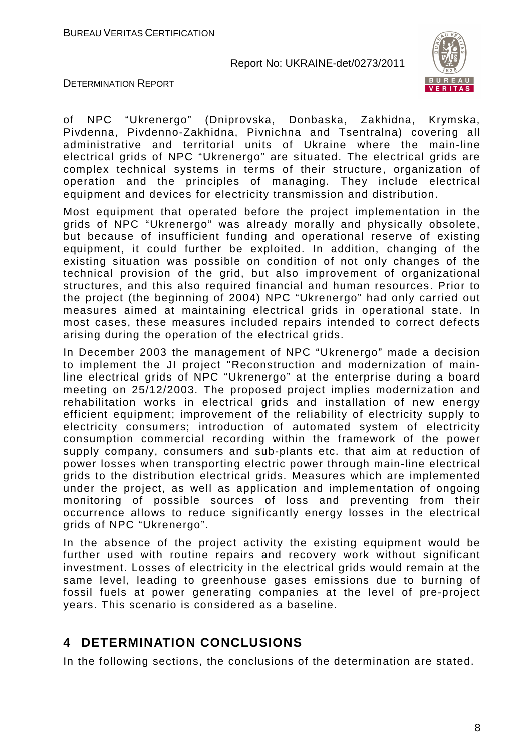of NPC “Ukrenergo” (Dniprovska, Donbaska, Zakhidna, Krymska, Pivdenna, Pivdenno-Zakhidna, Pivnichna and Tsentralna) covering all administrative and territorial units of Ukraine where the main-line electrical grids of NPC “Ukrenergo” are situated. The electrical grids are complex technical systems in terms of their structure, organization of operation and the principles of managing. They include electrical equipment and devices for electricity transmission and distribution.

Most equipment that operated before the project implementation in the grids of NPC “Ukrenergo” was already morally and physically obsolete, but because of insufficient funding and operational reserve of existing equipment, it could further be exploited. In addition, changing of the existing situation was possible on condition of not only changes of the technical provision of the grid, but also improvement of organizational structures, and this also required financial and human resources. Prior to the project (the beginning of 2004) NPC “Ukrenergo” had only carried out measures aimed at maintaining electrical grids in operational state. In most cases, these measures included repairs intended to correct defects arising during the operation of the electrical grids.

In December 2003 the management of NPC “Ukrenergo” made a decision to implement the JI project "Reconstruction and modernization of main-line electrical grids of NPC “Ukrenergo” at the enterprise during a board meeting on 25/12/2003. The proposed project implies modernization and rehabilitation works in electrical grids and installation of new energy efficient equipment; improvement of the reliability of electricity supply to electricity consumers; introduction of automated system of electricity consumption commercial recording within the framework of the power supply company, consumers and sub-plants etc. that aim at reduction of power losses when transporting electric power through main-line electrical grids to the distribution electrical grids. Measures which are implemented under the project, as well as application and implementation of ongoing monitoring of possible sources of loss and preventing from their occurrence allows to reduce significantly energy losses in the electrical grids of NPC “Ukrenergo”.

In the absence of the project activity the existing equipment would be further used with routine repairs and recovery work without significant investment. Losses of electricity in the electrical grids would remain at the same level, leading to greenhouse gases emissions due to burning of fossil fuels at power generating companies at the level of pre-project years. This scenario is considered as a baseline.

# 4 DETERMINATION CONCLUSIONS

In the following sections, the conclusions of the determination are stated.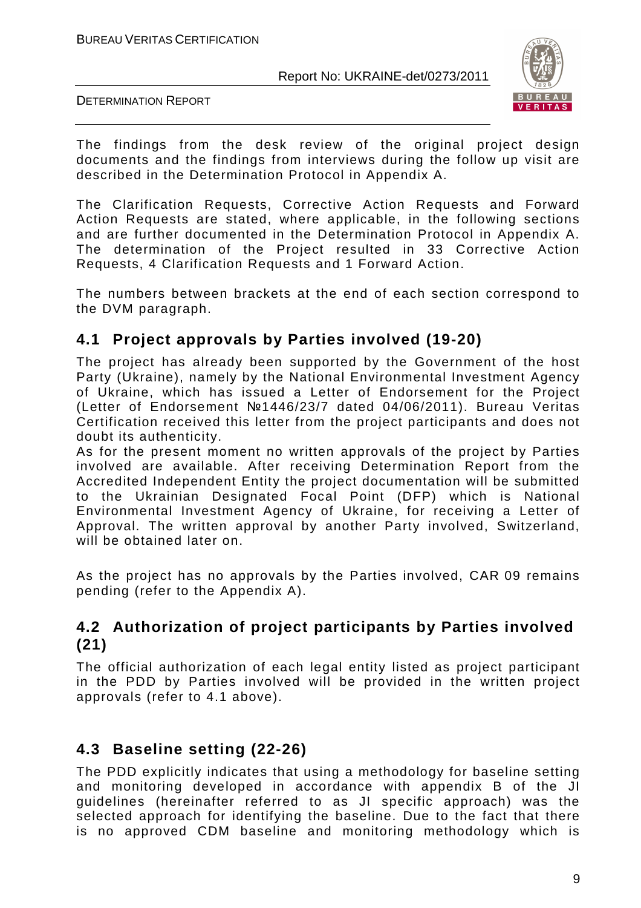The findings from the desk review of the original project design documents and the findings from interviews during the follow up visit are described in the Determination Protocol in Appendix A.

The Clarification Requests, Corrective Action Requests and Forward Action Requests are stated, where applicable, in the following sections and are further documented in the Determination Protocol in Appendix A. The determination of the Project resulted in 33 Corrective Action Requests, 4 Clarification Requests and 1 Forward Action.

The numbers between brackets at the end of each section correspond to the DVM paragraph.

## 4.1 Project approvals by Parties involved (19-20)

The project has already been supported by the Government of the host Party (Ukraine), namely by the National Environmental Investment Agency of Ukraine, which has issued a Letter of Endorsement for the Project (Letter of Endorsement №1446/23/7 dated 04/06/2011). Bureau Veritas Certification received this letter from the project participants and does not doubt its authenticity.
As for the present moment no written approvals of the project by Parties involved are available. After receiving Determination Report from the Accredited Independent Entity the project documentation will be submitted to the Ukrainian Designated Focal Point (DFP) which is National Environmental Investment Agency of Ukraine, for receiving a Letter of Approval. The written approval by another Party involved, Switzerland, will be obtained later on.

As the project has no approvals by the Parties involved, CAR 09 remains pending (refer to the Appendix A).

## 4.2 Authorization of project participants by Parties involved (21)

The official authorization of each legal entity listed as project participant in the PDD by Parties involved will be provided in the written project approvals (refer to 4.1 above).

## 4.3 Baseline setting (22-26)

The PDD explicitly indicates that using a methodology for baseline setting and monitoring developed in accordance with appendix B of the JI guidelines (hereinafter referred to as JI specific approach) was the selected approach for identifying the baseline. Due to the fact that there is no approved CDM baseline and monitoring methodology which is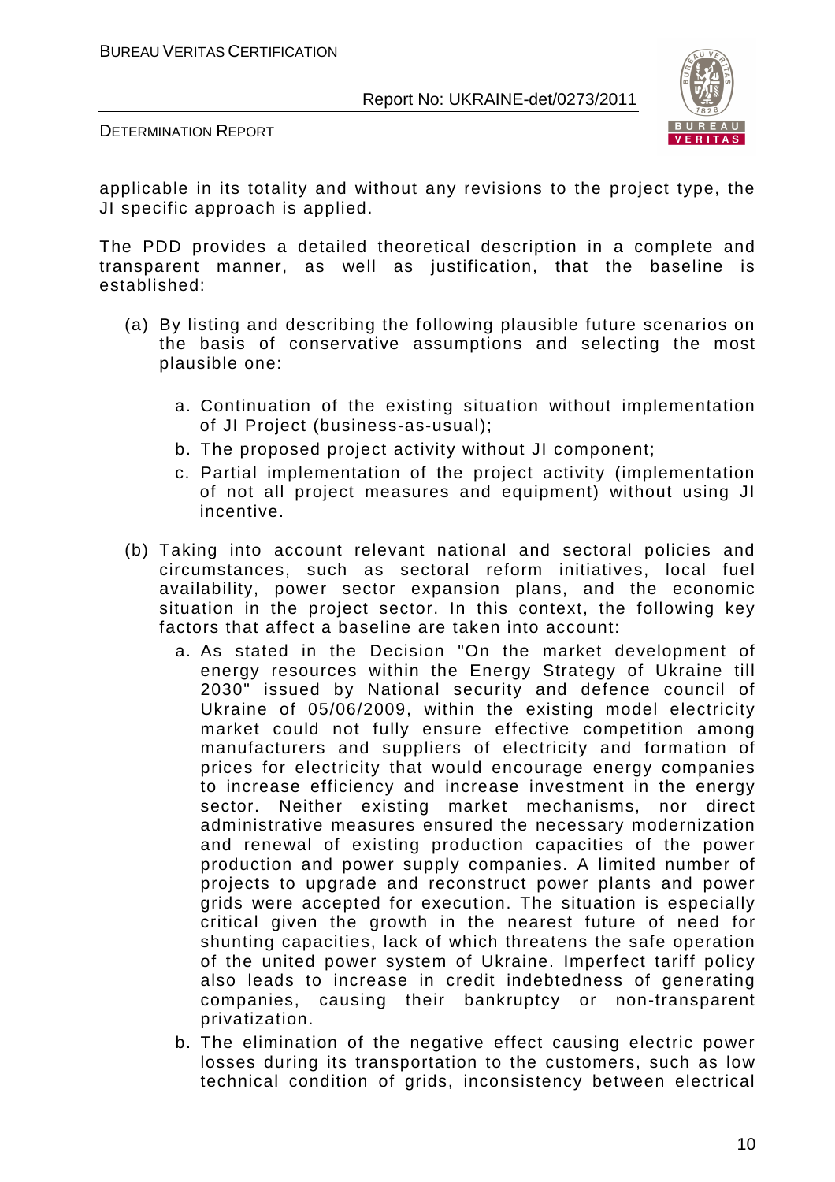applicable in its totality and without any revisions to the project type, the JI specific approach is applied.

The PDD provides a detailed theoretical description in a complete and transparent manner, as well as justification, that the baseline is established:

(a) By listing and describing the following plausible future scenarios on the basis of conservative assumptions and selecting the most plausible one:

   a. Continuation of the existing situation without implementation of JI Project (business-as-usual);
   b. The proposed project activity without JI component;
   c. Partial implementation of the project activity (implementation of not all project measures and equipment) without using JI incentive.

(b) Taking into account relevant national and sectoral policies and circumstances, such as sectoral reform initiatives, local fuel availability, power sector expansion plans, and the economic situation in the project sector. In this context, the following key factors that affect a baseline are taken into account:

   a. As stated in the Decision "On the market development of energy resources within the Energy Strategy of Ukraine till 2030" issued by National security and defence council of Ukraine of 05/06/2009, within the existing model electricity market could not fully ensure effective competition among manufacturers and suppliers of electricity and formation of prices for electricity that would encourage energy companies to increase efficiency and increase investment in the energy sector. Neither existing market mechanisms, nor direct administrative measures ensured the necessary modernization and renewal of existing production capacities of the power production and power supply companies. A limited number of projects to upgrade and reconstruct power plants and power grids were accepted for execution. The situation is especially critical given the growth in the nearest future of need for shunting capacities, lack of which threatens the safe operation of the united power system of Ukraine. Imperfect tariff policy also leads to increase in credit indebtedness of generating companies, causing their bankruptcy or non-transparent privatization.
   b. The elimination of the negative effect causing electric power losses during its transportation to the customers, such as low technical condition of grids, inconsistency between electrical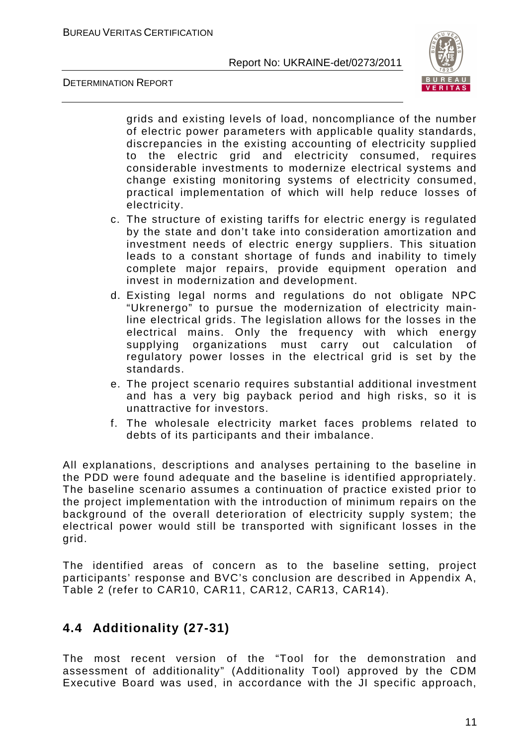grids and existing levels of load, noncompliance of the number of electric power parameters with applicable quality standards, discrepancies in the existing accounting of electricity supplied to the electric grid and electricity consumed, requires considerable investments to modernize electrical systems and change existing monitoring systems of electricity consumed, practical implementation of which will help reduce losses of electricity.

c. The structure of existing tariffs for electric energy is regulated by the state and don't take into consideration amortization and investment needs of electric energy suppliers. This situation leads to a constant shortage of funds and inability to timely complete major repairs, provide equipment operation and invest in modernization and development.

d. Existing legal norms and regulations do not obligate NPC "Ukrenergo" to pursue the modernization of electricity main-line electrical grids. The legislation allows for the losses in the electrical mains. Only the frequency with which energy supplying organizations must carry out calculation of regulatory power losses in the electrical grid is set by the standards.

e. The project scenario requires substantial additional investment and has a very big payback period and high risks, so it is unattractive for investors.

f. The wholesale electricity market faces problems related to debts of its participants and their imbalance.

All explanations, descriptions and analyses pertaining to the baseline in the PDD were found adequate and the baseline is identified appropriately. The baseline scenario assumes a continuation of practice existed prior to the project implementation with the introduction of minimum repairs on the background of the overall deterioration of electricity supply system; the electrical power would still be transported with significant losses in the grid.

The identified areas of concern as to the baseline setting, project participants' response and BVC's conclusion are described in Appendix A, Table 2 (refer to CAR10, CAR11, CAR12, CAR13, CAR14).

## 4.4 Additionality (27-31)

The most recent version of the "Tool for the demonstration and assessment of additionality" (Additionality Tool) approved by the CDM Executive Board was used, in accordance with the JI specific approach,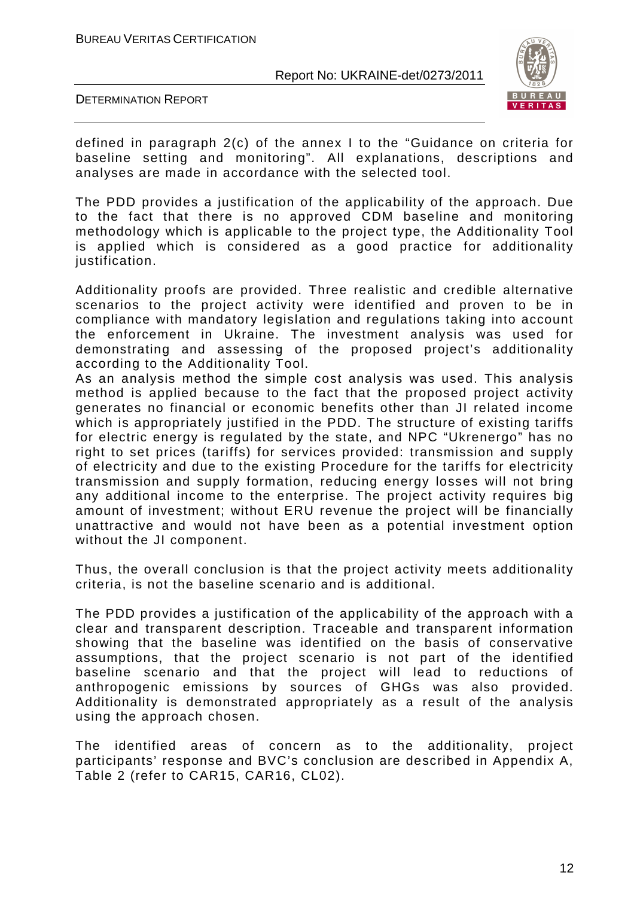defined in paragraph 2(c) of the annex I to the "Guidance on criteria for baseline setting and monitoring". All explanations, descriptions and analyses are made in accordance with the selected tool.

The PDD provides a justification of the applicability of the approach. Due to the fact that there is no approved CDM baseline and monitoring methodology which is applicable to the project type, the Additionality Tool is applied which is considered as a good practice for additionality justification.

Additionality proofs are provided. Three realistic and credible alternative scenarios to the project activity were identified and proven to be in compliance with mandatory legislation and regulations taking into account the enforcement in Ukraine. The investment analysis was used for demonstrating and assessing of the proposed project's additionality according to the Additionality Tool.
As an analysis method the simple cost analysis was used. This analysis method is applied because to the fact that the proposed project activity generates no financial or economic benefits other than JI related income which is appropriately justified in the PDD. The structure of existing tariffs for electric energy is regulated by the state, and NPC "Ukrenergo" has no right to set prices (tariffs) for services provided: transmission and supply of electricity and due to the existing Procedure for the tariffs for electricity transmission and supply formation, reducing energy losses will not bring any additional income to the enterprise. The project activity requires big amount of investment; without ERU revenue the project will be financially unattractive and would not have been as a potential investment option without the JI component.

Thus, the overall conclusion is that the project activity meets additionality criteria, is not the baseline scenario and is additional.

The PDD provides a justification of the applicability of the approach with a clear and transparent description. Traceable and transparent information showing that the baseline was identified on the basis of conservative assumptions, that the project scenario is not part of the identified baseline scenario and that the project will lead to reductions of anthropogenic emissions by sources of GHGs was also provided. Additionality is demonstrated appropriately as a result of the analysis using the approach chosen.

The identified areas of concern as to the additionality, project participants' response and BVC's conclusion are described in Appendix A, Table 2 (refer to CAR15, CAR16, CL02).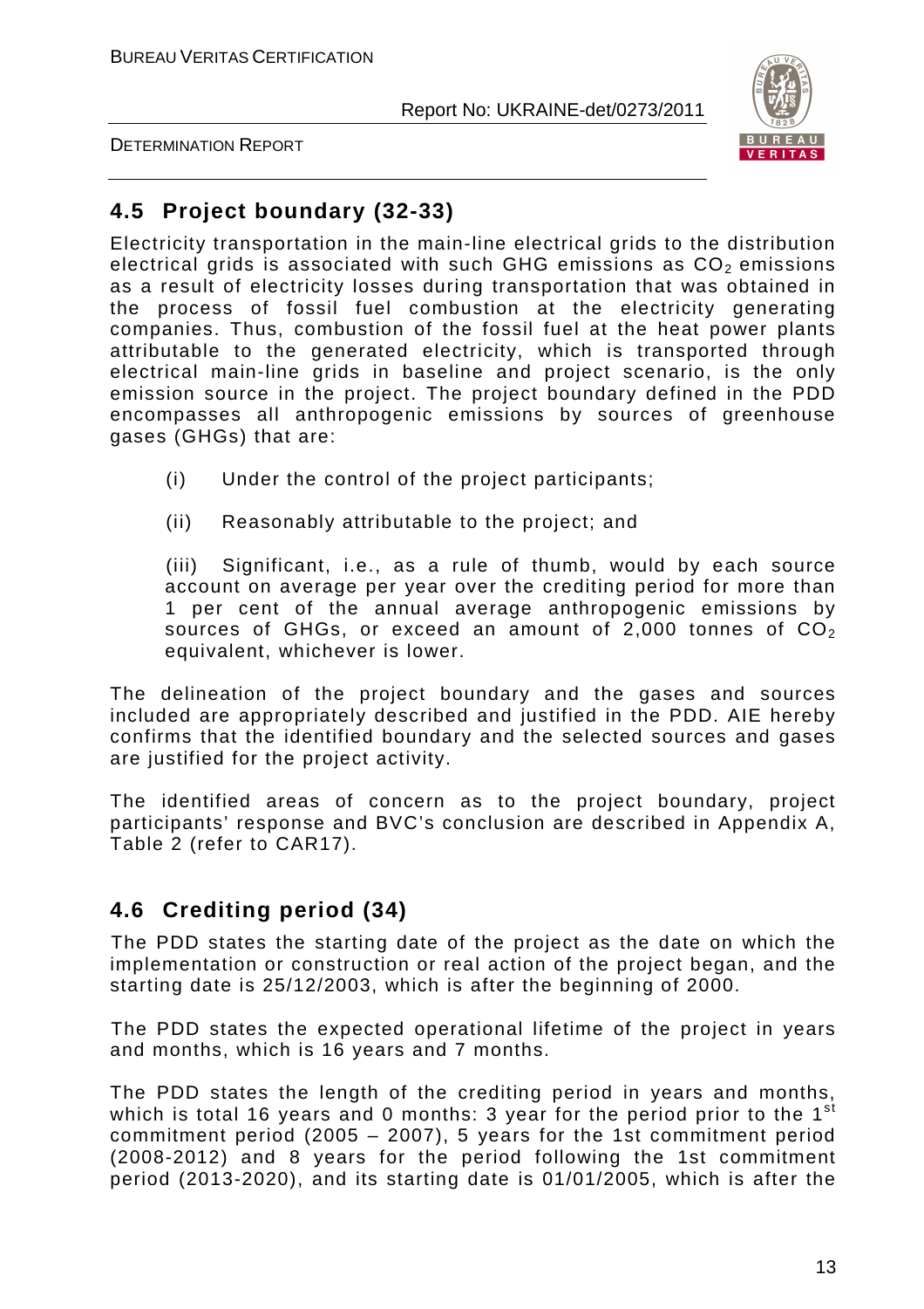## 4.5 Project boundary (32-33)

Electricity transportation in the main-line electrical grids to the distribution electrical grids is associated with such GHG emissions as $CO_2$ emissions as a result of electricity losses during transportation that was obtained in the process of fossil fuel combustion at the electricity generating companies. Thus, combustion of the fossil fuel at the heat power plants attributable to the generated electricity, which is transported through electrical main-line grids in baseline and project scenario, is the only emission source in the project. The project boundary defined in the PDD encompasses all anthropogenic emissions by sources of greenhouse gases (GHGs) that are:

(i) Under the control of the project participants;

(ii) Reasonably attributable to the project; and

(iii) Significant, i.e., as a rule of thumb, would by each source account on average per year over the crediting period for more than 1 per cent of the annual average anthropogenic emissions by sources of GHGs, or exceed an amount of 2,000 tonnes of $CO_2$ equivalent, whichever is lower.

The delineation of the project boundary and the gases and sources included are appropriately described and justified in the PDD. AIE hereby confirms that the identified boundary and the selected sources and gases are justified for the project activity.

The identified areas of concern as to the project boundary, project participants' response and BVC's conclusion are described in Appendix A, Table 2 (refer to CAR17).

## 4.6 Crediting period (34)

The PDD states the starting date of the project as the date on which the implementation or construction or real action of the project began, and the starting date is 25/12/2003, which is after the beginning of 2000.

The PDD states the expected operational lifetime of the project in years and months, which is 16 years and 7 months.

The PDD states the length of the crediting period in years and months, which is total 16 years and 0 months: 3 year for the period prior to the 1st commitment period (2005 – 2007), 5 years for the 1st commitment period (2008-2012) and 8 years for the period following the 1st commitment period (2013-2020), and its starting date is 01/01/2005, which is after the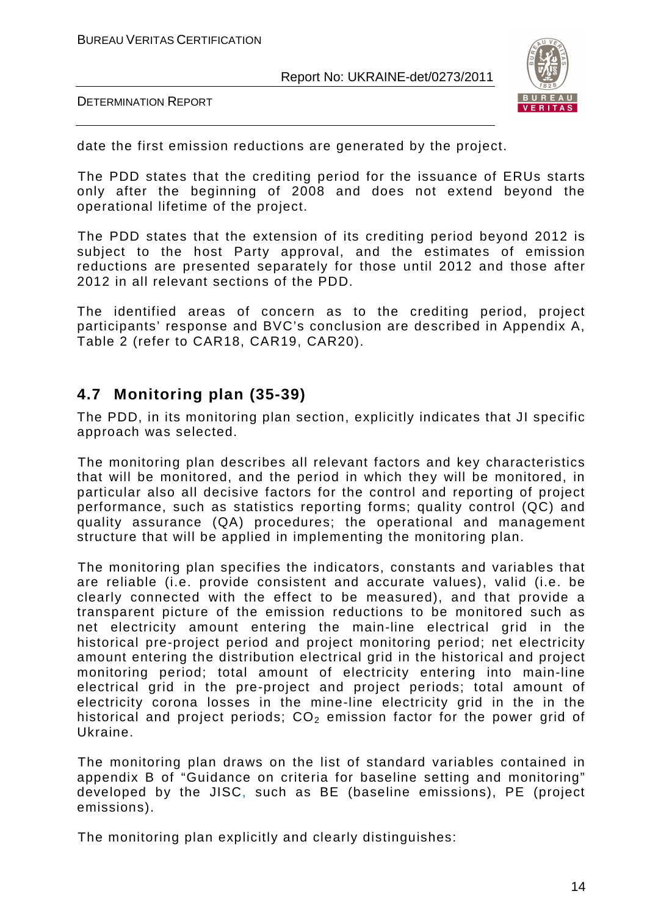date the first emission reductions are generated by the project.

The PDD states that the crediting period for the issuance of ERUs starts only after the beginning of 2008 and does not extend beyond the operational lifetime of the project.

The PDD states that the extension of its crediting period beyond 2012 is subject to the host Party approval, and the estimates of emission reductions are presented separately for those until 2012 and those after 2012 in all relevant sections of the PDD.

The identified areas of concern as to the crediting period, project participants' response and BVC's conclusion are described in Appendix A, Table 2 (refer to CAR18, CAR19, CAR20).

## 4.7 Monitoring plan (35-39)

The PDD, in its monitoring plan section, explicitly indicates that JI specific approach was selected.

The monitoring plan describes all relevant factors and key characteristics that will be monitored, and the period in which they will be monitored, in particular also all decisive factors for the control and reporting of project performance, such as statistics reporting forms; quality control (QC) and quality assurance (QA) procedures; the operational and management structure that will be applied in implementing the monitoring plan.

The monitoring plan specifies the indicators, constants and variables that are reliable (i.e. provide consistent and accurate values), valid (i.e. be clearly connected with the effect to be measured), and that provide a transparent picture of the emission reductions to be monitored such as net electricity amount entering the main-line electrical grid in the historical pre-project period and project monitoring period; net electricity amount entering the distribution electrical grid in the historical and project monitoring period; total amount of electricity entering into main-line electrical grid in the pre-project and project periods; total amount of electricity corona losses in the mine-line electricity grid in the in the historical and project periods; $CO_2$ emission factor for the power grid of Ukraine.

The monitoring plan draws on the list of standard variables contained in appendix B of "Guidance on criteria for baseline setting and monitoring" developed by the JISC, such as BE (baseline emissions), PE (project emissions).

The monitoring plan explicitly and clearly distinguishes: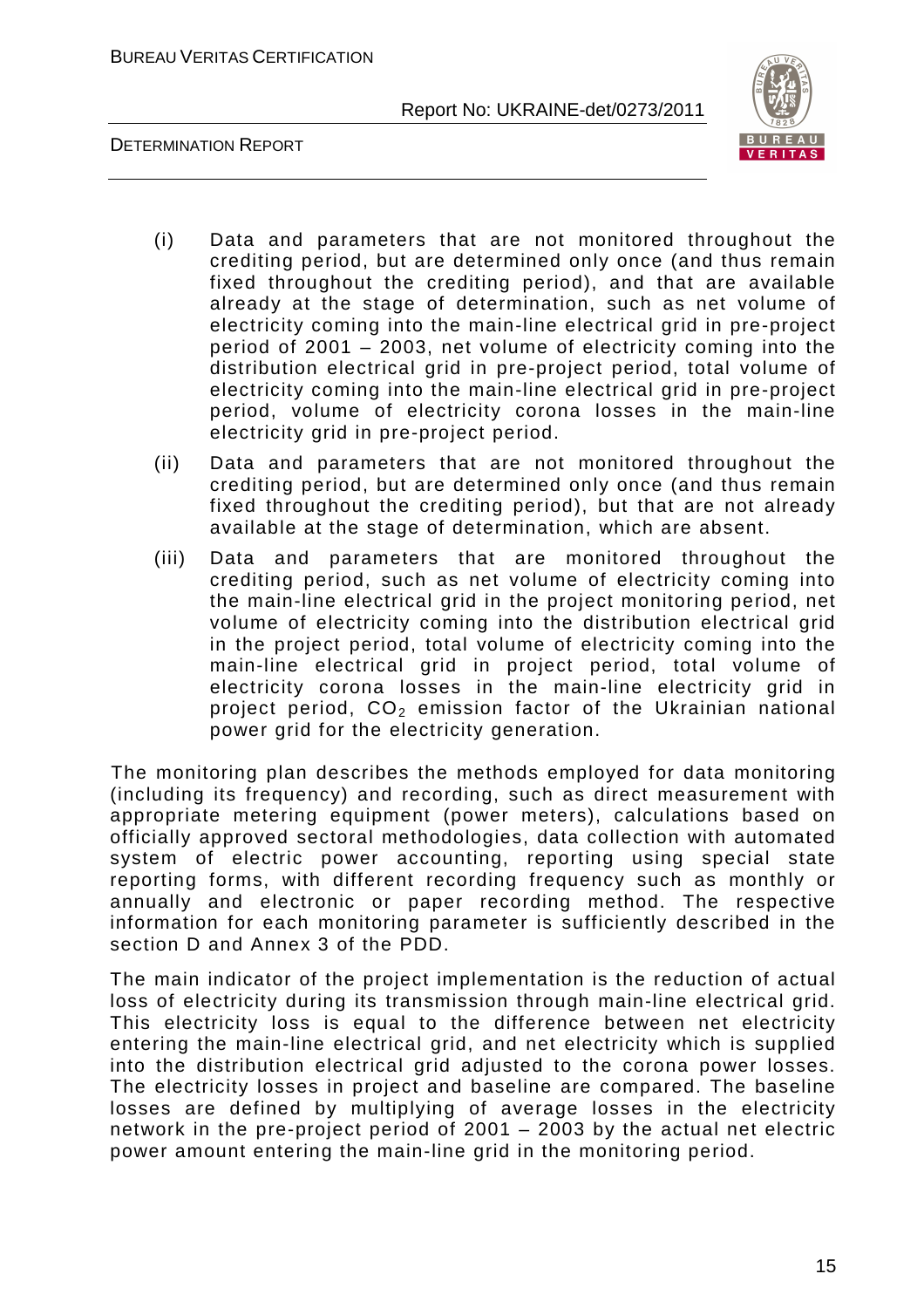(i) Data and parameters that are not monitored throughout the crediting period, but are determined only once (and thus remain fixed throughout the crediting period), and that are available already at the stage of determination, such as net volume of electricity coming into the main-line electrical grid in pre-project period of 2001 – 2003, net volume of electricity coming into the distribution electrical grid in pre-project period, total volume of electricity coming into the main-line electrical grid in pre-project period, volume of electricity corona losses in the main-line electricity grid in pre-project period.

(ii) Data and parameters that are not monitored throughout the crediting period, but are determined only once (and thus remain fixed throughout the crediting period), but that are not already available at the stage of determination, which are absent.

(iii) Data and parameters that are monitored throughout the crediting period, such as net volume of electricity coming into the main-line electrical grid in the project monitoring period, net volume of electricity coming into the distribution electrical grid in the project period, total volume of electricity coming into the main-line electrical grid in project period, total volume of electricity corona losses in the main-line electricity grid in project period, $CO_2$ emission factor of the Ukrainian national power grid for the electricity generation.

The monitoring plan describes the methods employed for data monitoring (including its frequency) and recording, such as direct measurement with appropriate metering equipment (power meters), calculations based on officially approved sectoral methodologies, data collection with automated system of electric power accounting, reporting using special state reporting forms, with different recording frequency such as monthly or annually and electronic or paper recording method. The respective information for each monitoring parameter is sufficiently described in the section D and Annex 3 of the PDD.

The main indicator of the project implementation is the reduction of actual loss of electricity during its transmission through main-line electrical grid. This electricity loss is equal to the difference between net electricity entering the main-line electrical grid, and net electricity which is supplied into the distribution electrical grid adjusted to the corona power losses. The electricity losses in project and baseline are compared. The baseline losses are defined by multiplying of average losses in the electricity network in the pre-project period of 2001 – 2003 by the actual net electric power amount entering the main-line grid in the monitoring period.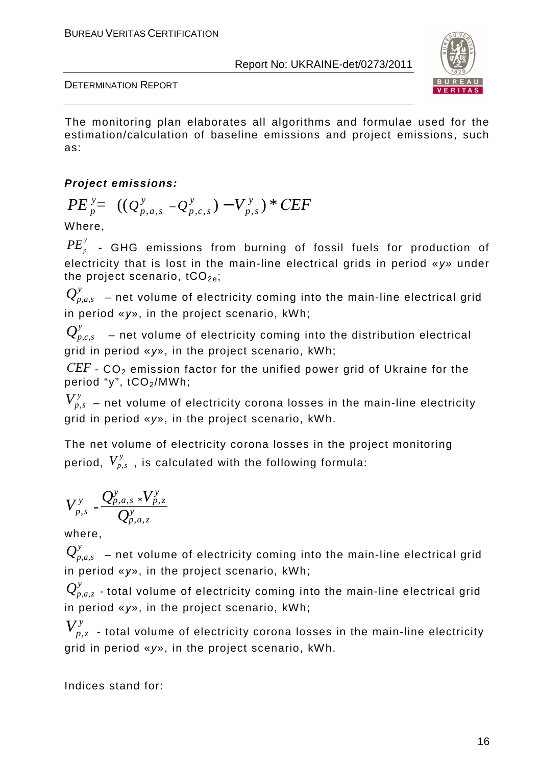The monitoring plan elaborates all algorithms and formulae used for the estimation/calculation of baseline emissions and project emissions, such as:

***Project emissions:***

$$PE_p^y = ((Q_{p,a,s}^y - Q_{p,c,s}^y) - V_{p,s}^y) * CEF$$

Where,

$PE_p^y$ - GHG emissions from burning of fossil fuels for production of electricity that is lost in the main-line electrical grids in period «*y*» under the project scenario, $tCO_{2e}$;

$Q_{p,a,s}^y$ – net volume of electricity coming into the main-line electrical grid in period «*y*», in the project scenario, kWh;

$Q_{p,c,s}^y$ – net volume of electricity coming into the distribution electrical grid in period «*y*», in the project scenario, kWh;

$CEF$ - $CO_2$ emission factor for the unified power grid of Ukraine for the period "y", $tCO_2$/MWh;

$V_{p,s}^y$ – net volume of electricity corona losses in the main-line electricity grid in period «*y*», in the project scenario, kWh.

The net volume of electricity corona losses in the project monitoring period, $V_{p,s}^y$ , is calculated with the following formula:

$$V_{p,s}^y = \frac{Q_{p,a,s}^y * V_{p,z}^y}{Q_{p,a,z}^y}$$

where,

$Q_{p,a,s}^y$ – net volume of electricity coming into the main-line electrical grid in period «*y*», in the project scenario, kWh;

$Q_{p,a,z}^y$ - total volume of electricity coming into the main-line electrical grid in period «*y*», in the project scenario, kWh;

$V_{p,z}^y$ - total volume of electricity corona losses in the main-line electricity grid in period «*y*», in the project scenario, kWh.

Indices stand for: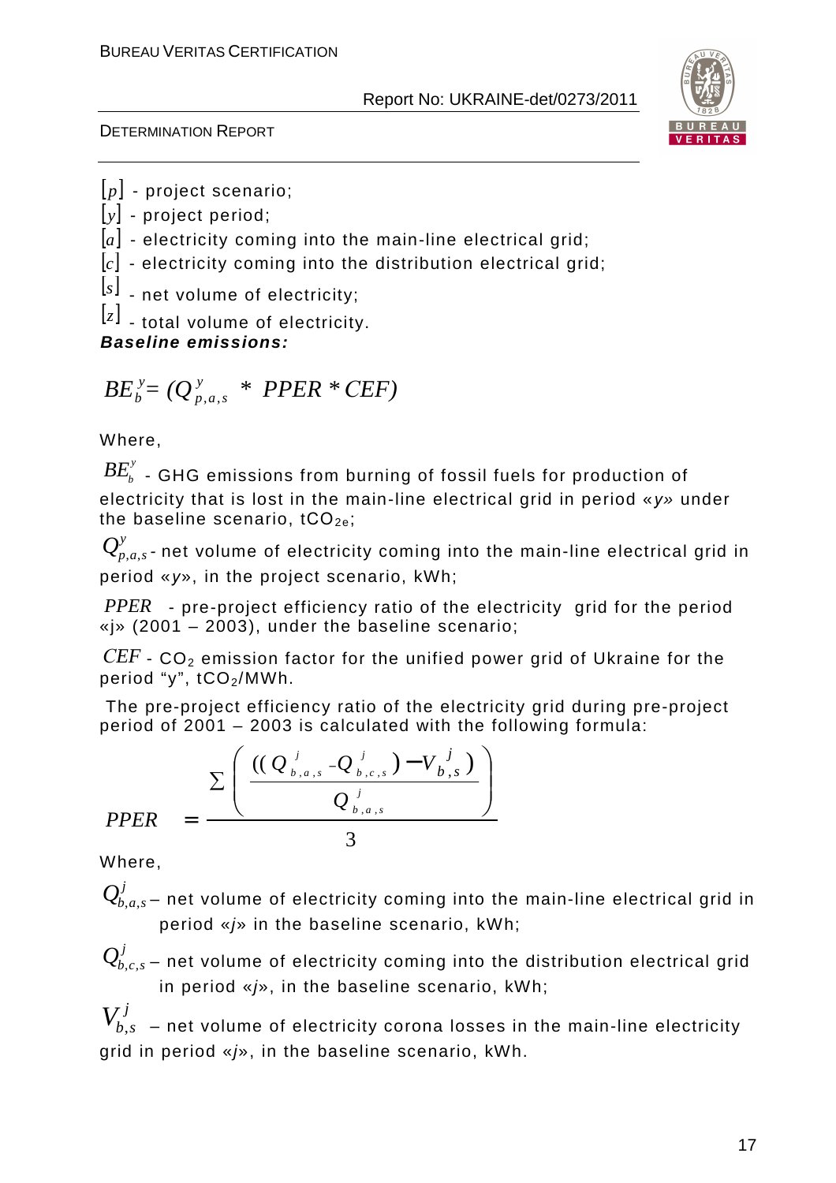$[p]$ - project scenario;

$[y]$ - project period;

$[a]$ - electricity coming into the main-line electrical grid;

$[c]$ - electricity coming into the distribution electrical grid;

$[s]$ - net volume of electricity;

$[z]$ - total volume of electricity.

***Baseline emissions:***

$$BE_b^y = (Q_{p,a,s}^y * PPER * CEF)$$

Where,

$BE_b^y$ - GHG emissions from burning of fossil fuels for production of electricity that is lost in the main-line electrical grid in period «*y*» under the baseline scenario, $tCO_{2e}$;

$Q_{p,a,s}^y$ - net volume of electricity coming into the main-line electrical grid in period «*y*», in the project scenario, kWh;

$PPER$ - pre-project efficiency ratio of the electricity grid for the period «j» (2001 – 2003), under the baseline scenario;

$CEF$ - $CO_2$ emission factor for the unified power grid of Ukraine for the period "y", $tCO_2$/MWh.

The pre-project efficiency ratio of the electricity grid during pre-project period of 2001 – 2003 is calculated with the following formula:

$$PPER = \frac{\sum \left( \frac{((Q_{b,a,s}^j - Q_{b,c,s}^j) - V_{b,s}^j)}{Q_{b,a,s}^j} \right)}{3}$$

Where,

$Q_{b,a,s}^j$ – net volume of electricity coming into the main-line electrical grid in period «*j*» in the baseline scenario, kWh;

$Q_{b,c,s}^j$ – net volume of electricity coming into the distribution electrical grid in period «*j*», in the baseline scenario, kWh;

$V_{b,s}^j$ – net volume of electricity corona losses in the main-line electricity grid in period «*j*», in the baseline scenario, kWh.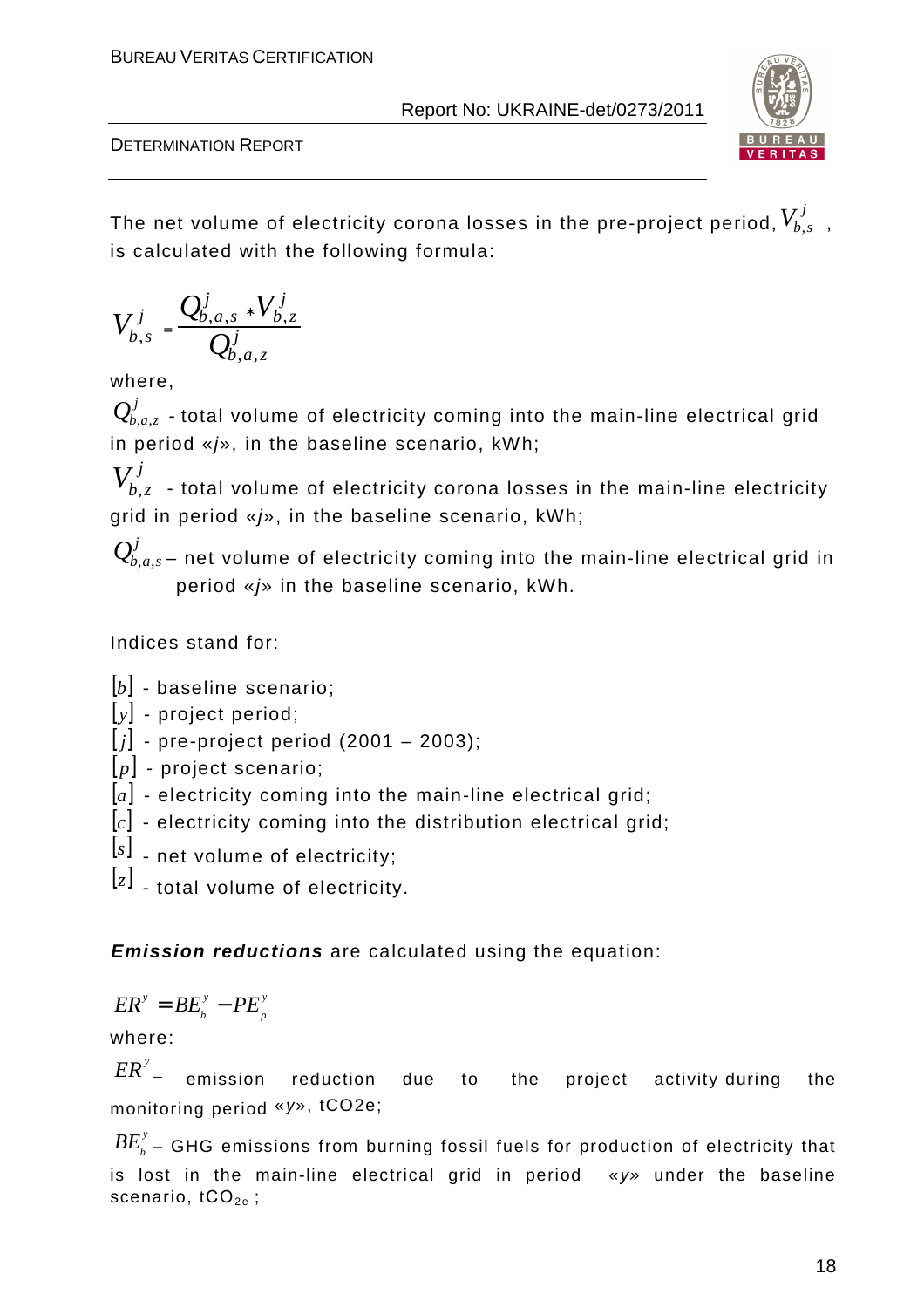The net volume of electricity corona losses in the pre-project period, $V_{b,s}^{j}$ , is calculated with the following formula:

$$V_{b,s}^{j} = \frac{Q_{b,a,s}^{j} * V_{b,z}^{j}}{Q_{b,a,z}^{j}}$$

where,

$Q_{b,a,z}^{j}$ - total volume of electricity coming into the main-line electrical grid in period «*j*», in the baseline scenario, kWh;

$V_{b,z}^{j}$ - total volume of electricity corona losses in the main-line electricity grid in period «*j*», in the baseline scenario, kWh;

$Q_{b,a,s}^{j}$ – net volume of electricity coming into the main-line electrical grid in period «*j*» in the baseline scenario, kWh.

Indices stand for:

$[b]$ - baseline scenario;
$[y]$ - project period;
$[j]$ - pre-project period (2001 – 2003);
$[p]$ - project scenario;
$[a]$ - electricity coming into the main-line electrical grid;
$[c]$ - electricity coming into the distribution electrical grid;
$[s]$ - net volume of electricity;
$[z]$ - total volume of electricity.

***Emission reductions*** are calculated using the equation:

$$ER^{y} = BE_{b}^{y} - PE_{p}^{y}$$

where:

$ER^{y}$ – emission reduction due to the project activity during the monitoring period «*y*», tCO2e;

$BE_{b}^{y}$ – GHG emissions from burning fossil fuels for production of electricity that is lost in the main-line electrical grid in period «*y*» under the baseline scenario, $tCO_{2e}$ ;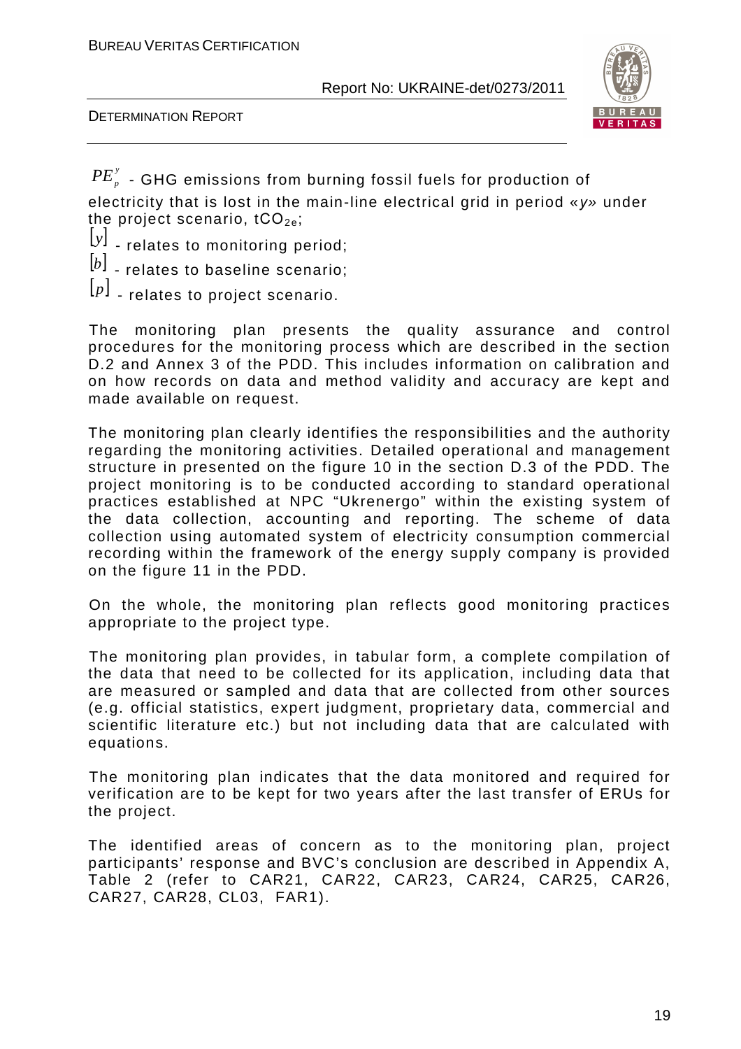$PE_p^y$ - GHG emissions from burning fossil fuels for production of electricity that is lost in the main-line electrical grid in period «*y*» under the project scenario, $tCO_{2e}$;

$[y]$ - relates to monitoring period;

$[b]$ - relates to baseline scenario;

$[p]$ - relates to project scenario.

The monitoring plan presents the quality assurance and control procedures for the monitoring process which are described in the section D.2 and Annex 3 of the PDD. This includes information on calibration and on how records on data and method validity and accuracy are kept and made available on request.

The monitoring plan clearly identifies the responsibilities and the authority regarding the monitoring activities. Detailed operational and management structure in presented on the figure 10 in the section D.3 of the PDD. The project monitoring is to be conducted according to standard operational practices established at NPC "Ukrenergo" within the existing system of the data collection, accounting and reporting. The scheme of data collection using automated system of electricity consumption commercial recording within the framework of the energy supply company is provided on the figure 11 in the PDD.

On the whole, the monitoring plan reflects good monitoring practices appropriate to the project type.

The monitoring plan provides, in tabular form, a complete compilation of the data that need to be collected for its application, including data that are measured or sampled and data that are collected from other sources (e.g. official statistics, expert judgment, proprietary data, commercial and scientific literature etc.) but not including data that are calculated with equations.

The monitoring plan indicates that the data monitored and required for verification are to be kept for two years after the last transfer of ERUs for the project.

The identified areas of concern as to the monitoring plan, project participants' response and BVC's conclusion are described in Appendix A, Table 2 (refer to CAR21, CAR22, CAR23, CAR24, CAR25, CAR26, CAR27, CAR28, CL03, FAR1).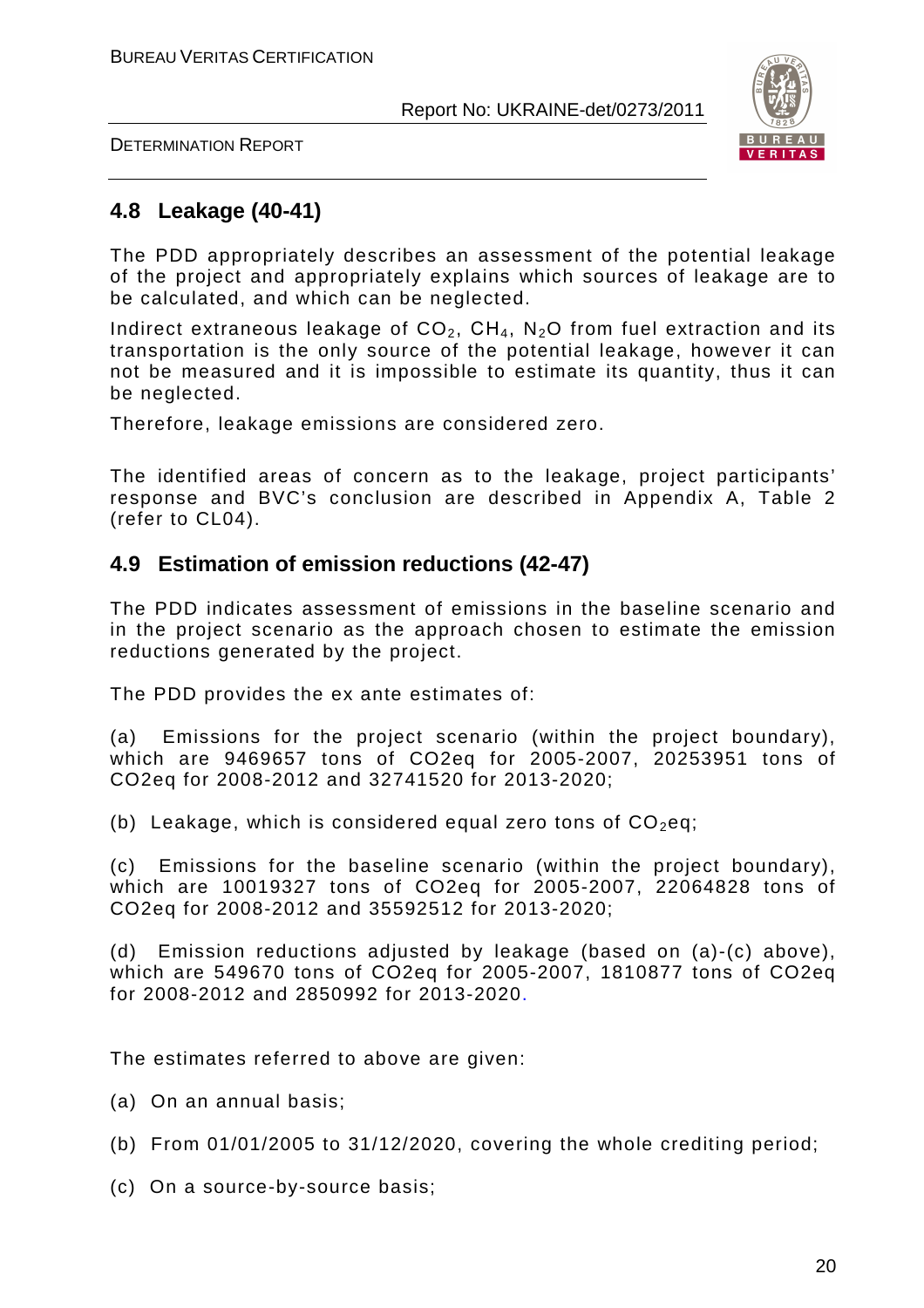## 4.8 Leakage (40-41)

The PDD appropriately describes an assessment of the potential leakage of the project and appropriately explains which sources of leakage are to be calculated, and which can be neglected.

Indirect extraneous leakage of $CO_2$, $CH_4$, $N_2O$ from fuel extraction and its transportation is the only source of the potential leakage, however it can not be measured and it is impossible to estimate its quantity, thus it can be neglected.

Therefore, leakage emissions are considered zero.

The identified areas of concern as to the leakage, project participants' response and BVC's conclusion are described in Appendix A, Table 2 (refer to CL04).

## 4.9 Estimation of emission reductions (42-47)

The PDD indicates assessment of emissions in the baseline scenario and in the project scenario as the approach chosen to estimate the emission reductions generated by the project.

The PDD provides the ex ante estimates of:

(a) Emissions for the project scenario (within the project boundary), which are 9469657 tons of CO2eq for 2005-2007, 20253951 tons of CO2eq for 2008-2012 and 32741520 for 2013-2020;

(b) Leakage, which is considered equal zero tons of $CO_2$eq;

(c) Emissions for the baseline scenario (within the project boundary), which are 10019327 tons of CO2eq for 2005-2007, 22064828 tons of CO2eq for 2008-2012 and 35592512 for 2013-2020;

(d) Emission reductions adjusted by leakage (based on (a)-(c) above), which are 549670 tons of CO2eq for 2005-2007, 1810877 tons of CO2eq for 2008-2012 and 2850992 for 2013-2020.

The estimates referred to above are given:

(a) On an annual basis;

(b) From 01/01/2005 to 31/12/2020, covering the whole crediting period;

(c) On a source-by-source basis;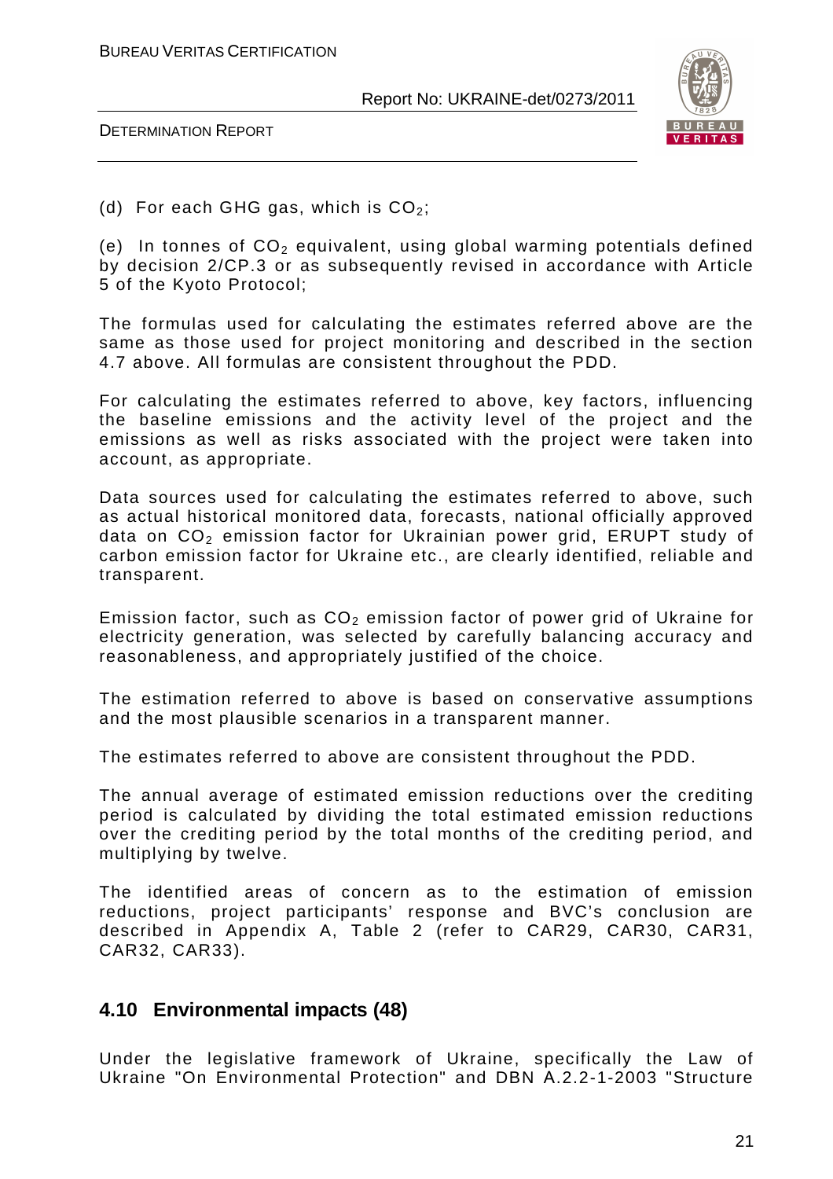(d) For each GHG gas, which is $CO_2$;

(e) In tonnes of $CO_2$ equivalent, using global warming potentials defined by decision 2/CP.3 or as subsequently revised in accordance with Article 5 of the Kyoto Protocol;

The formulas used for calculating the estimates referred above are the same as those used for project monitoring and described in the section 4.7 above. All formulas are consistent throughout the PDD.

For calculating the estimates referred to above, key factors, influencing the baseline emissions and the activity level of the project and the emissions as well as risks associated with the project were taken into account, as appropriate.

Data sources used for calculating the estimates referred to above, such as actual historical monitored data, forecasts, national officially approved data on $CO_2$ emission factor for Ukrainian power grid, ERUPT study of carbon emission factor for Ukraine etc., are clearly identified, reliable and transparent.

Emission factor, such as $CO_2$ emission factor of power grid of Ukraine for electricity generation, was selected by carefully balancing accuracy and reasonableness, and appropriately justified of the choice.

The estimation referred to above is based on conservative assumptions and the most plausible scenarios in a transparent manner.

The estimates referred to above are consistent throughout the PDD.

The annual average of estimated emission reductions over the crediting period is calculated by dividing the total estimated emission reductions over the crediting period by the total months of the crediting period, and multiplying by twelve.

The identified areas of concern as to the estimation of emission reductions, project participants' response and BVC's conclusion are described in Appendix A, Table 2 (refer to CAR29, CAR30, CAR31, CAR32, CAR33).

## 4.10 Environmental impacts (48)

Under the legislative framework of Ukraine, specifically the Law of Ukraine "On Environmental Protection" and DBN A.2.2-1-2003 "Structure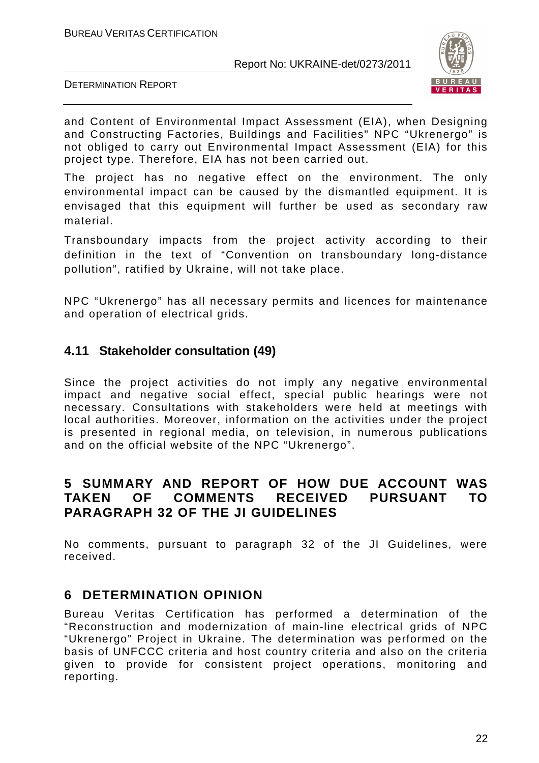and Content of Environmental Impact Assessment (EIA), when Designing and Constructing Factories, Buildings and Facilities" NPC "Ukrenergo" is not obliged to carry out Environmental Impact Assessment (EIA) for this project type. Therefore, EIA has not been carried out.

The project has no negative effect on the environment. The only environmental impact can be caused by the dismantled equipment. It is envisaged that this equipment will further be used as secondary raw material.

Transboundary impacts from the project activity according to their definition in the text of "Convention on transboundary long-distance pollution", ratified by Ukraine, will not take place.

NPC "Ukrenergo" has all necessary permits and licences for maintenance and operation of electrical grids.

### 4.11 Stakeholder consultation (49)

Since the project activities do not imply any negative environmental impact and negative social effect, special public hearings were not necessary. Consultations with stakeholders were held at meetings with local authorities. Moreover, information on the activities under the project is presented in regional media, on television, in numerous publications and on the official website of the NPC "Ukrenergo".

## 5 SUMMARY AND REPORT OF HOW DUE ACCOUNT WAS TAKEN OF COMMENTS RECEIVED PURSUANT TO PARAGRAPH 32 OF THE JI GUIDELINES

No comments, pursuant to paragraph 32 of the JI Guidelines, were received.

## 6 DETERMINATION OPINION

Bureau Veritas Certification has performed a determination of the "Reconstruction and modernization of main-line electrical grids of NPC "Ukrenergo" Project in Ukraine. The determination was performed on the basis of UNFCCC criteria and host country criteria and also on the criteria given to provide for consistent project operations, monitoring and reporting.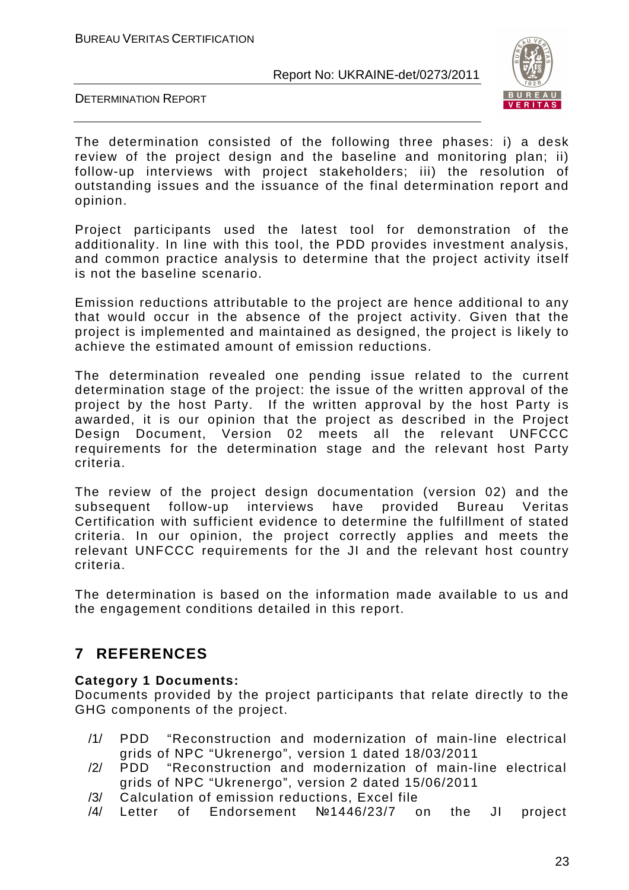The determination consisted of the following three phases: i) a desk review of the project design and the baseline and monitoring plan; ii) follow-up interviews with project stakeholders; iii) the resolution of outstanding issues and the issuance of the final determination report and opinion.

Project participants used the latest tool for demonstration of the additionality. In line with this tool, the PDD provides investment analysis, and common practice analysis to determine that the project activity itself is not the baseline scenario.

Emission reductions attributable to the project are hence additional to any that would occur in the absence of the project activity. Given that the project is implemented and maintained as designed, the project is likely to achieve the estimated amount of emission reductions.

The determination revealed one pending issue related to the current determination stage of the project: the issue of the written approval of the project by the host Party. If the written approval by the host Party is awarded, it is our opinion that the project as described in the Project Design Document, Version 02 meets all the relevant UNFCCC requirements for the determination stage and the relevant host Party criteria.

The review of the project design documentation (version 02) and the subsequent follow-up interviews have provided Bureau Veritas Certification with sufficient evidence to determine the fulfillment of stated criteria. In our opinion, the project correctly applies and meets the relevant UNFCCC requirements for the JI and the relevant host country criteria.

The determination is based on the information made available to us and the engagement conditions detailed in this report.

# 7 REFERENCES

**Category 1 Documents:**

Documents provided by the project participants that relate directly to the GHG components of the project.

/1/ PDD "Reconstruction and modernization of main-line electrical grids of NPC "Ukrenergo", version 1 dated 18/03/2011

/2/ PDD "Reconstruction and modernization of main-line electrical grids of NPC "Ukrenergo", version 2 dated 15/06/2011

/3/ Calculation of emission reductions, Excel file

/4/ Letter of Endorsement №1446/23/7 on the JI project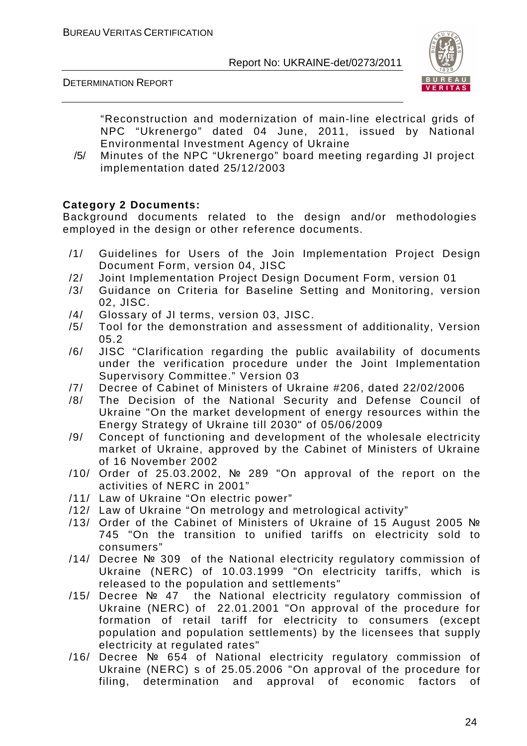"Reconstruction and modernization of main-line electrical grids of NPC "Ukrenergo" dated 04 June, 2011, issued by National Environmental Investment Agency of Ukraine

/5/ Minutes of the NPC "Ukrenergo" board meeting regarding JI project implementation dated 25/12/2003

**Category 2 Documents:**

Background documents related to the design and/or methodologies employed in the design or other reference documents.

/1/ Guidelines for Users of the Join Implementation Project Design Document Form, version 04, JISC

/2/ Joint Implementation Project Design Document Form, version 01

/3/ Guidance on Criteria for Baseline Setting and Monitoring, version 02, JISC.

/4/ Glossary of JI terms, version 03, JISC.

/5/ Tool for the demonstration and assessment of additionality, Version 05.2

/6/ JISC "Clarification regarding the public availability of documents under the verification procedure under the Joint Implementation Supervisory Committee." Version 03

/7/ Decree of Cabinet of Ministers of Ukraine #206, dated 22/02/2006

/8/ The Decision of the National Security and Defense Council of Ukraine "On the market development of energy resources within the Energy Strategy of Ukraine till 2030" of 05/06/2009

/9/ Concept of functioning and development of the wholesale electricity market of Ukraine, approved by the Cabinet of Ministers of Ukraine of 16 November 2002

/10/ Order of 25.03.2002, № 289 "On approval of the report on the activities of NERC in 2001"

/11/ Law of Ukraine "On electric power"

/12/ Law of Ukraine "On metrology and metrological activity"

/13/ Order of the Cabinet of Ministers of Ukraine of 15 August 2005 № 745 "On the transition to unified tariffs on electricity sold to consumers"

/14/ Decree № 309 of the National electricity regulatory commission of Ukraine (NERC) of 10.03.1999 "On electricity tariffs, which is released to the population and settlements"

/15/ Decree № 47 the National electricity regulatory commission of Ukraine (NERC) of 22.01.2001 "On approval of the procedure for formation of retail tariff for electricity to consumers (except population and population settlements) by the licensees that supply electricity at regulated rates"

/16/ Decree № 654 of National electricity regulatory commission of Ukraine (NERC) s of 25.05.2006 "On approval of the procedure for filing, determination and approval of economic factors of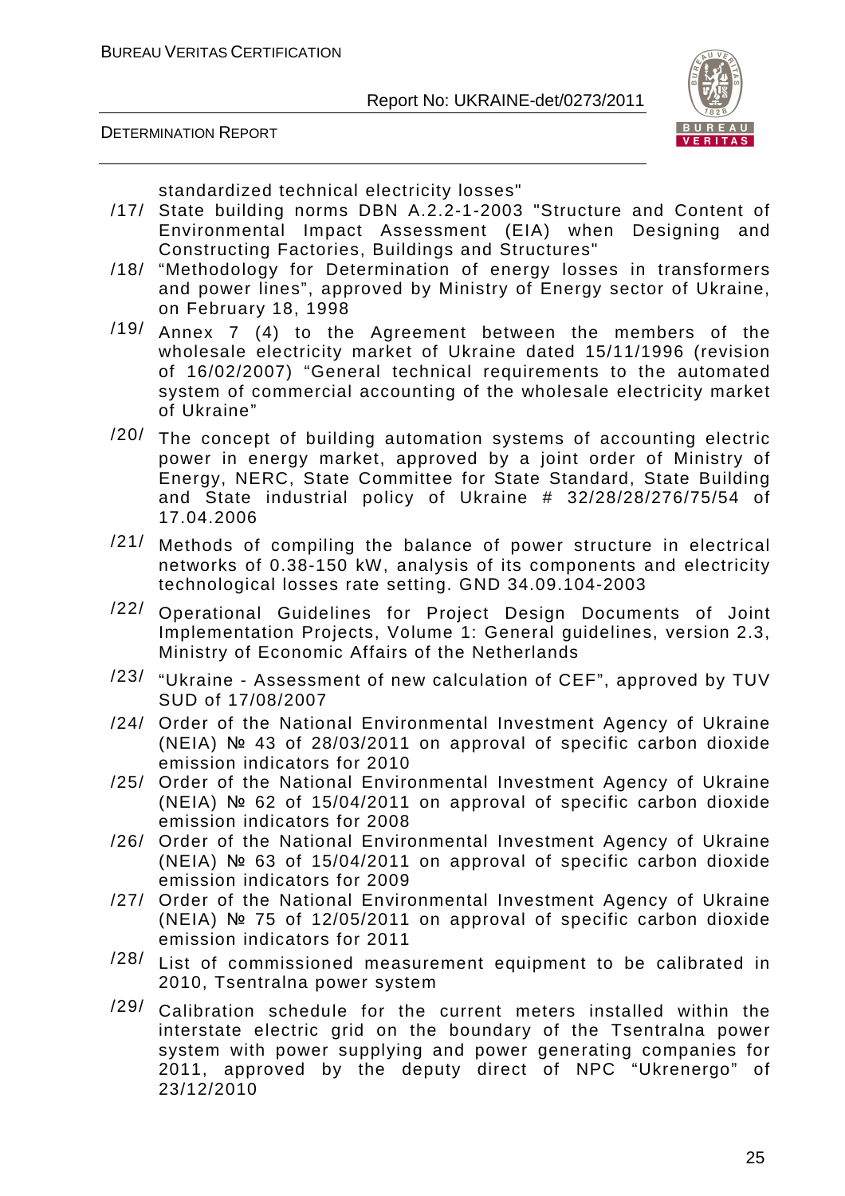standardized technical electricity losses"

/17/ State building norms DBN A.2.2-1-2003 "Structure and Content of Environmental Impact Assessment (EIA) when Designing and Constructing Factories, Buildings and Structures"

/18/ "Methodology for Determination of energy losses in transformers and power lines", approved by Ministry of Energy sector of Ukraine, on February 18, 1998

/19/ Annex 7 (4) to the Agreement between the members of the wholesale electricity market of Ukraine dated 15/11/1996 (revision of 16/02/2007) "General technical requirements to the automated system of commercial accounting of the wholesale electricity market of Ukraine"

/20/ The concept of building automation systems of accounting electric power in energy market, approved by a joint order of Ministry of Energy, NERC, State Committee for State Standard, State Building and State industrial policy of Ukraine # 32/28/28/276/75/54 of 17.04.2006

/21/ Methods of compiling the balance of power structure in electrical networks of 0.38-150 kW, analysis of its components and electricity technological losses rate setting. GND 34.09.104-2003

/22/ Operational Guidelines for Project Design Documents of Joint Implementation Projects, Volume 1: General guidelines, version 2.3, Ministry of Economic Affairs of the Netherlands

/23/ "Ukraine - Assessment of new calculation of CEF", approved by TUV SUD of 17/08/2007

/24/ Order of the National Environmental Investment Agency of Ukraine (NEIA) № 43 of 28/03/2011 on approval of specific carbon dioxide emission indicators for 2010

/25/ Order of the National Environmental Investment Agency of Ukraine (NEIA) № 62 of 15/04/2011 on approval of specific carbon dioxide emission indicators for 2008

/26/ Order of the National Environmental Investment Agency of Ukraine (NEIA) № 63 of 15/04/2011 on approval of specific carbon dioxide emission indicators for 2009

/27/ Order of the National Environmental Investment Agency of Ukraine (NEIA) № 75 of 12/05/2011 on approval of specific carbon dioxide emission indicators for 2011

/28/ List of commissioned measurement equipment to be calibrated in 2010, Tsentralna power system

/29/ Calibration schedule for the current meters installed within the interstate electric grid on the boundary of the Tsentralna power system with power supplying and power generating companies for 2011, approved by the deputy direct of NPC "Ukrenergo" of 23/12/2010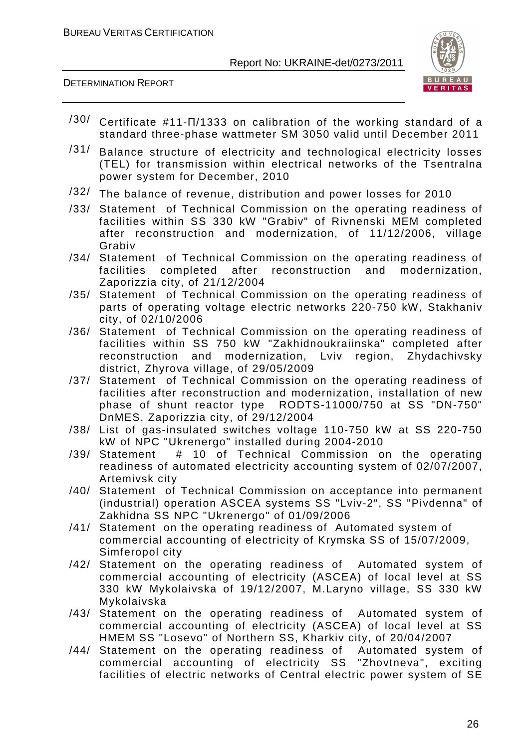/30/ Certificate #11-П/1333 on calibration of the working standard of a standard three-phase wattmeter SM 3050 valid until December 2011

/31/ Balance structure of electricity and technological electricity losses (TEL) for transmission within electrical networks of the Tsentralna power system for December, 2010

/32/ The balance of revenue, distribution and power losses for 2010

/33/ Statement of Technical Commission on the operating readiness of facilities within SS 330 kW "Grabiv" of Rivnenski MEM completed after reconstruction and modernization, of 11/12/2006, village Grabiv

/34/ Statement of Technical Commission on the operating readiness of facilities completed after reconstruction and modernization, Zaporizzia city, of 21/12/2004

/35/ Statement of Technical Commission on the operating readiness of parts of operating voltage electric networks 220-750 kW, Stakhaniv city, of 02/10/2006

/36/ Statement of Technical Commission on the operating readiness of facilities within SS 750 kW "Zakhidnoukraiinska" completed after reconstruction and modernization, Lviv region, Zhydachivsky district, Zhyrova village, of 29/05/2009

/37/ Statement of Technical Commission on the operating readiness of facilities after reconstruction and modernization, installation of new phase of shunt reactor type RODTS-11000/750 at SS "DN-750" DnMES, Zaporizzia city, of 29/12/2004

/38/ List of gas-insulated switches voltage 110-750 kW at SS 220-750 kW of NPC "Ukrenergo" installed during 2004-2010

/39/ Statement # 10 of Technical Commission on the operating readiness of automated electricity accounting system of 02/07/2007, Artemivsk city

/40/ Statement of Technical Commission on acceptance into permanent (industrial) operation ASCEA systems SS "Lviv-2", SS "Pivdenna" of Zakhidna SS NPC "Ukrenergo" of 01/09/2006

/41/ Statement on the operating readiness of Automated system of commercial accounting of electricity of Krymska SS of 15/07/2009, Simferopol city

/42/ Statement on the operating readiness of Automated system of commercial accounting of electricity (ASCEA) of local level at SS 330 kW Mykolaivska of 19/12/2007, M.Laryno village, SS 330 kW Mykolaivska

/43/ Statement on the operating readiness of Automated system of commercial accounting of electricity (ASCEA) of local level at SS HMEM SS "Losevo" of Northern SS, Kharkiv city, of 20/04/2007

/44/ Statement on the operating readiness of Automated system of commercial accounting of electricity SS "Zhovtneva", exciting facilities of electric networks of Central electric power system of SE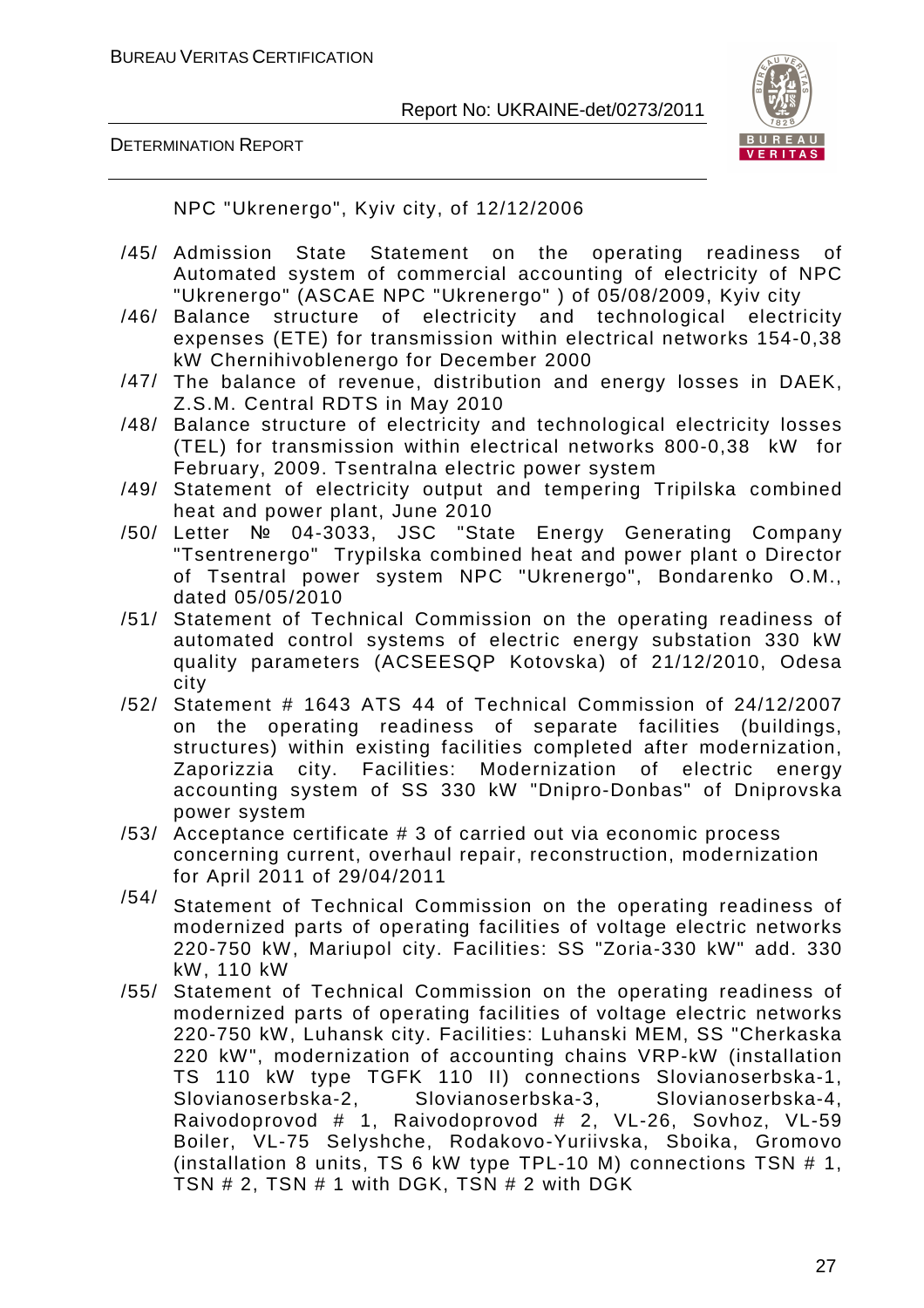NPC "Ukrenergo", Kyiv city, of 12/12/2006

/45/ Admission State Statement on the operating readiness of Automated system of commercial accounting of electricity of NPC "Ukrenergo" (ASCAE NPC "Ukrenergo" ) of 05/08/2009, Kyiv city

/46/ Balance structure of electricity and technological electricity expenses (ETE) for transmission within electrical networks 154-0,38 kW Chernihivoblenergo for December 2000

/47/ The balance of revenue, distribution and energy losses in DAEK, Z.S.M. Central RDTS in May 2010

/48/ Balance structure of electricity and technological electricity losses (TEL) for transmission within electrical networks 800-0,38 kW for February, 2009. Tsentralna electric power system

/49/ Statement of electricity output and tempering Tripilska combined heat and power plant, June 2010

/50/ Letter № 04-3033, JSC "State Energy Generating Company "Tsentrenergo" Trypilska combined heat and power plant o Director of Tsentral power system NPC "Ukrenergo", Bondarenko O.M., dated 05/05/2010

/51/ Statement of Technical Commission on the operating readiness of automated control systems of electric energy substation 330 kW quality parameters (ACSEESQP Kotovska) of 21/12/2010, Odesa city

/52/ Statement # 1643 ATS 44 of Technical Commission of 24/12/2007 on the operating readiness of separate facilities (buildings, structures) within existing facilities completed after modernization, Zaporizzia city. Facilities: Modernization of electric energy accounting system of SS 330 kW "Dnipro-Donbas" of Dniprovska power system

/53/ Acceptance certificate # 3 of carried out via economic process concerning current, overhaul repair, reconstruction, modernization for April 2011 of 29/04/2011

/54/ Statement of Technical Commission on the operating readiness of modernized parts of operating facilities of voltage electric networks 220-750 kW, Mariupol city. Facilities: SS "Zoria-330 kW" add. 330 kW, 110 kW

/55/ Statement of Technical Commission on the operating readiness of modernized parts of operating facilities of voltage electric networks 220-750 kW, Luhansk city. Facilities: Luhanski MEM, SS "Cherkaska 220 kW", modernization of accounting chains VRP-kW (installation TS 110 kW type TGFK 110 II) connections Slovianoserbska-1, Slovianoserbska-2, Slovianoserbska-3, Slovianoserbska-4, Raivodoprovod # 1, Raivodoprovod # 2, VL-26, Sovhoz, VL-59 Boiler, VL-75 Selyshche, Rodakovo-Yuriivska, Sboika, Gromovo (installation 8 units, TS 6 kW type TPL-10 M) connections TSN # 1, TSN # 2, TSN # 1 with DGK, TSN # 2 with DGK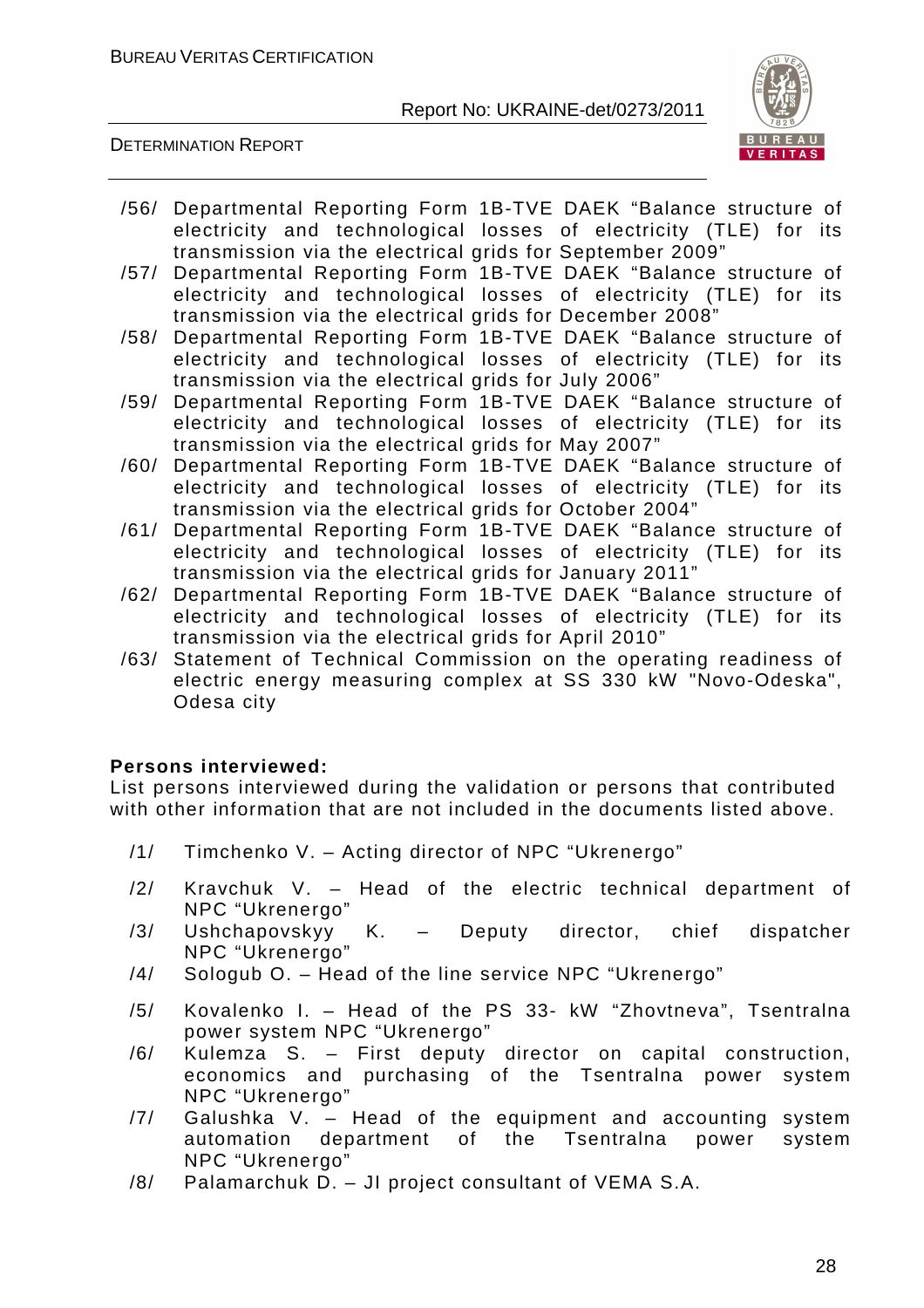/56/ Departmental Reporting Form 1B-TVE DAEK "Balance structure of electricity and technological losses of electricity (TLE) for its transmission via the electrical grids for September 2009"

/57/ Departmental Reporting Form 1B-TVE DAEK "Balance structure of electricity and technological losses of electricity (TLE) for its transmission via the electrical grids for December 2008"

/58/ Departmental Reporting Form 1B-TVE DAEK "Balance structure of electricity and technological losses of electricity (TLE) for its transmission via the electrical grids for July 2006"

/59/ Departmental Reporting Form 1B-TVE DAEK "Balance structure of electricity and technological losses of electricity (TLE) for its transmission via the electrical grids for May 2007"

/60/ Departmental Reporting Form 1B-TVE DAEK "Balance structure of electricity and technological losses of electricity (TLE) for its transmission via the electrical grids for October 2004"

/61/ Departmental Reporting Form 1B-TVE DAEK "Balance structure of electricity and technological losses of electricity (TLE) for its transmission via the electrical grids for January 2011"

/62/ Departmental Reporting Form 1B-TVE DAEK "Balance structure of electricity and technological losses of electricity (TLE) for its transmission via the electrical grids for April 2010"

/63/ Statement of Technical Commission on the operating readiness of electric energy measuring complex at SS 330 kW "Novo-Odeska", Odesa city

**Persons interviewed:**

List persons interviewed during the validation or persons that contributed with other information that are not included in the documents listed above.

/1/ Timchenko V. – Acting director of NPC "Ukrenergo"

/2/ Kravchuk V. – Head of the electric technical department of NPC "Ukrenergo"

/3/ Ushchapovskyy K. – Deputy director, chief dispatcher NPC "Ukrenergo"

/4/ Sologub O. – Head of the line service NPC "Ukrenergo"

/5/ Kovalenko I. – Head of the PS 33- kW "Zhovtneva", Tsentralna power system NPC "Ukrenergo"

/6/ Kulemza S. – First deputy director on capital construction, economics and purchasing of the Tsentralna power system NPC "Ukrenergo"

/7/ Galushka V. – Head of the equipment and accounting system automation department of the Tsentralna power system NPC "Ukrenergo"

/8/ Palamarchuk D. – JI project consultant of VEMA S.A.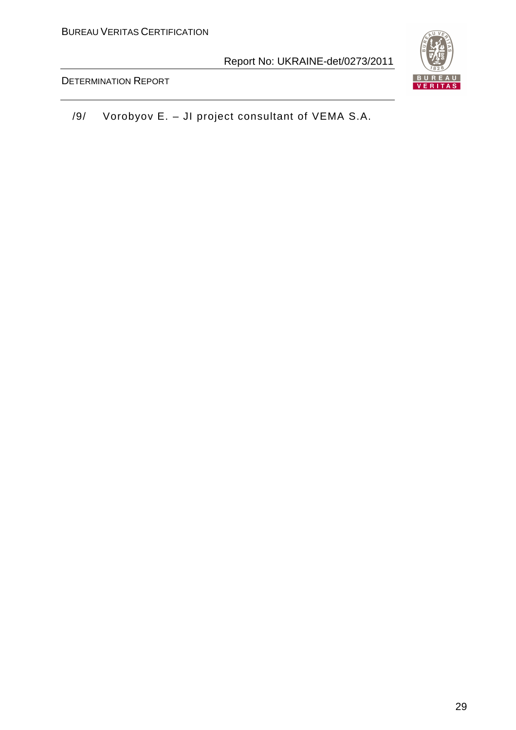/9/ Vorobyov E. – JI project consultant of VEMA S.A.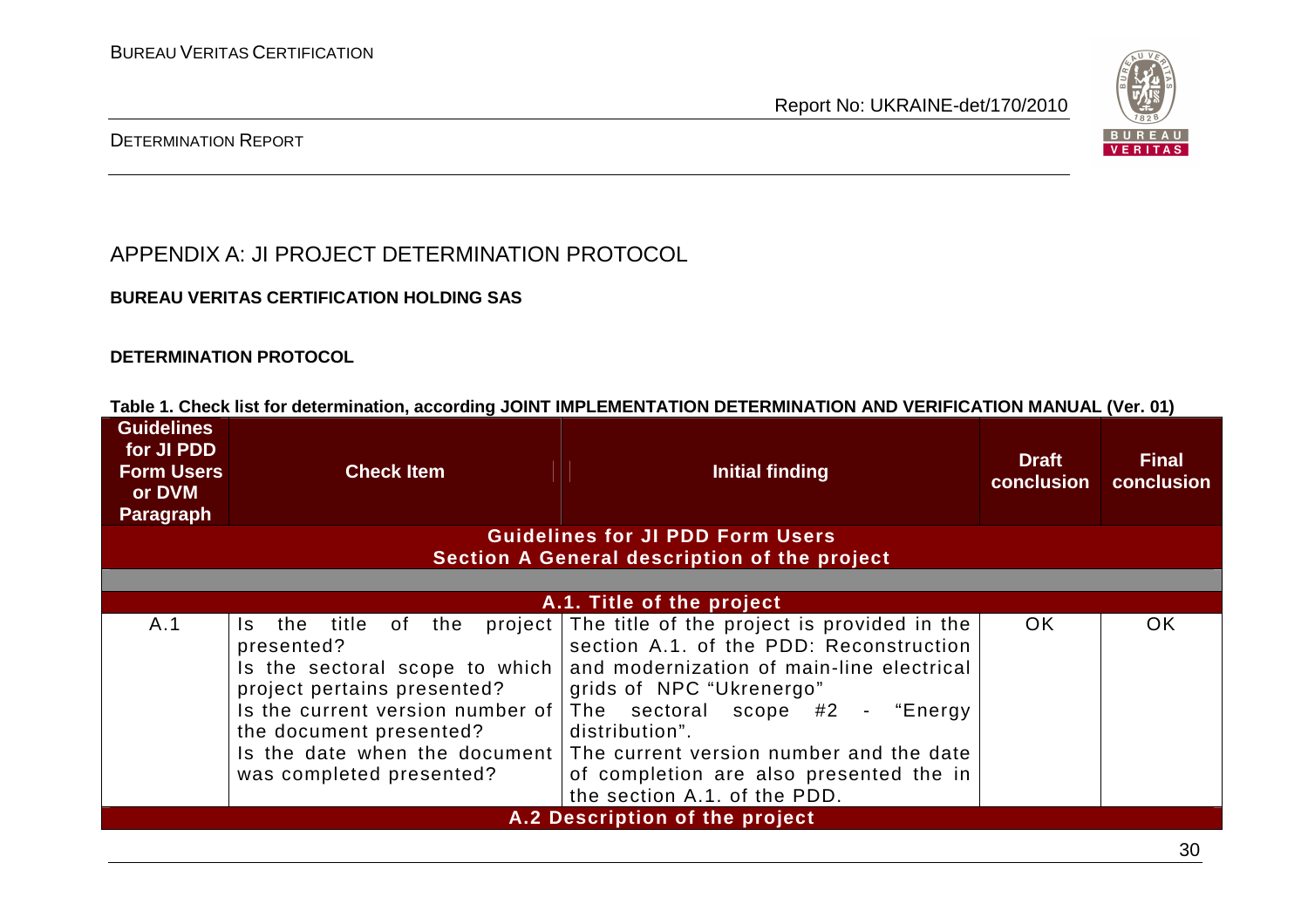# APPENDIX A: JI PROJECT DETERMINATION PROTOCOL

**BUREAU VERITAS CERTIFICATION HOLDING SAS**

**DETERMINATION PROTOCOL**

**Table 1. Check list for determination, according JOINT IMPLEMENTATION DETERMINATION AND VERIFICATION MANUAL (Ver. 01)**

| Guidelines for JI PDD Form Users or DVM Paragraph | Check Item | Initial finding | Draft conclusion | Final conclusion |
|---|---|---|---|---|
| **Guidelines for JI PDD Form Users<br>Section A General description of the project** | | | | |
| | | | | |
| **A.1. Title of the project** | | | | |
| A.1 | Is the title of the project presented?<br>Is the sectoral scope to which project pertains presented?<br>Is the current version number of the document presented?<br>Is the date when the document was completed presented? | The title of the project is provided in the section A.1. of the PDD: Reconstruction and modernization of main-line electrical grids of NPC "Ukrenergo"<br>The sectoral scope #2 - "Energy distribution".<br>The current version number and the date of completion are also presented the in the section A.1. of the PDD. | OK | OK |
| **A.2 Description of the project** | | | | |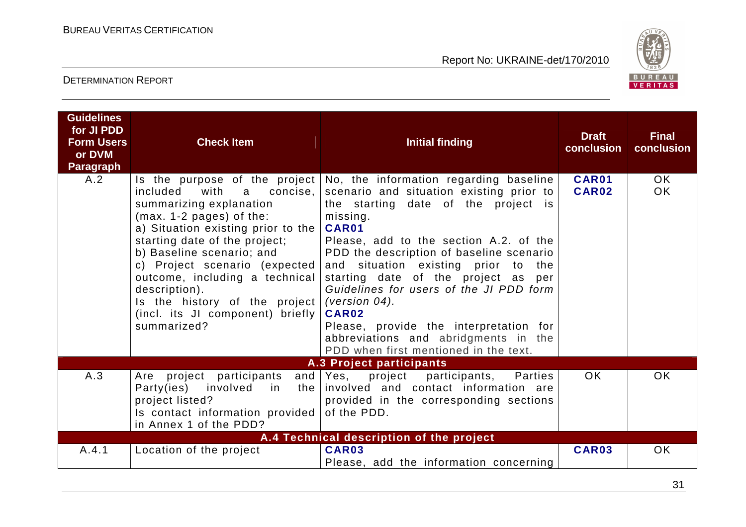| Guidelines for JI PDD Form Users or DVM Paragraph | Check Item | Initial finding | Draft conclusion | Final conclusion |
|---|---|---|---|---|
| A.2 | Is the purpose of the project included with a concise, summarizing explanation (max. 1-2 pages) of the:<br>a) Situation existing prior to the starting date of the project;<br>b) Baseline scenario; and<br>c) Project scenario (expected outcome, including a technical description).<br>Is the history of the project (incl. its JI component) briefly summarized? | No, the information regarding baseline scenario and situation existing prior to the starting date of the project is missing.<br>**CAR01**<br>Please, add to the section A.2. of the PDD the description of baseline scenario and situation existing prior to the starting date of the project as per *Guidelines for users of the JI PDD form (version 04).*<br>**CAR02**<br>Please, provide the interpretation for abbreviations and abridgments in the PDD when first mentioned in the text. | **CAR01**<br>**CAR02** | OK<br>OK |
| | | **A.3 Project participants** | | |
| A.3 | Are project participants and Party(ies) involved in the project listed?<br>Is contact information provided in Annex 1 of the PDD? | Yes, project participants, Parties involved and contact information are provided in the corresponding sections of the PDD. | OK | OK |
| | | **A.4 Technical description of the project** | | |
| A.4.1 | Location of the project | **CAR03**<br>Please, add the information concerning | **CAR03** | OK |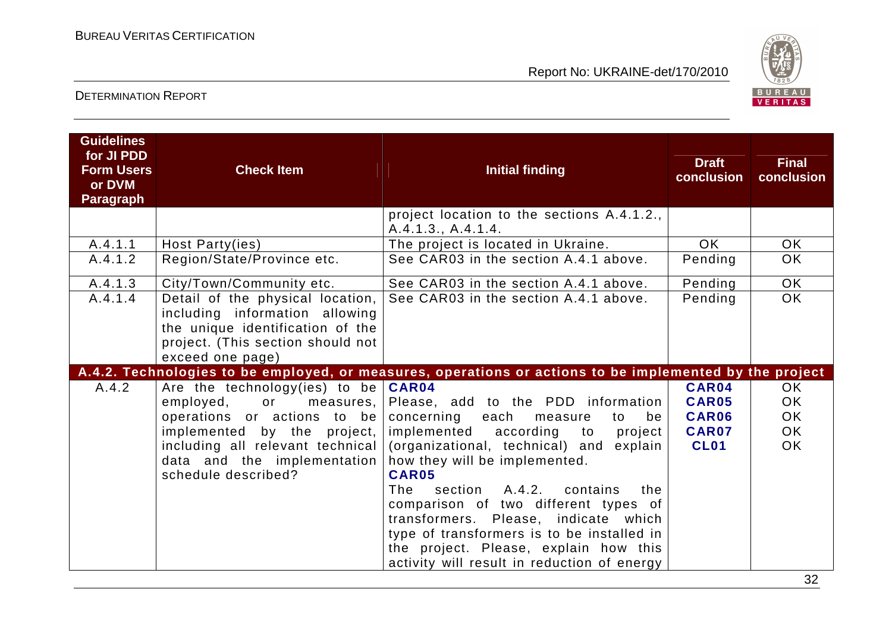| Guidelines for JI PDD Form Users or DVM Paragraph | Check Item | Initial finding | Draft conclusion | Final conclusion |
|---|---|---|---|---|
| | | project location to the sections A.4.1.2., A.4.1.3., A.4.1.4. | | |
| A.4.1.1 | Host Party(ies) | The project is located in Ukraine. | OK | OK |
| A.4.1.2 | Region/State/Province etc. | See CAR03 in the section A.4.1 above. | Pending | OK |
| A.4.1.3 | City/Town/Community etc. | See CAR03 in the section A.4.1 above. | Pending | OK |
| A.4.1.4 | Detail of the physical location, including information allowing the unique identification of the project. (This section should not exceed one page) | See CAR03 in the section A.4.1 above. | Pending | OK |
| **A.4.2. Technologies to be employed, or measures, operations or actions to be implemented by the project** | | | | |
| A.4.2 | Are the technology(ies) to be employed, or measures, operations or actions to be implemented by the project, including all relevant technical data and the implementation schedule described? | **CAR04**<br>Please, add to the PDD information concerning each measure to be implemented according to project (organizational, technical) and explain how they will be implemented.<br>**CAR05**<br>The section A.4.2. contains the comparison of two different types of transformers. Please, indicate which type of transformers is to be installed in the project. Please, explain how this activity will result in reduction of energy | **CAR04**<br>**CAR05**<br>**CAR06**<br>**CAR07**<br>**CL01** | OK<br>OK<br>OK<br>OK<br>OK |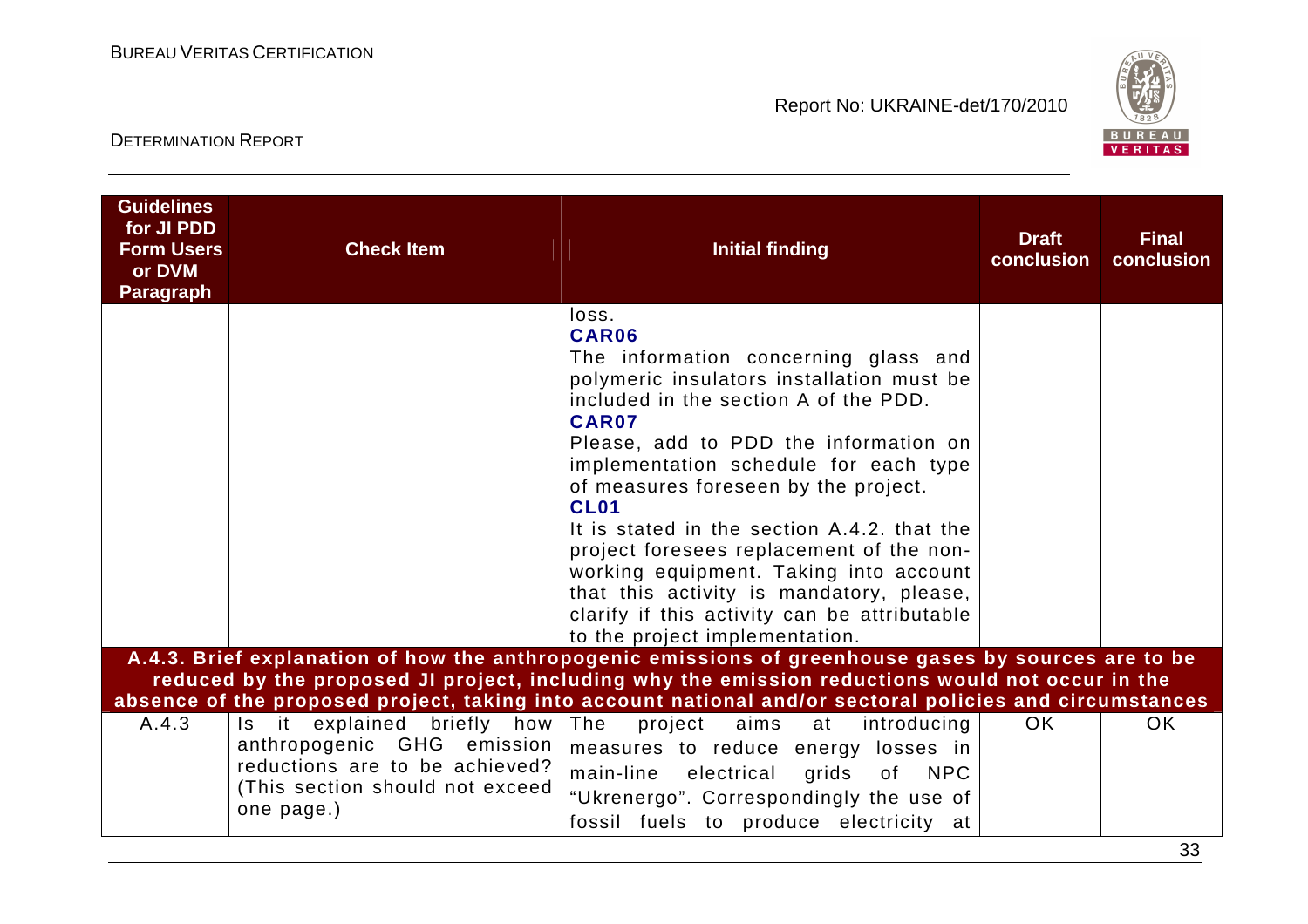| Guidelines for JI PDD Form Users or DVM Paragraph | Check Item | Initial finding | Draft conclusion | Final conclusion |
|---|---|---|---|---|
| | | loss.<br>**CAR06**<br>The information concerning glass and polymeric insulators installation must be included in the section A of the PDD.<br>**CAR07**<br>Please, add to PDD the information on implementation schedule for each type of measures foreseen by the project.<br>**CL01**<br>It is stated in the section A.4.2. that the project foresees replacement of the non-working equipment. Taking into account that this activity is mandatory, please, clarify if this activity can be attributable to the project implementation. | | |
| **A.4.3. Brief explanation of how the anthropogenic emissions of greenhouse gases by sources are to be reduced by the proposed JI project, including why the emission reductions would not occur in the absence of the proposed project, taking into account national and/or sectoral policies and circumstances** | | | | |
| A.4.3 | Is it explained briefly how anthropogenic GHG emission reductions are to be achieved? (This section should not exceed one page.) | The project aims at introducing measures to reduce energy losses in main-line electrical grids of NPC "Ukrenergo". Correspondingly the use of fossil fuels to produce electricity at | OK | OK |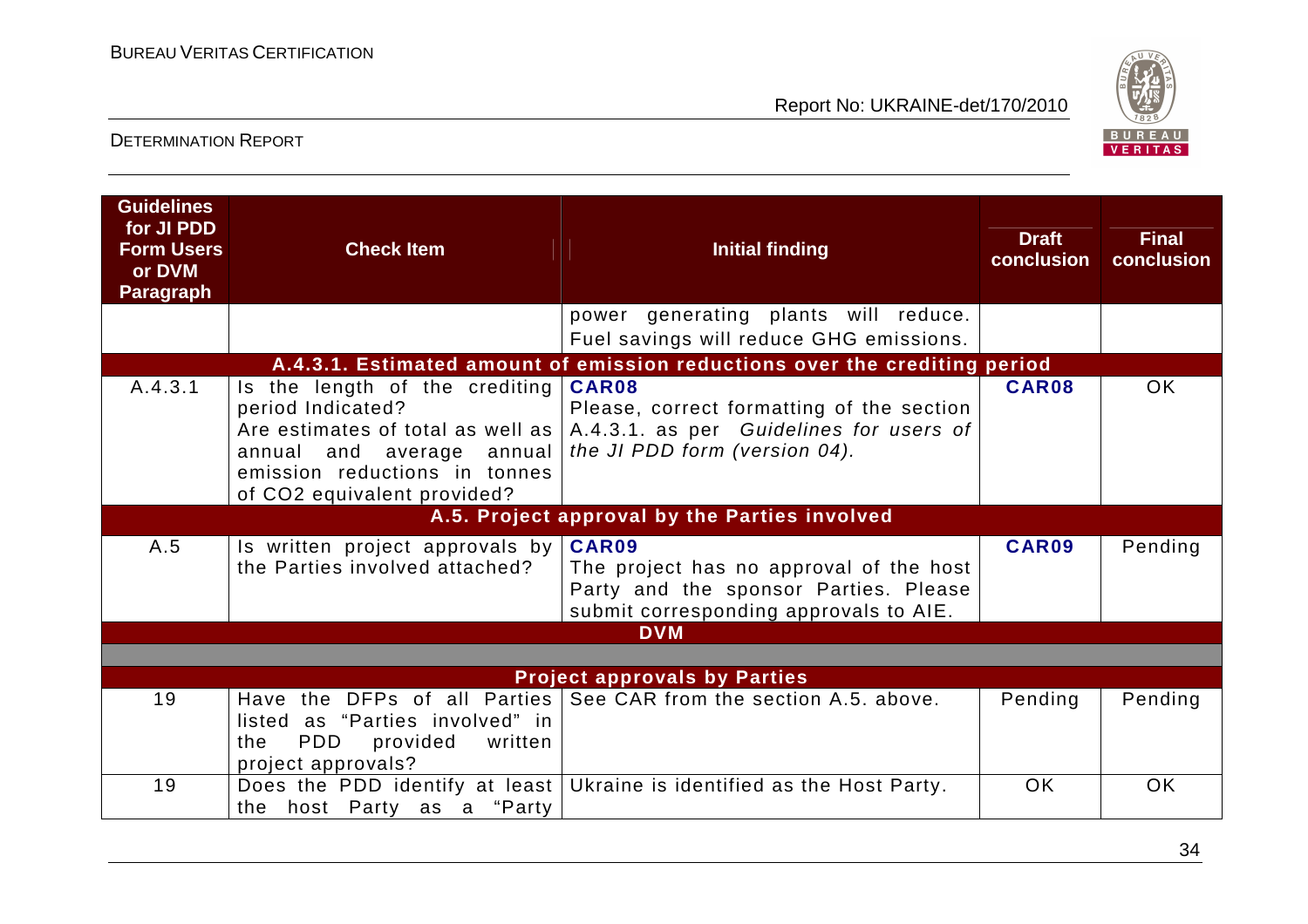| Guidelines for JI PDD Form Users or DVM Paragraph | Check Item | Initial finding | Draft conclusion | Final conclusion |
|---|---|---|---|---|
| | | power generating plants will reduce. Fuel savings will reduce GHG emissions. | | |
| **A.4.3.1. Estimated amount of emission reductions over the crediting period** | | | | |
| A.4.3.1 | Is the length of the crediting period Indicated? Are estimates of total as well as annual and average annual emission reductions in tonnes of CO2 equivalent provided? | **CAR08** Please, correct formatting of the section A.4.3.1. as per *Guidelines for users of the JI PDD form (version 04).* | **CAR08** | OK |
| **A.5. Project approval by the Parties involved** | | | | |
| A.5 | Is written project approvals by the Parties involved attached? | **CAR09** The project has no approval of the host Party and the sponsor Parties. Please submit corresponding approvals to AIE. | **CAR09** | Pending |
| **DVM** | | | | |
| | | | | |
| **Project approvals by Parties** | | | | |
| 19 | Have the DFPs of all Parties listed as "Parties involved" in the PDD provided written project approvals? | See CAR from the section A.5. above. | Pending | Pending |
| 19 | Does the PDD identify at least the host Party as a "Party | Ukraine is identified as the Host Party. | OK | OK |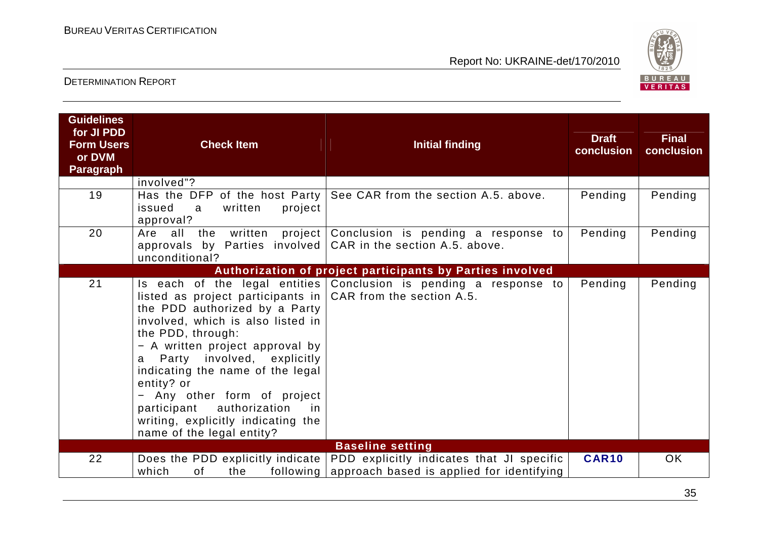| Guidelines for JI PDD Form Users or DVM Paragraph | Check Item | Initial finding | Draft conclusion | Final conclusion |
|---|---|---|---|---|
| | involved"? | | | |
| 19 | Has the DFP of the host Party issued a written project approval? | See CAR from the section A.5. above. | Pending | Pending |
| 20 | Are all the written project approvals by Parties involved unconditional? | Conclusion is pending a response to CAR in the section A.5. above. | Pending | Pending |
| **Authorization of project participants by Parties involved** | | | | |
| 21 | Is each of the legal entities listed as project participants in the PDD authorized by a Party involved, which is also listed in the PDD, through:<br>− A written project approval by a Party involved, explicitly indicating the name of the legal entity? or<br>− Any other form of project participant authorization in writing, explicitly indicating the name of the legal entity? | Conclusion is pending a response to CAR from the section A.5. | Pending | Pending |
| **Baseline setting** | | | | |
| 22 | Does the PDD explicitly indicate which of the following | PDD explicitly indicates that JI specific approach based is applied for identifying | **CAR10** | OK |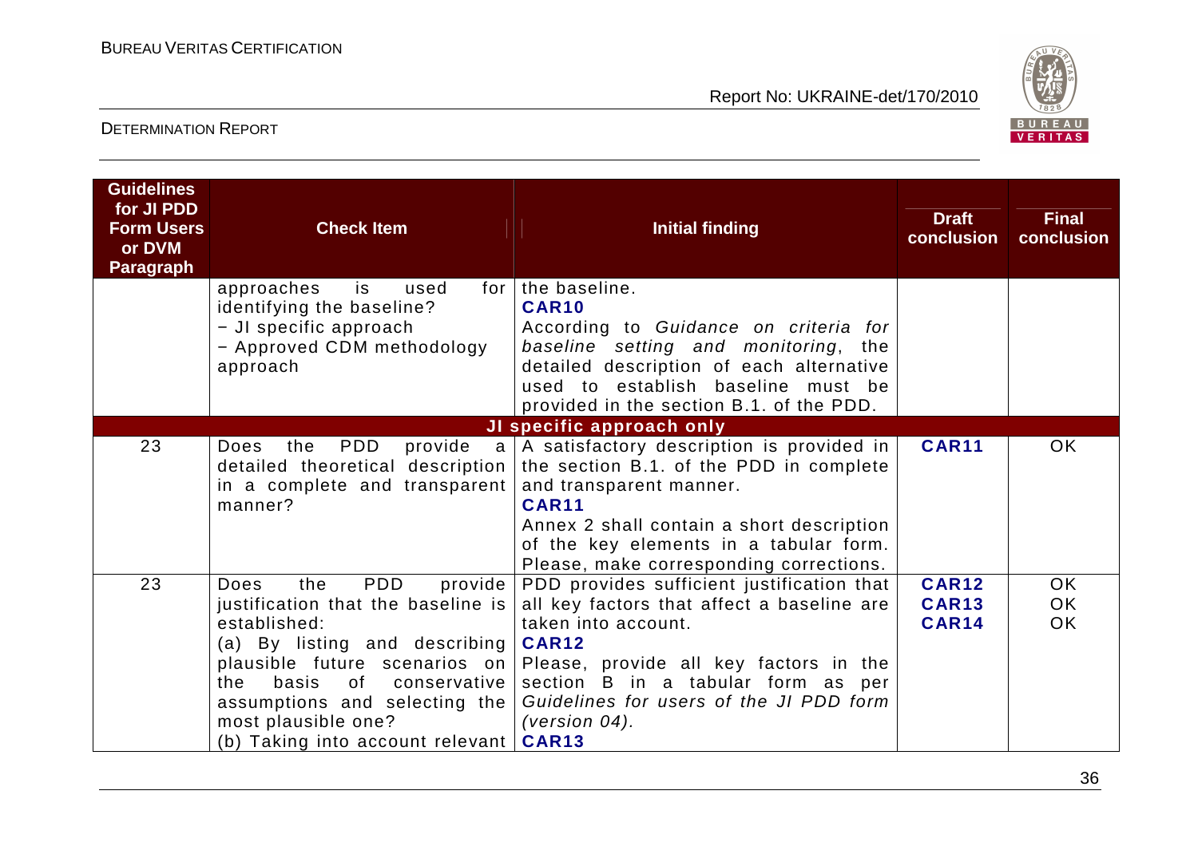| Guidelines for JI PDD Form Users or DVM Paragraph | Check Item | Initial finding | Draft conclusion | Final conclusion |
|---|---|---|---|---|
| | approaches is used for identifying the baseline?<br>− JI specific approach<br>− Approved CDM methodology approach | the baseline.<br>**CAR10**<br>According to *Guidance on criteria for baseline setting and monitoring*, the detailed description of each alternative used to establish baseline must be provided in the section B.1. of the PDD. | | |
| **JI specific approach only** | | | | |
| 23 | Does the PDD provide a detailed theoretical description in a complete and transparent manner? | A satisfactory description is provided in the section B.1. of the PDD in complete and transparent manner.<br>**CAR11**<br>Annex 2 shall contain a short description of the key elements in a tabular form. Please, make corresponding corrections. | **CAR11** | OK |
| 23 | Does the PDD provide justification that the baseline is established:<br>(a) By listing and describing plausible future scenarios on the basis of conservative assumptions and selecting the most plausible one?<br>(b) Taking into account relevant | PDD provides sufficient justification that all key factors that affect a baseline are taken into account.<br>**CAR12**<br>Please, provide all key factors in the section B in a tabular form as per *Guidelines for users of the JI PDD form (version 04).*<br>**CAR13** | **CAR12**<br>**CAR13**<br>**CAR14** | OK<br>OK<br>OK |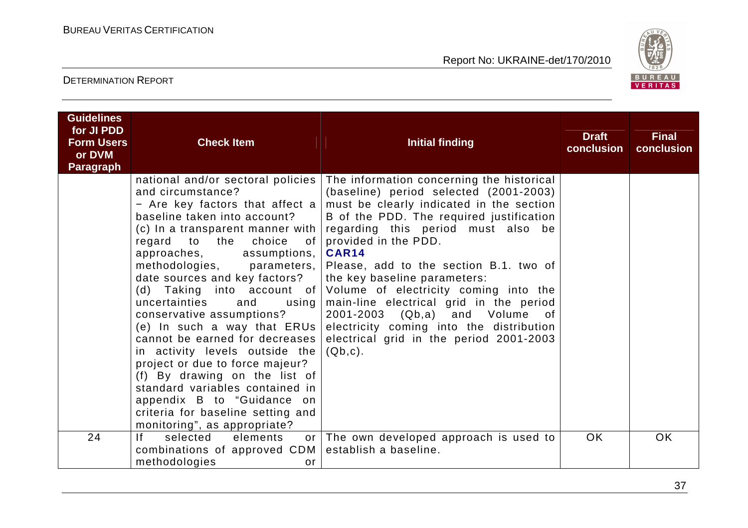| Guidelines for JI PDD Form Users or DVM Paragraph | Check Item | Initial finding | Draft conclusion | Final conclusion |
|---|---|---|---|---|
| | national and/or sectoral policies and circumstance?<br>− Are key factors that affect a baseline taken into account?<br>(c) In a transparent manner with regard to the choice of approaches, assumptions, methodologies, parameters, date sources and key factors?<br>(d) Taking into account of uncertainties and using conservative assumptions?<br>(e) In such a way that ERUs cannot be earned for decreases in activity levels outside the project or due to force majeur?<br>(f) By drawing on the list of standard variables contained in appendix B to "Guidance on criteria for baseline setting and monitoring", as appropriate? | The information concerning the historical (baseline) period selected (2001-2003) must be clearly indicated in the section B of the PDD. The required justification regarding this period must also be provided in the PDD.<br>**CAR14**<br>Please, add to the section B.1. two of the key baseline parameters:<br>Volume of electricity coming into the main-line electrical grid in the period 2001-2003 (Qb,a) and Volume of electricity coming into the distribution electrical grid in the period 2001-2003 (Qb,c). | | |
| 24 | If selected elements or combinations of approved CDM methodologies or | The own developed approach is used to establish a baseline. | OK | OK |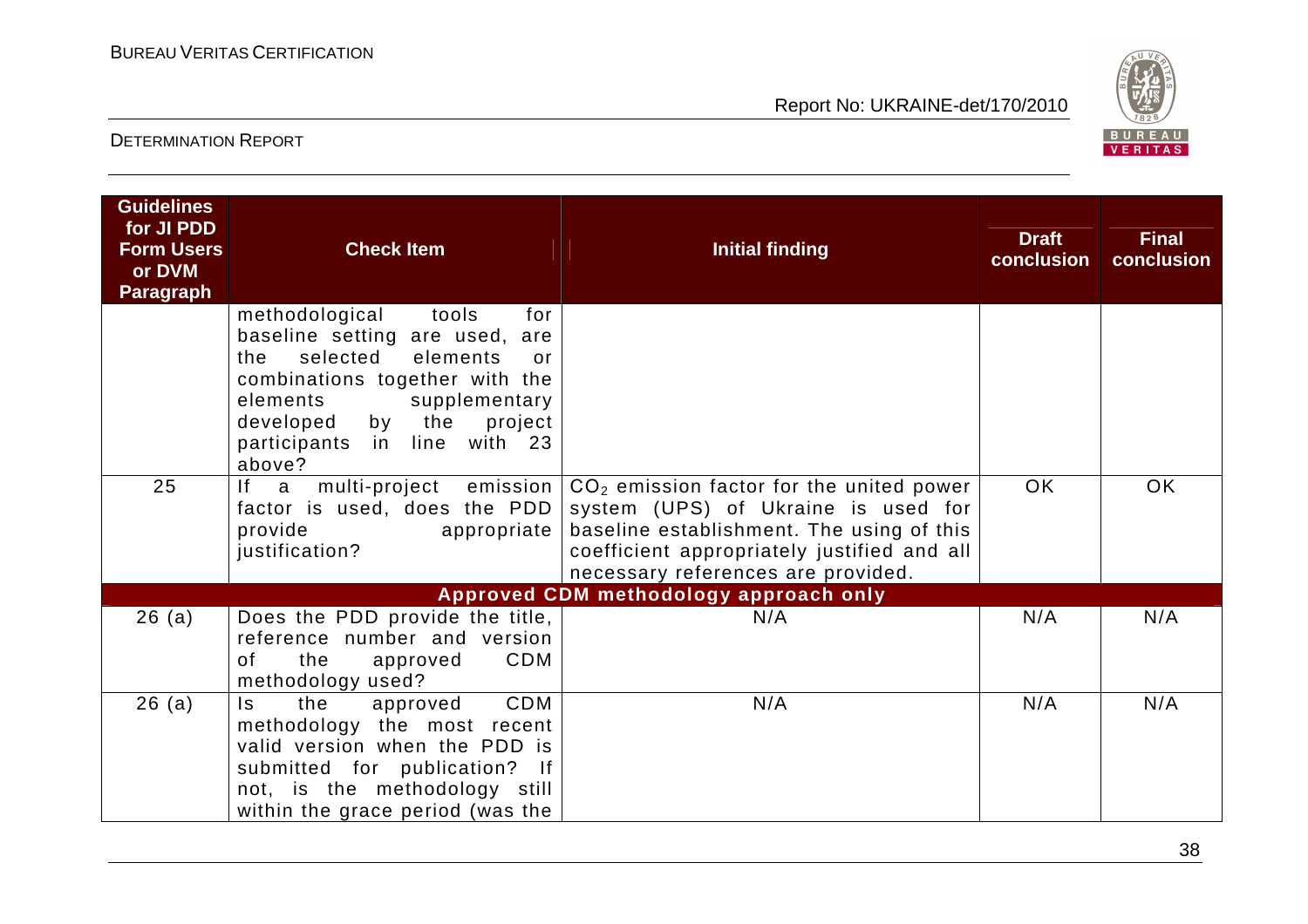| Guidelines for JI PDD Form Users or DVM Paragraph | Check Item | Initial finding | Draft conclusion | Final conclusion |
|---|---|---|---|---|
| | methodological tools for baseline setting are used, are the selected elements or combinations together with the elements supplementary developed by the project participants in line with 23 above? | | | |
| 25 | If a multi-project emission factor is used, does the PDD provide appropriate justification? | $CO_2$ emission factor for the united power system (UPS) of Ukraine is used for baseline establishment. The using of this coefficient appropriately justified and all necessary references are provided. | OK | OK |
| | **Approved CDM methodology approach only** | | | |
| 26 (a) | Does the PDD provide the title, reference number and version of the approved CDM methodology used? | N/A | N/A | N/A |
| 26 (a) | Is the approved CDM methodology the most recent valid version when the PDD is submitted for publication? If not, is the methodology still within the grace period (was the | N/A | N/A | N/A |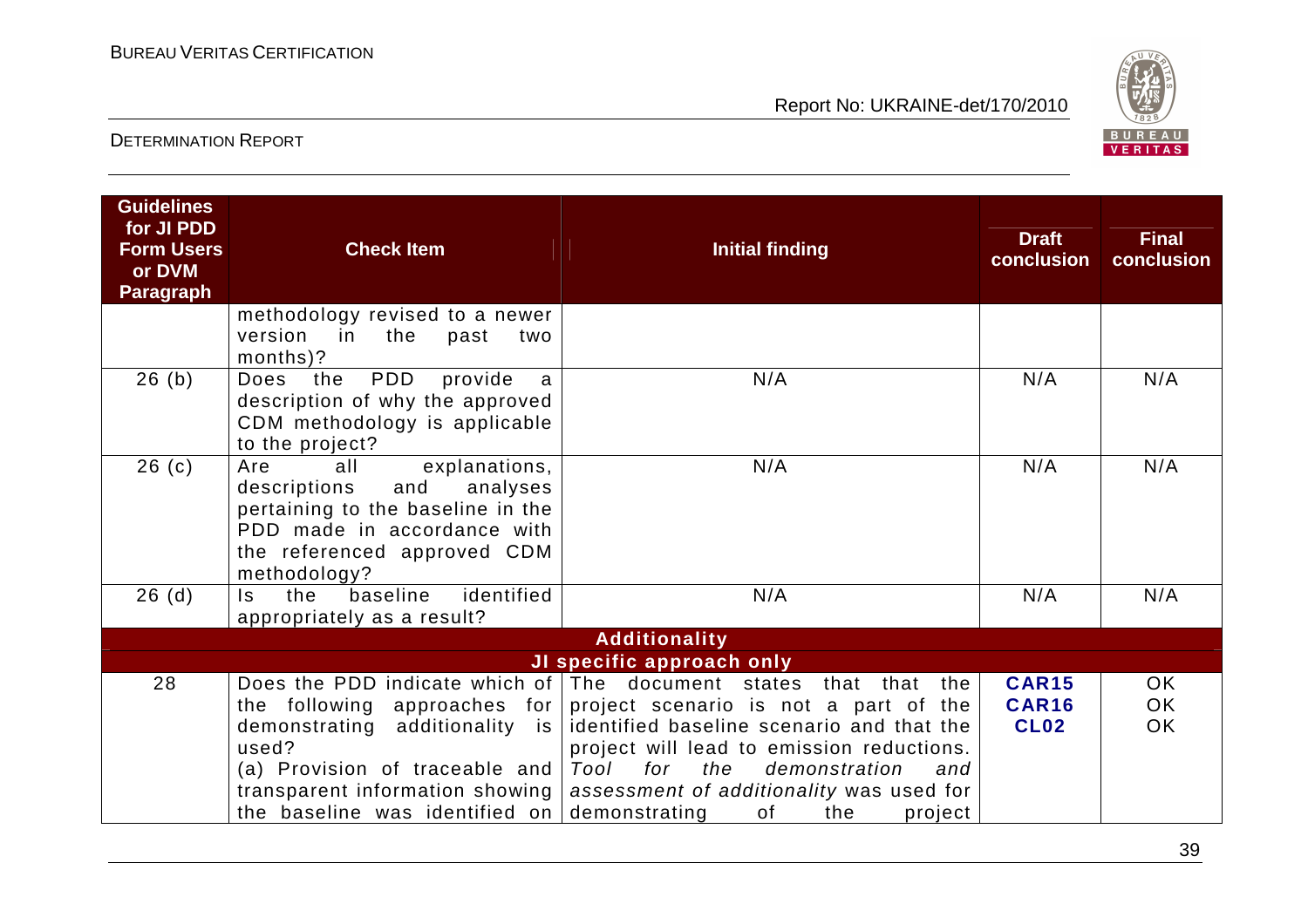| Guidelines for JI PDD Form Users or DVM Paragraph | Check Item | Initial finding | Draft conclusion | Final conclusion |
|---|---|---|---|---|
| | methodology revised to a newer version in the past two months)? | | | |
| 26 (b) | Does the PDD provide a description of why the approved CDM methodology is applicable to the project? | N/A | N/A | N/A |
| 26 (c) | Are all explanations, descriptions and analyses pertaining to the baseline in the PDD made in accordance with the referenced approved CDM methodology? | N/A | N/A | N/A |
| 26 (d) | Is the baseline identified appropriately as a result? | N/A | N/A | N/A |
| **Additionality** | | | | |
| **JI specific approach only** | | | | |
| 28 | Does the PDD indicate which of the following approaches for demonstrating additionality is used?<br>(a) Provision of traceable and transparent information showing the baseline was identified on | The document states that that the project scenario is not a part of the identified baseline scenario and that the project will lead to emission reductions. *Tool for the demonstration and assessment of additionality* was used for demonstrating of the project | **CAR15**<br>**CAR16**<br>**CL02** | OK<br>OK<br>OK |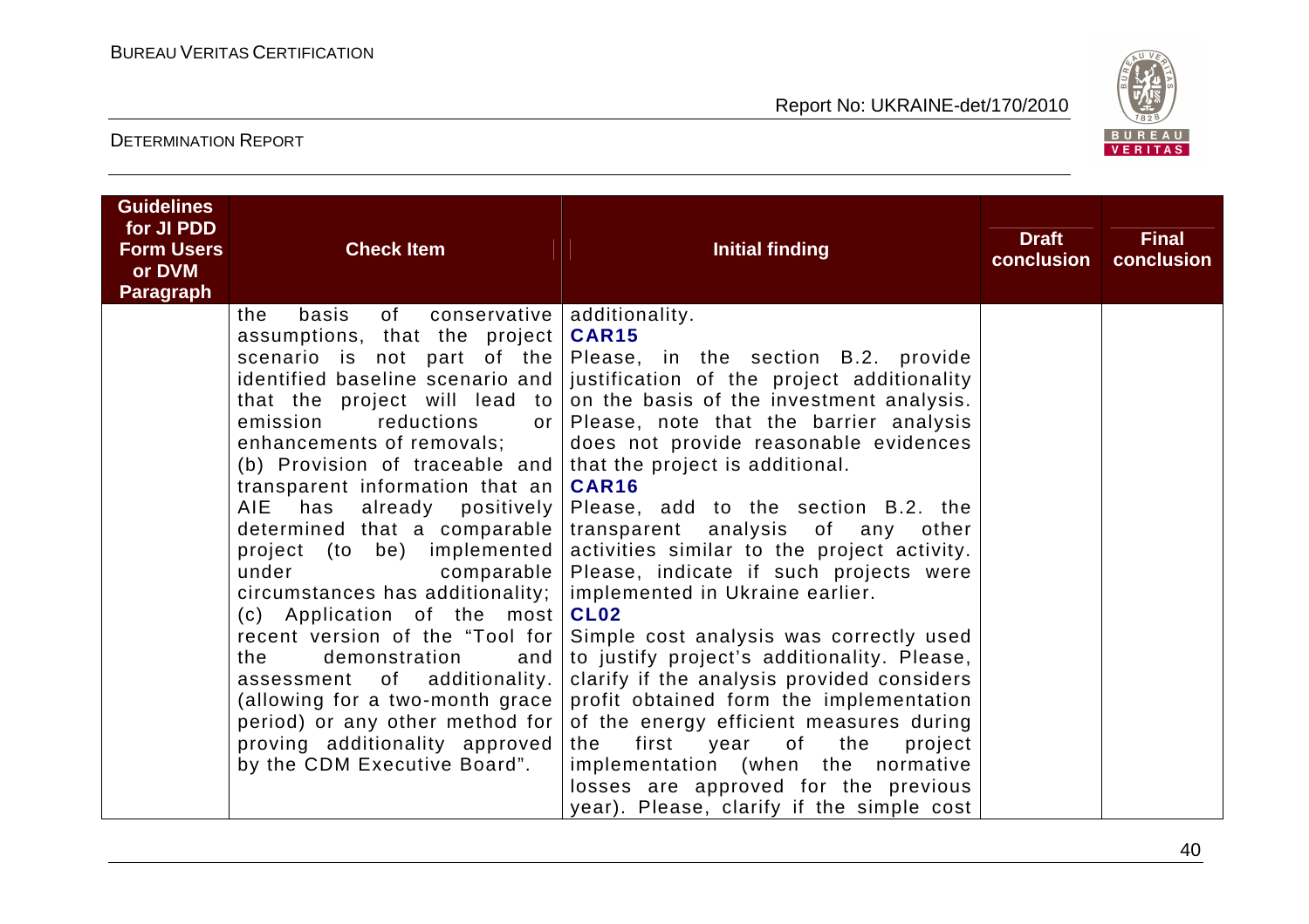| Guidelines for JI PDD Form Users or DVM Paragraph | Check Item | Initial finding | Draft conclusion | Final conclusion |
|---|---|---|---|---|
| | the basis of conservative assumptions, that the project scenario is not part of the identified baseline scenario and that the project will lead to emission reductions or enhancements of removals;<br>(b) Provision of traceable and transparent information that an AIE has already positively determined that a comparable project (to be) implemented under comparable circumstances has additionality;<br>(c) Application of the most recent version of the "Tool for the demonstration and assessment of additionality. (allowing for a two-month grace period) or any other method for proving additionality approved by the CDM Executive Board". | additionality.<br>**CAR15**<br>Please, in the section B.2. provide justification of the project additionality on the basis of the investment analysis. Please, note that the barrier analysis does not provide reasonable evidences that the project is additional.<br>**CAR16**<br>Please, add to the section B.2. the transparent analysis of any other activities similar to the project activity. Please, indicate if such projects were implemented in Ukraine earlier.<br>**CL02**<br>Simple cost analysis was correctly used to justify project's additionality. Please, clarify if the analysis provided considers profit obtained form the implementation of the energy efficient measures during the first year of the project implementation (when the normative losses are approved for the previous year). Please, clarify if the simple cost | | |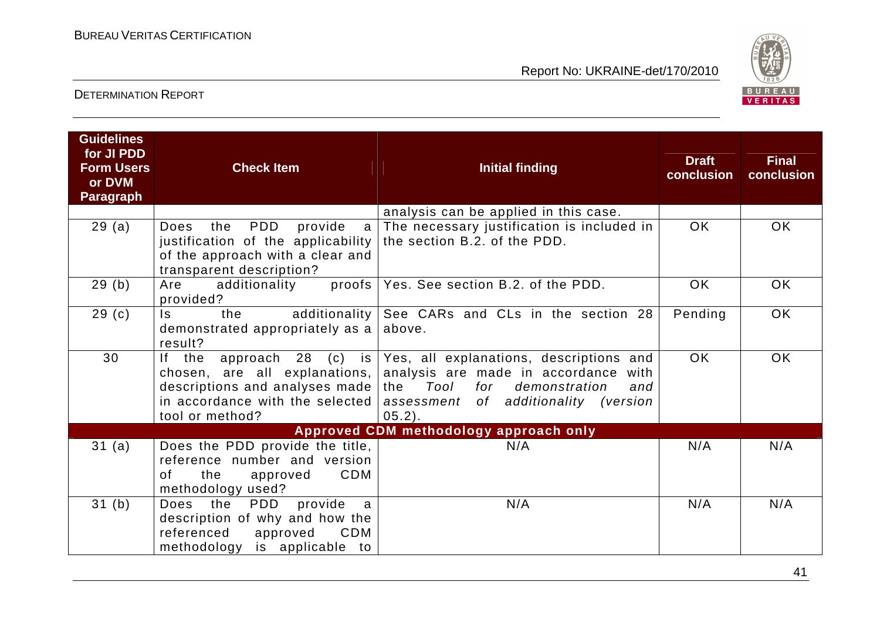| Guidelines for JI PDD Form Users or DVM Paragraph | Check Item | Initial finding | Draft conclusion | Final conclusion |
|---|---|---|---|---|
| | | analysis can be applied in this case. | | |
| 29 (a) | Does the PDD provide a justification of the applicability of the approach with a clear and transparent description? | The necessary justification is included in the section B.2. of the PDD. | OK | OK |
| 29 (b) | Are additionality proofs provided? | Yes. See section B.2. of the PDD. | OK | OK |
| 29 (c) | Is the additionality demonstrated appropriately as a result? | See CARs and CLs in the section 28 above. | Pending | OK |
| 30 | If the approach 28 (c) is chosen, are all explanations, descriptions and analyses made in accordance with the selected tool or method? | Yes, all explanations, descriptions and analysis are made in accordance with the *Tool for demonstration and assessment of additionality (version 05.2)*. | OK | OK |
| **Approved CDM methodology approach only** | | | | |
| 31 (a) | Does the PDD provide the title, reference number and version of the approved CDM methodology used? | N/A | N/A | N/A |
| 31 (b) | Does the PDD provide a description of why and how the referenced approved CDM methodology is applicable to | N/A | N/A | N/A |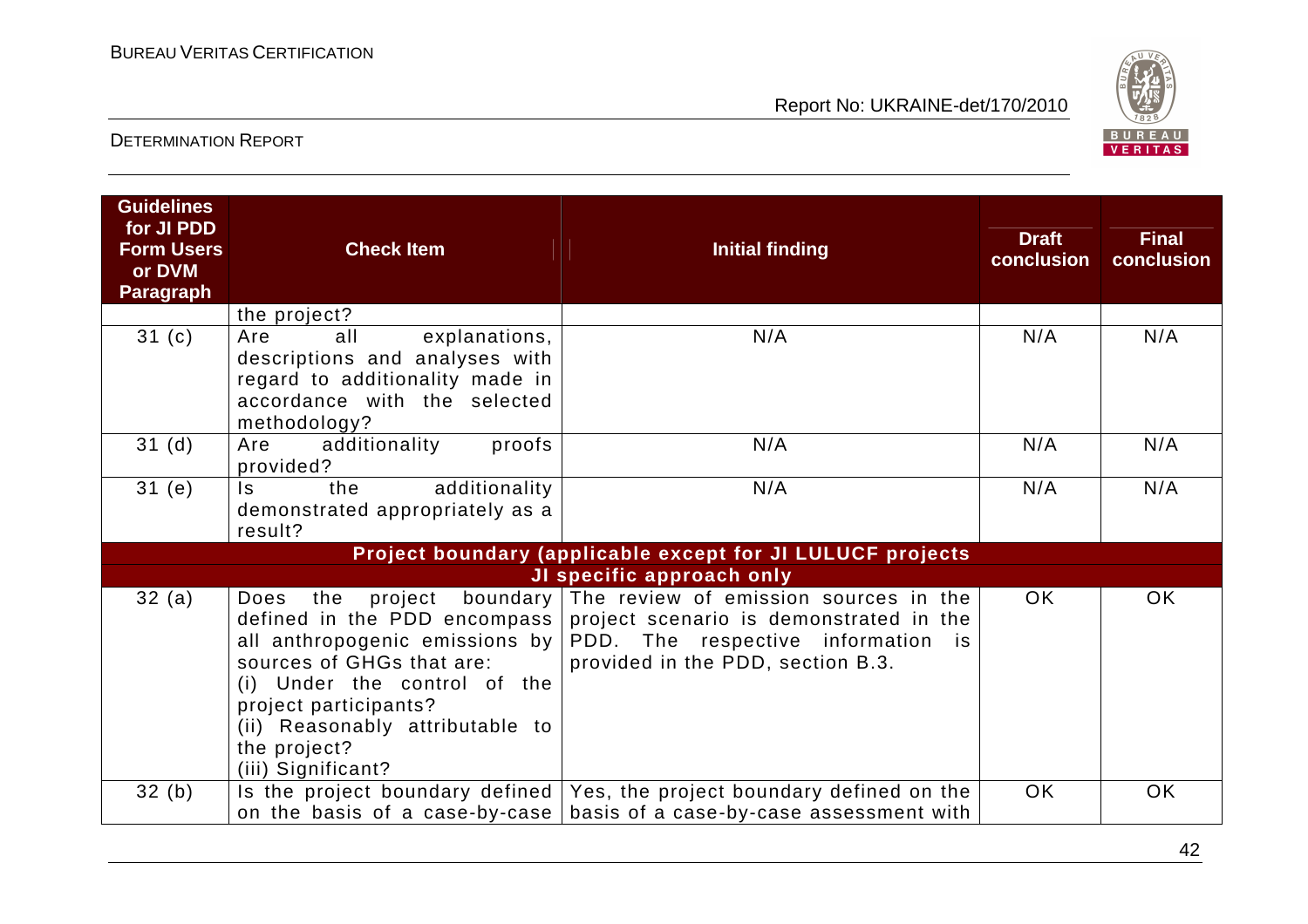| Guidelines for JI PDD Form Users or DVM Paragraph | Check Item | Initial finding | Draft conclusion | Final conclusion |
|---|---|---|---|---|
| | the project? | | | |
| 31 (c) | Are all explanations, descriptions and analyses with regard to additionality made in accordance with the selected methodology? | N/A | N/A | N/A |
| 31 (d) | Are additionality proofs provided? | N/A | N/A | N/A |
| 31 (e) | Is the additionality demonstrated appropriately as a result? | N/A | N/A | N/A |
| **Project boundary (applicable except for JI LULUCF projects** | | | | |
| **JI specific approach only** | | | | |
| 32 (a) | Does the project boundary defined in the PDD encompass all anthropogenic emissions by sources of GHGs that are:<br>(i) Under the control of the project participants?<br>(ii) Reasonably attributable to the project?<br>(iii) Significant? | The review of emission sources in the project scenario is demonstrated in the PDD. The respective information is provided in the PDD, section B.3. | OK | OK |
| 32 (b) | Is the project boundary defined on the basis of a case-by-case | Yes, the project boundary defined on the basis of a case-by-case assessment with | OK | OK |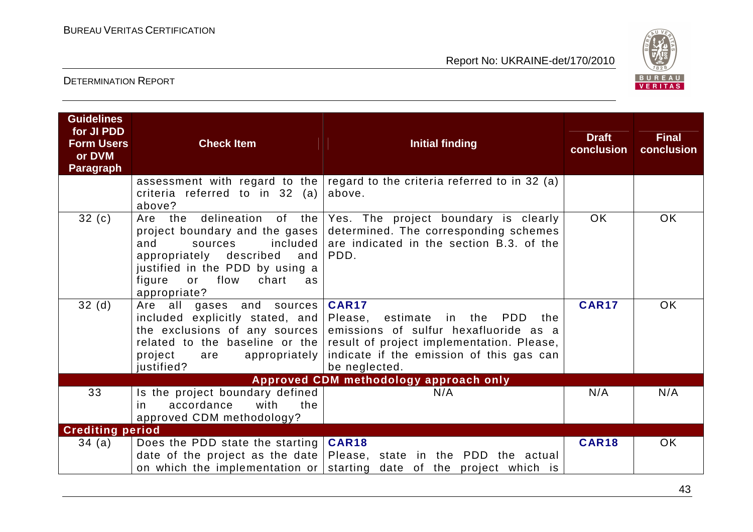| Guidelines for JI PDD Form Users or DVM Paragraph | Check Item | Initial finding | Draft conclusion | Final conclusion |
|---|---|---|---|---|
| | assessment with regard to the criteria referred to in 32 (a) above? | regard to the criteria referred to in 32 (a) above. | | |
| 32 (c) | Are the delineation of the project boundary and the gases and sources included appropriately described and justified in the PDD by using a figure or flow chart as appropriate? | Yes. The project boundary is clearly determined. The corresponding schemes are indicated in the section B.3. of the PDD. | OK | OK |
| 32 (d) | Are all gases and sources included explicitly stated, and the exclusions of any sources related to the baseline or the project are appropriately justified? | **CAR17**<br>Please, estimate in the PDD the emissions of sulfur hexafluoride as a result of project implementation. Please, indicate if the emission of this gas can be neglected. | **CAR17** | OK |
| **Approved CDM methodology approach only** | | | | |
| 33 | Is the project boundary defined in accordance with the approved CDM methodology? | N/A | N/A | N/A |
| **Crediting period** | | | | |
| 34 (a) | Does the PDD state the starting date of the project as the date on which the implementation or | **CAR18**<br>Please, state in the PDD the actual starting date of the project which is | **CAR18** | OK |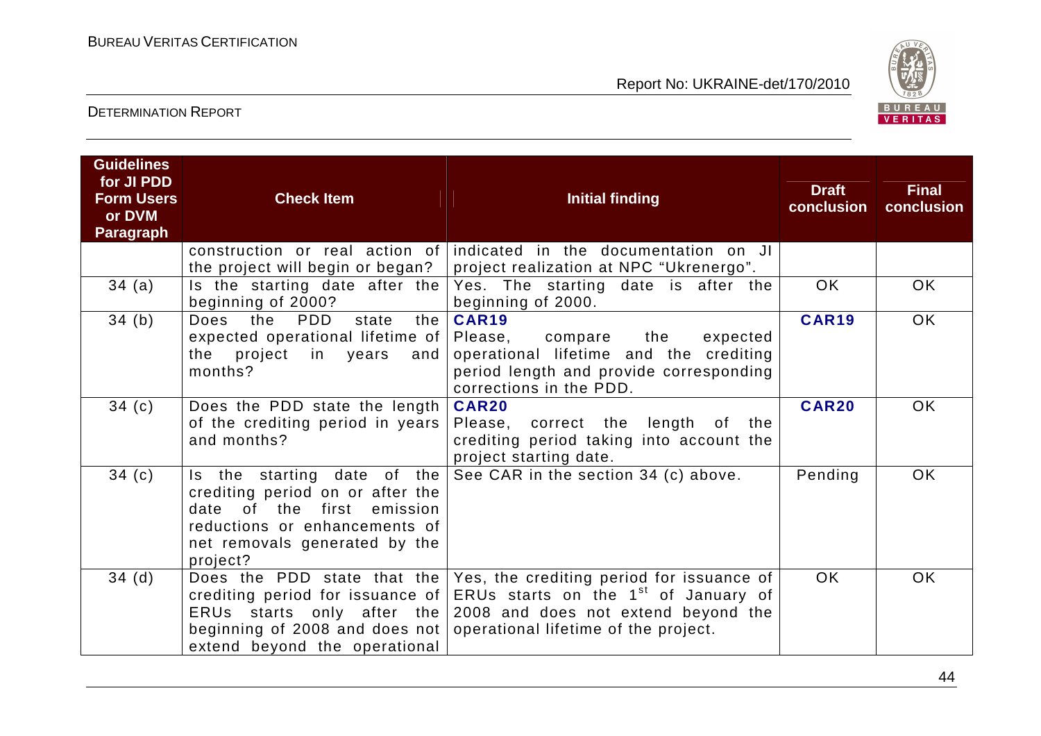| Guidelines for JI PDD Form Users or DVM Paragraph | Check Item | Initial finding | Draft conclusion | Final conclusion |
|---|---|---|---|---|
| | construction or real action of the project will begin or began? | indicated in the documentation on JI project realization at NPC "Ukrenergo". | | |
| 34 (a) | Is the starting date after the beginning of 2000? | Yes. The starting date is after the beginning of 2000. | OK | OK |
| 34 (b) | Does the PDD state the expected operational lifetime of the project in years and months? | **CAR19**<br>Please, compare the expected operational lifetime and the crediting period length and provide corresponding corrections in the PDD. | **CAR19** | OK |
| 34 (c) | Does the PDD state the length of the crediting period in years and months? | **CAR20**<br>Please, correct the length of the crediting period taking into account the project starting date. | **CAR20** | OK |
| 34 (c) | Is the starting date of the crediting period on or after the date of the first emission reductions or enhancements of net removals generated by the project? | See CAR in the section 34 (c) above. | Pending | OK |
| 34 (d) | Does the PDD state that the crediting period for issuance of ERUs starts only after the beginning of 2008 and does not extend beyond the operational | Yes, the crediting period for issuance of ERUs starts on the 1st of January of 2008 and does not extend beyond the operational lifetime of the project. | OK | OK |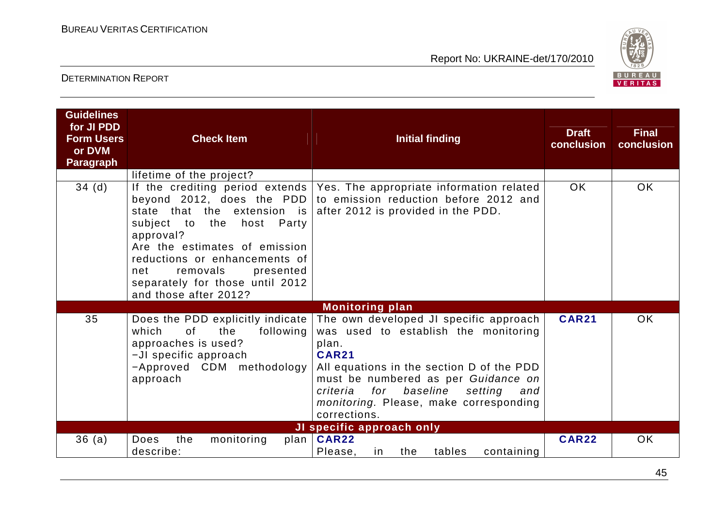| Guidelines for JI PDD Form Users or DVM Paragraph | Check Item | Initial finding | Draft conclusion | Final conclusion |
|---|---|---|---|---|
| | lifetime of the project? | | | |
| 34 (d) | If the crediting period extends beyond 2012, does the PDD state that the extension is subject to the host Party approval?<br>Are the estimates of emission reductions or enhancements of net removals presented separately for those until 2012 and those after 2012? | Yes. The appropriate information related to emission reduction before 2012 and after 2012 is provided in the PDD. | OK | OK |
| | | **Monitoring plan** | | |
| 35 | Does the PDD explicitly indicate which of the following approaches is used?<br>−JI specific approach<br>−Approved CDM methodology approach | The own developed JI specific approach was used to establish the monitoring plan.<br>**CAR21**<br>All equations in the section D of the PDD must be numbered as per *Guidance on criteria for baseline setting and monitoring.* Please, make corresponding corrections. | **CAR21** | OK |
| | | **JI specific approach only** | | |
| 36 (a) | Does the monitoring plan describe: | **CAR22**<br>Please, in the tables containing | **CAR22** | OK |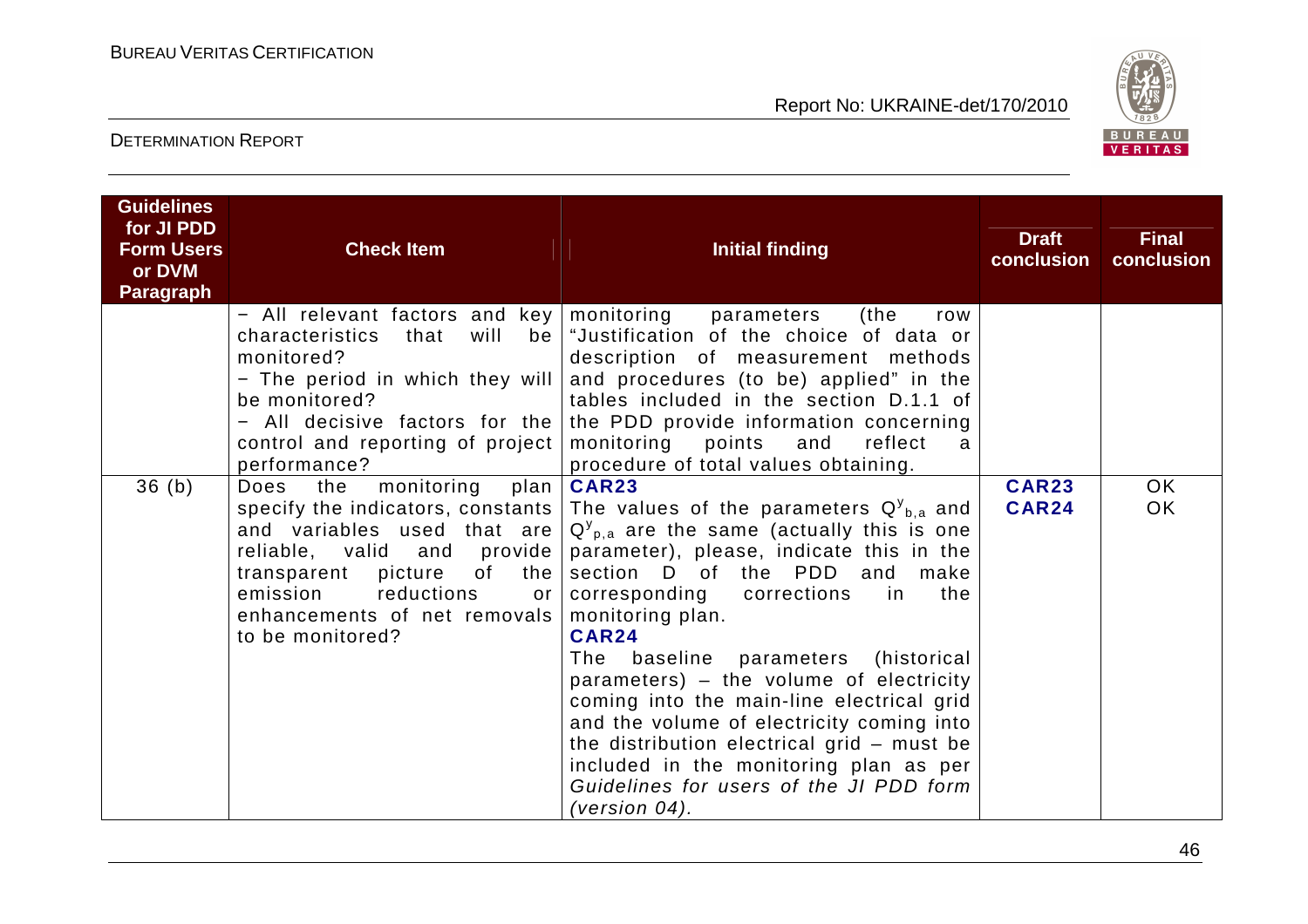| Guidelines for JI PDD Form Users or DVM Paragraph | Check Item | Initial finding | Draft conclusion | Final conclusion |
|---|---|---|---|---|
| | − All relevant factors and key characteristics that will be monitored?<br>− The period in which they will be monitored?<br>− All decisive factors for the control and reporting of project performance? | monitoring parameters (the row "Justification of the choice of data or description of measurement methods and procedures (to be) applied" in the tables included in the section D.1.1 of the PDD provide information concerning monitoring points and reflect a procedure of total values obtaining. | | |
| 36 (b) | Does the monitoring plan specify the indicators, constants and variables used that are reliable, valid and provide transparent picture of the emission reductions or enhancements of net removals to be monitored? | **CAR23**<br>The values of the parameters $Q^{y}_{b,a}$ and $Q^{y}_{p,a}$ are the same (actually this is one parameter), please, indicate this in the section D of the PDD and make corresponding corrections in the monitoring plan.<br>**CAR24**<br>The baseline parameters (historical parameters) – the volume of electricity coming into the main-line electrical grid and the volume of electricity coming into the distribution electrical grid – must be included in the monitoring plan as per *Guidelines for users of the JI PDD form (version 04).* | **CAR23**<br>**CAR24** | OK<br>OK |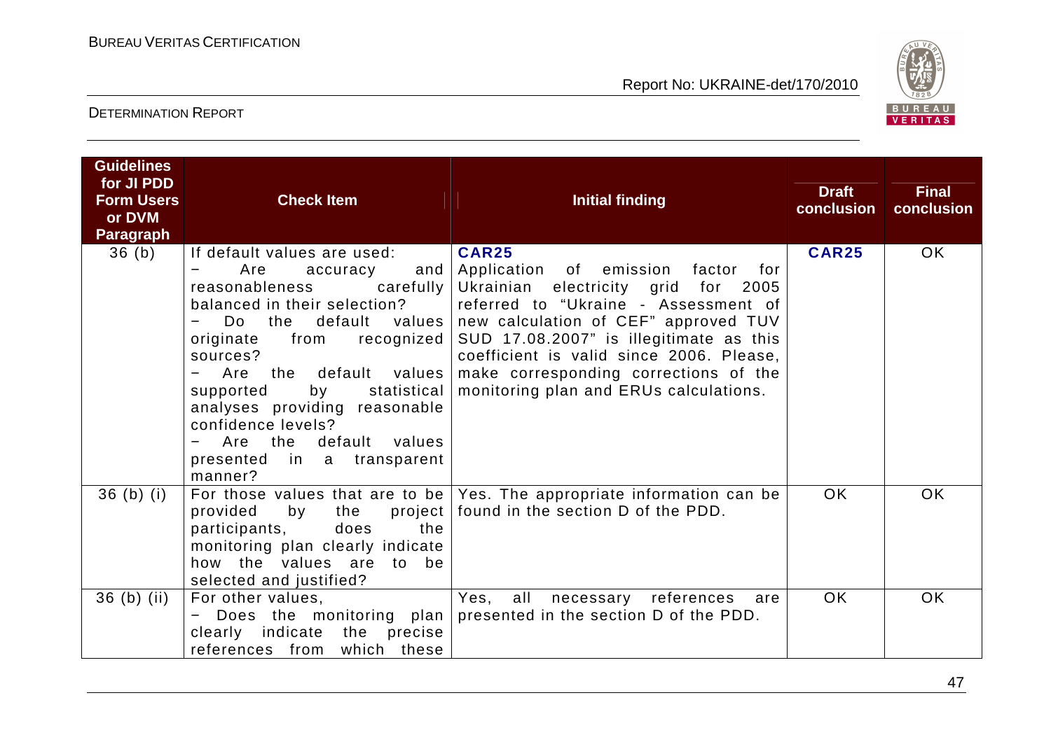| Guidelines for JI PDD Form Users or DVM Paragraph | Check Item | Initial finding | Draft conclusion | Final conclusion |
|---|---|---|---|---|
| 36 (b) | If default values are used:<br>− Are accuracy and reasonableness carefully balanced in their selection?<br>− Do the default values originate from recognized sources?<br>− Are the default values supported by statistical analyses providing reasonable confidence levels?<br>− Are the default values presented in a transparent manner? | **CAR25**<br>Application of emission factor for Ukrainian electricity grid for 2005 referred to "Ukraine - Assessment of new calculation of CEF" approved TUV SUD 17.08.2007" is illegitimate as this coefficient is valid since 2006. Please, make corresponding corrections of the monitoring plan and ERUs calculations. | **CAR25** | OK |
| 36 (b) (i) | For those values that are to be provided by the project participants, does the monitoring plan clearly indicate how the values are to be selected and justified? | Yes. The appropriate information can be found in the section D of the PDD. | OK | OK |
| 36 (b) (ii) | For other values,<br>− Does the monitoring plan clearly indicate the precise references from which these | Yes, all necessary references are presented in the section D of the PDD. | OK | OK |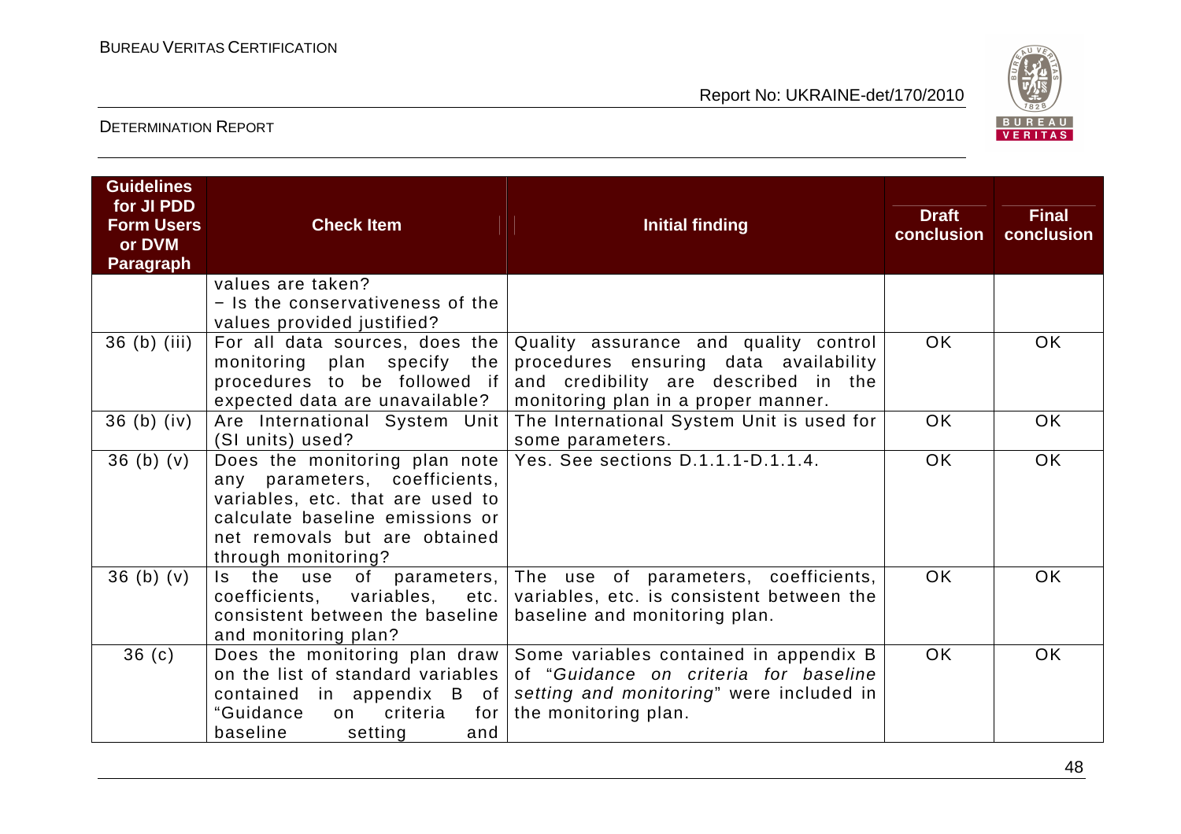| Guidelines for JI PDD Form Users or DVM Paragraph | Check Item | Initial finding | Draft conclusion | Final conclusion |
|---|---|---|---|---|
| | values are taken?<br>− Is the conservativeness of the values provided justified? | | | |
| 36 (b) (iii) | For all data sources, does the monitoring plan specify the procedures to be followed if expected data are unavailable? | Quality assurance and quality control procedures ensuring data availability and credibility are described in the monitoring plan in a proper manner. | OK | OK |
| 36 (b) (iv) | Are International System Unit (SI units) used? | The International System Unit is used for some parameters. | OK | OK |
| 36 (b) (v) | Does the monitoring plan note any parameters, coefficients, variables, etc. that are used to calculate baseline emissions or net removals but are obtained through monitoring? | Yes. See sections D.1.1.1-D.1.1.4. | OK | OK |
| 36 (b) (v) | Is the use of parameters, coefficients, variables, etc. consistent between the baseline and monitoring plan? | The use of parameters, coefficients, variables, etc. is consistent between the baseline and monitoring plan. | OK | OK |
| 36 (c) | Does the monitoring plan draw on the list of standard variables contained in appendix B of "Guidance on criteria for baseline setting and | Some variables contained in appendix B of "*Guidance on criteria for baseline setting and monitoring*" were included in the monitoring plan. | OK | OK |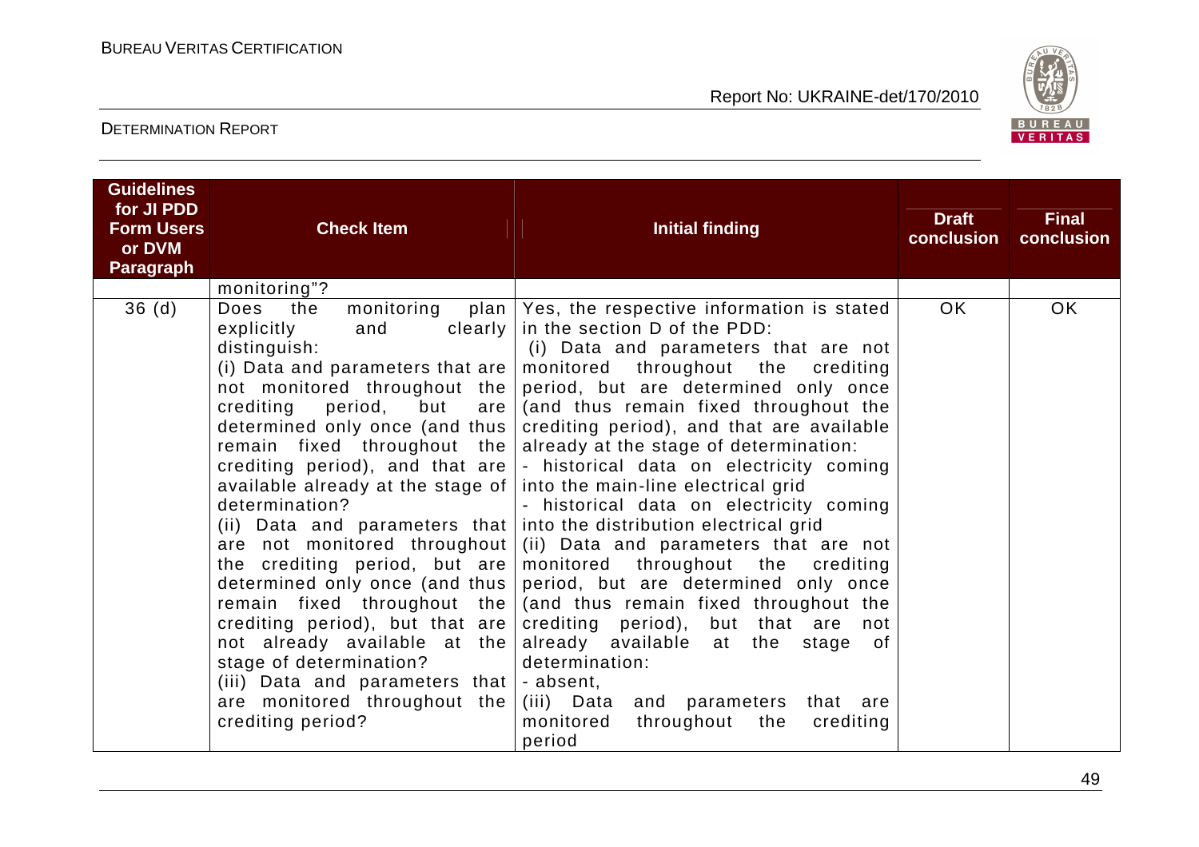| Guidelines for JI PDD Form Users or DVM Paragraph | Check Item | Initial finding | Draft conclusion | Final conclusion |
|---|---|---|---|---|
| | monitoring"? | | | |
| 36 (d) | Does the monitoring plan explicitly and clearly distinguish:<br>(i) Data and parameters that are not monitored throughout the crediting period, but are determined only once (and thus remain fixed throughout the crediting period), and that are available already at the stage of determination?<br>(ii) Data and parameters that are not monitored throughout the crediting period, but are determined only once (and thus remain fixed throughout the crediting period), but that are not already available at the stage of determination?<br>(iii) Data and parameters that are monitored throughout the crediting period? | Yes, the respective information is stated in the section D of the PDD:<br>(i) Data and parameters that are not monitored throughout the crediting period, but are determined only once (and thus remain fixed throughout the crediting period), and that are available already at the stage of determination:<br>- historical data on electricity coming into the main-line electrical grid<br>- historical data on electricity coming into the distribution electrical grid<br>(ii) Data and parameters that are not monitored throughout the crediting period, but are determined only once (and thus remain fixed throughout the crediting period), but that are not already available at the stage of determination:<br>- absent,<br>(iii) Data and parameters that are monitored throughout the crediting period | OK | OK |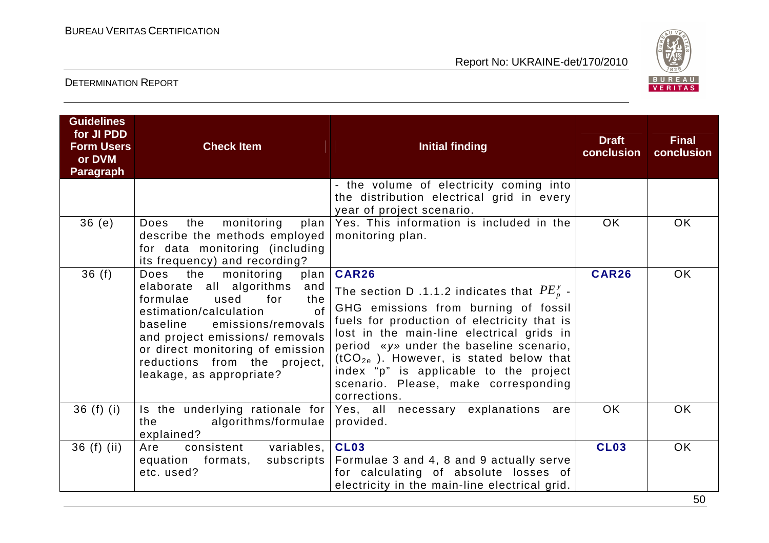| Guidelines for JI PDD Form Users or DVM Paragraph | Check Item | Initial finding | Draft conclusion | Final conclusion |
|---|---|---|---|---|
| | | - the volume of electricity coming into the distribution electrical grid in every year of project scenario. | | |
| 36 (e) | Does the monitoring plan describe the methods employed for data monitoring (including its frequency) and recording? | Yes. This information is included in the monitoring plan. | OK | OK |
| 36 (f) | Does the monitoring plan elaborate all algorithms and formulae used for the estimation/calculation of baseline emissions/removals and project emissions/ removals or direct monitoring of emission reductions from the project, leakage, as appropriate? | **CAR26**<br>The section D .1.1.2 indicates that $PE_p^y$ - GHG emissions from burning of fossil fuels for production of electricity that is lost in the main-line electrical grids in period «*y*» under the baseline scenario, ($tCO_{2e}$ ). However, is stated below that index "p" is applicable to the project scenario. Please, make corresponding corrections. | **CAR26** | OK |
| 36 (f) (i) | Is the underlying rationale for the algorithms/formulae explained? | Yes, all necessary explanations are provided. | OK | OK |
| 36 (f) (ii) | Are consistent variables, equation formats, subscripts etc. used? | **CL03**<br>Formulae 3 and 4, 8 and 9 actually serve for calculating of absolute losses of electricity in the main-line electrical grid. | **CL03** | OK |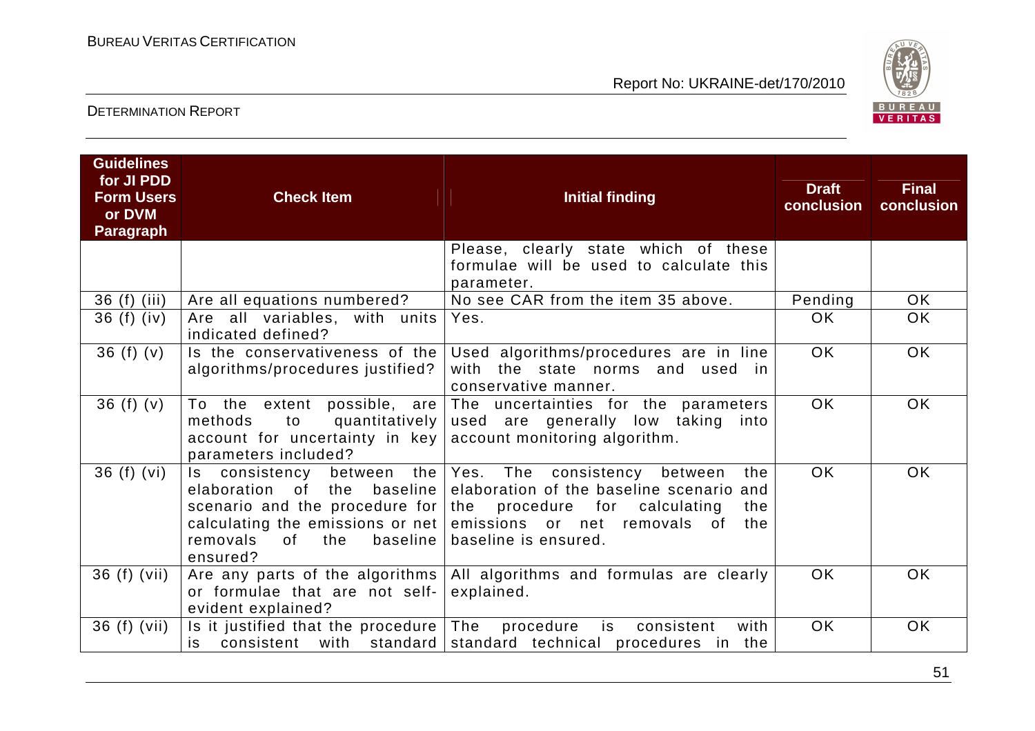| Guidelines for JI PDD Form Users or DVM Paragraph | Check Item | Initial finding | Draft conclusion | Final conclusion |
|---|---|---|---|---|
| | | Please, clearly state which of these formulae will be used to calculate this parameter. | | |
| 36 (f) (iii) | Are all equations numbered? | No see CAR from the item 35 above. | Pending | OK |
| 36 (f) (iv) | Are all variables, with units indicated defined? | Yes. | OK | OK |
| 36 (f) (v) | Is the conservativeness of the algorithms/procedures justified? | Used algorithms/procedures are in line with the state norms and used in conservative manner. | OK | OK |
| 36 (f) (v) | To the extent possible, are methods to quantitatively account for uncertainty in key parameters included? | The uncertainties for the parameters used are generally low taking into account monitoring algorithm. | OK | OK |
| 36 (f) (vi) | Is consistency between the elaboration of the baseline scenario and the procedure for calculating the emissions or net removals of the baseline ensured? | Yes. The consistency between the elaboration of the baseline scenario and the procedure for calculating the emissions or net removals of the baseline is ensured. | OK | OK |
| 36 (f) (vii) | Are any parts of the algorithms or formulae that are not self-evident explained? | All algorithms and formulas are clearly explained. | OK | OK |
| 36 (f) (vii) | Is it justified that the procedure is consistent with standard | The procedure is consistent with standard technical procedures in the | OK | OK |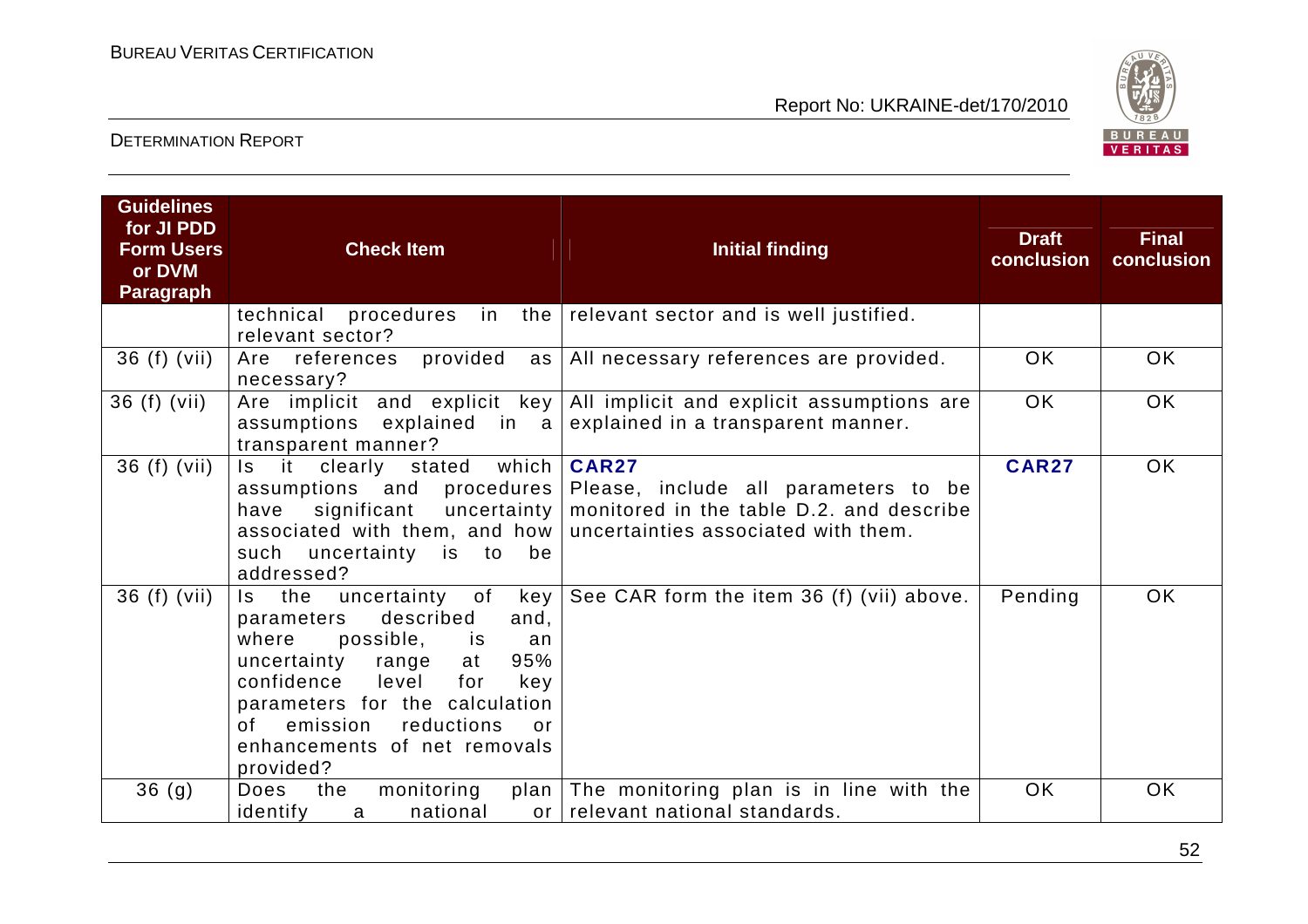| Guidelines for JI PDD Form Users or DVM Paragraph | Check Item | Initial finding | Draft conclusion | Final conclusion |
|---|---|---|---|---|
| | technical procedures in the relevant sector? | relevant sector and is well justified. | | |
| 36 (f) (vii) | Are references provided as necessary? | All necessary references are provided. | OK | OK |
| 36 (f) (vii) | Are implicit and explicit key assumptions explained in a transparent manner? | All implicit and explicit assumptions are explained in a transparent manner. | OK | OK |
| 36 (f) (vii) | Is it clearly stated which assumptions and procedures have significant uncertainty associated with them, and how such uncertainty is to be addressed? | **CAR27** Please, include all parameters to be monitored in the table D.2. and describe uncertainties associated with them. | **CAR27** | OK |
| 36 (f) (vii) | Is the uncertainty of key parameters described and, where possible, is an uncertainty range at 95% confidence level for key parameters for the calculation of emission reductions or enhancements of net removals provided? | See CAR form the item 36 (f) (vii) above. | Pending | OK |
| 36 (g) | Does the monitoring plan identify a national or | The monitoring plan is in line with the relevant national standards. | OK | OK |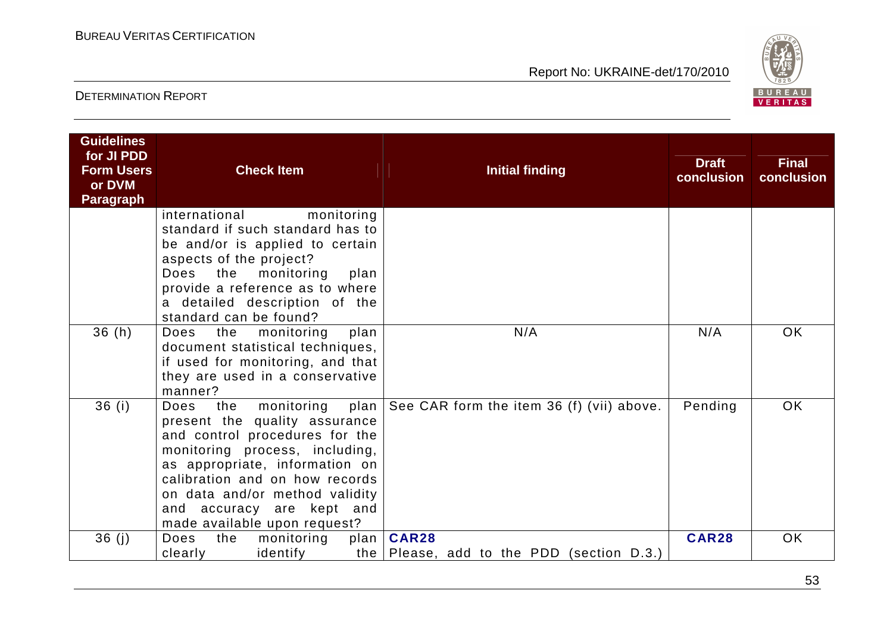| Guidelines for JI PDD Form Users or DVM Paragraph | Check Item | Initial finding | Draft conclusion | Final conclusion |
|---|---|---|---|---|
| | international monitoring standard if such standard has to be and/or is applied to certain aspects of the project? Does the monitoring plan provide a reference as to where a detailed description of the standard can be found? | | | |
| 36 (h) | Does the monitoring plan document statistical techniques, if used for monitoring, and that they are used in a conservative manner? | N/A | N/A | OK |
| 36 (i) | Does the monitoring plan present the quality assurance and control procedures for the monitoring process, including, as appropriate, information on calibration and on how records on data and/or method validity and accuracy are kept and made available upon request? | See CAR form the item 36 (f) (vii) above. | Pending | OK |
| 36 (j) | Does the monitoring plan clearly identify the | **CAR28** Please, add to the PDD (section D.3.) | **CAR28** | OK |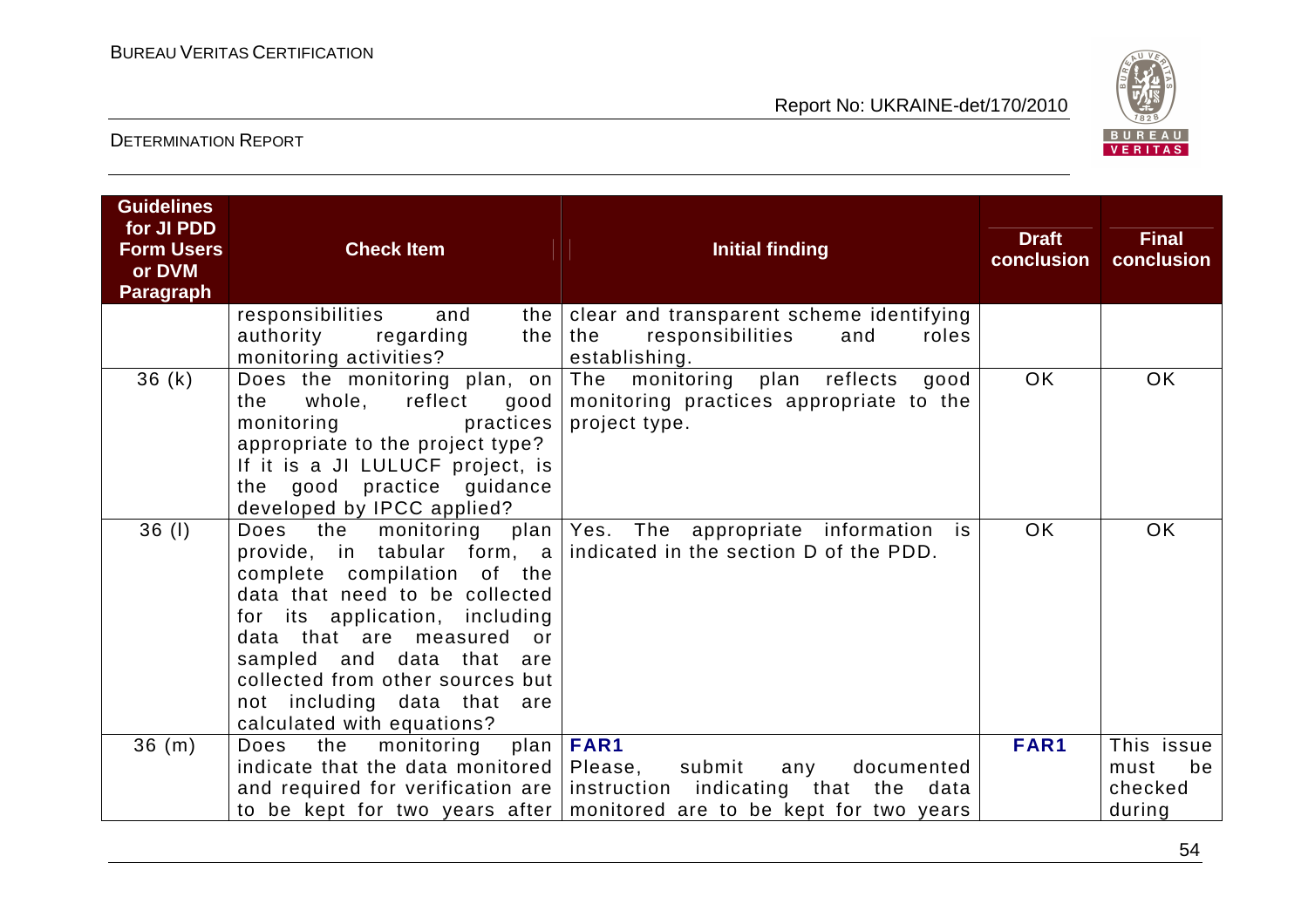| Guidelines for JI PDD Form Users or DVM Paragraph | Check Item | Initial finding | Draft conclusion | Final conclusion |
|---|---|---|---|---|
| | responsibilities and the authority regarding the monitoring activities? | clear and transparent scheme identifying the responsibilities and roles establishing. | | |
| 36 (k) | Does the monitoring plan, on the whole, reflect good monitoring practices appropriate to the project type? If it is a JI LULUCF project, is the good practice guidance developed by IPCC applied? | The monitoring plan reflects good monitoring practices appropriate to the project type. | OK | OK |
| 36 (l) | Does the monitoring plan provide, in tabular form, a complete compilation of the data that need to be collected for its application, including data that are measured or sampled and data that are collected from other sources but not including data that are calculated with equations? | Yes. The appropriate information is indicated in the section D of the PDD. | OK | OK |
| 36 (m) | Does the monitoring plan indicate that the data monitored and required for verification are to be kept for two years after | **FAR1**<br>Please, submit any documented instruction indicating that the data monitored are to be kept for two years | **FAR1** | This issue must be checked during |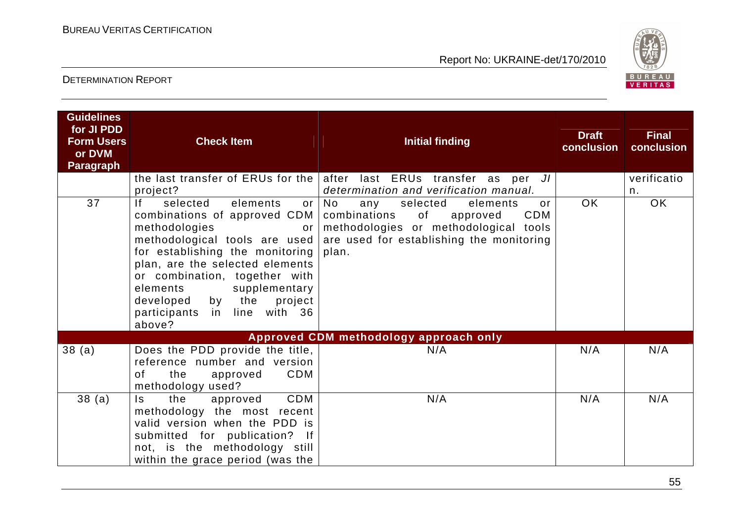| Guidelines for JI PDD Form Users or DVM Paragraph | Check Item | Initial finding | Draft conclusion | Final conclusion |
|---|---|---|---|---|
| | the last transfer of ERUs for the project? | after last ERUs transfer as per *JI determination and verification manual.* | | verification. |
| 37 | If selected elements or combinations of approved CDM methodologies or methodological tools are used for establishing the monitoring plan, are the selected elements or combination, together with elements supplementary developed by the project participants in line with 36 above? | No any selected elements or combinations of approved CDM methodologies or methodological tools are used for establishing the monitoring plan. | OK | OK |
| **Approved CDM methodology approach only** | | | | |
| 38 (a) | Does the PDD provide the title, reference number and version of the approved CDM methodology used? | N/A | N/A | N/A |
| 38 (a) | Is the approved CDM methodology the most recent valid version when the PDD is submitted for publication? If not, is the methodology still within the grace period (was the | N/A | N/A | N/A |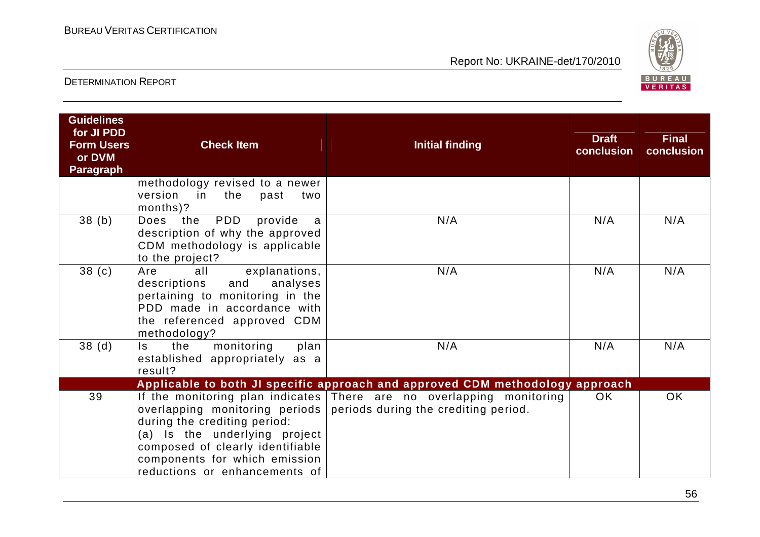| Guidelines for JI PDD Form Users or DVM Paragraph | Check Item | Initial finding | Draft conclusion | Final conclusion |
|---|---|---|---|---|
| | methodology revised to a newer version in the past two months)? | | | |
| 38 (b) | Does the PDD provide a description of why the approved CDM methodology is applicable to the project? | N/A | N/A | N/A |
| 38 (c) | Are all explanations, descriptions and analyses pertaining to monitoring in the PDD made in accordance with the referenced approved CDM methodology? | N/A | N/A | N/A |
| 38 (d) | Is the monitoring plan established appropriately as a result? | N/A | N/A | N/A |
| | **Applicable to both JI specific approach and approved CDM methodology approach** | | | |
| 39 | If the monitoring plan indicates overlapping monitoring periods during the crediting period: (a) Is the underlying project composed of clearly identifiable components for which emission reductions or enhancements of | There are no overlapping monitoring periods during the crediting period. | OK | OK |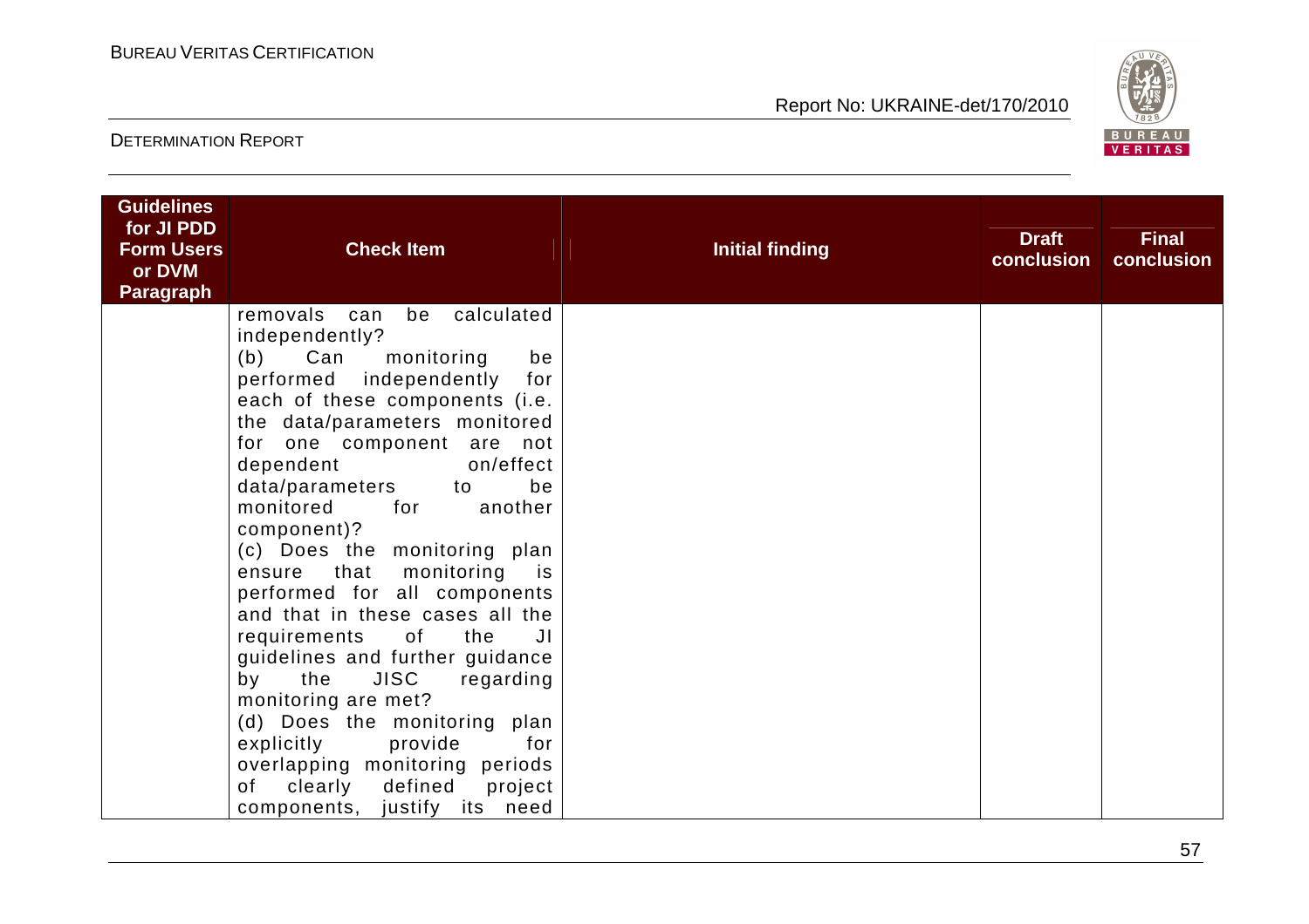| Guidelines for JI PDD Form Users or DVM Paragraph | Check Item | Initial finding | Draft conclusion | Final conclusion |
|---|---|---|---|---|
| | removals can be calculated independently?<br>(b) Can monitoring be performed independently for each of these components (i.e. the data/parameters monitored for one component are not dependent on/effect data/parameters to be monitored for another component)?<br>(c) Does the monitoring plan ensure that monitoring is performed for all components and that in these cases all the requirements of the JI guidelines and further guidance by the JISC regarding monitoring are met?<br>(d) Does the monitoring plan explicitly provide for overlapping monitoring periods of clearly defined project components, justify its need | | | |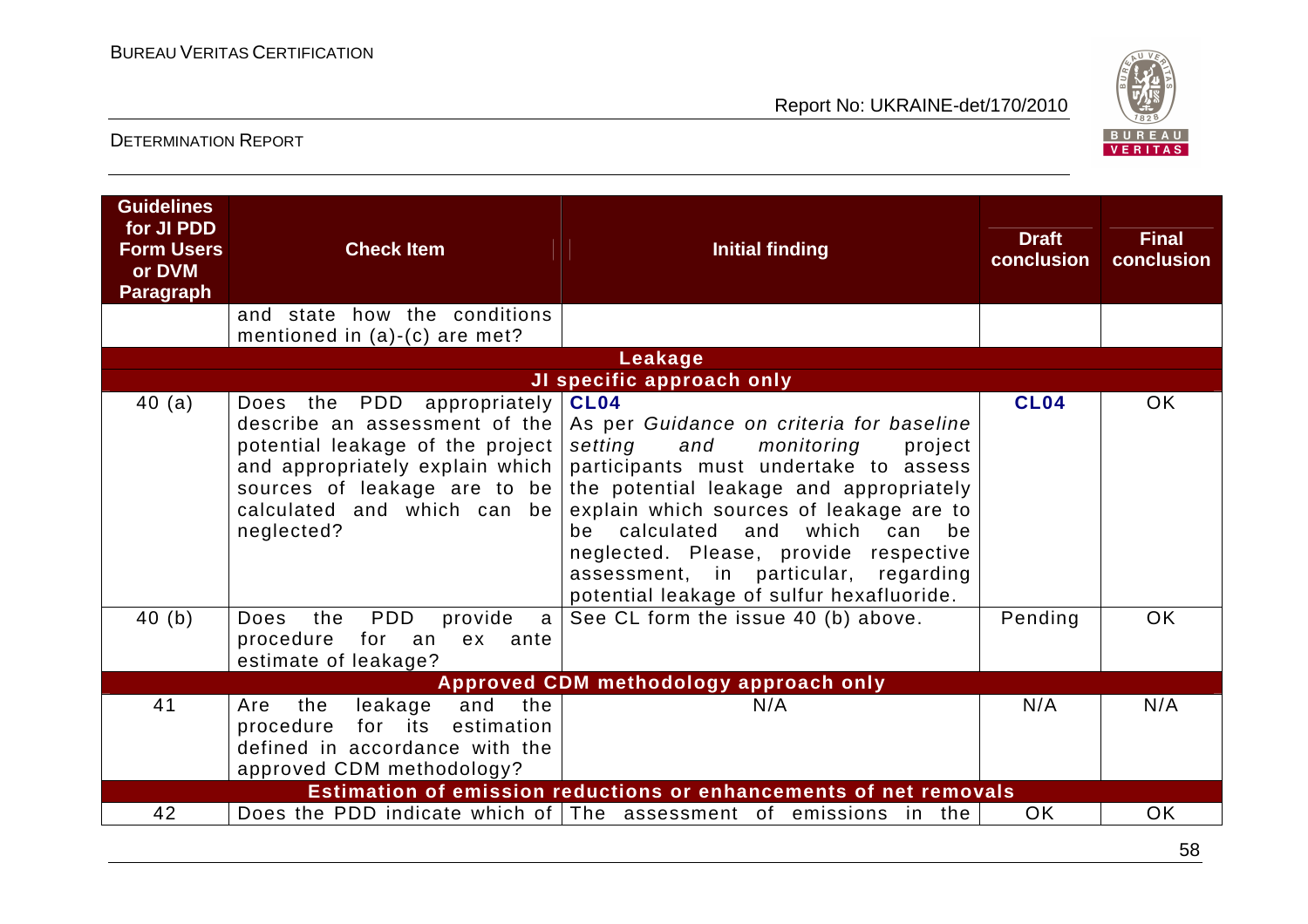| Guidelines for JI PDD Form Users or DVM Paragraph | Check Item | Initial finding | Draft conclusion | Final conclusion |
|---|---|---|---|---|
| | and state how the conditions mentioned in (a)-(c) are met? | | | |
| | | **Leakage** | | |
| | | **JI specific approach only** | | |
| 40 (a) | Does the PDD appropriately describe an assessment of the potential leakage of the project and appropriately explain which sources of leakage are to be calculated and which can be neglected? | **CL04** As per *Guidance on criteria for baseline setting and monitoring* project participants must undertake to assess the potential leakage and appropriately explain which sources of leakage are to be calculated and which can be neglected. Please, provide respective assessment, in particular, regarding potential leakage of sulfur hexafluoride. | **CL04** | OK |
| 40 (b) | Does the PDD provide a procedure for an ex ante estimate of leakage? | See CL form the issue 40 (b) above. | Pending | OK |
| | | **Approved CDM methodology approach only** | | |
| 41 | Are the leakage and the procedure for its estimation defined in accordance with the approved CDM methodology? | N/A | N/A | N/A |
| | | **Estimation of emission reductions or enhancements of net removals** | | |
| 42 | Does the PDD indicate which of | The assessment of emissions in the | OK | OK |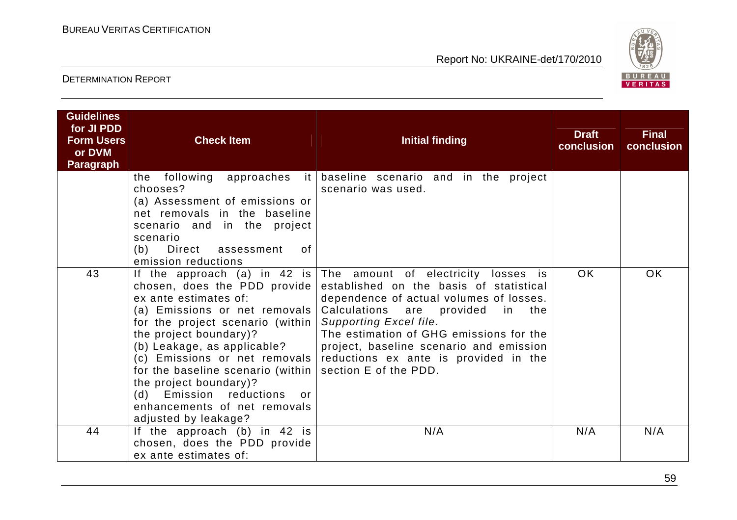| Guidelines for JI PDD Form Users or DVM Paragraph | Check Item | Initial finding | Draft conclusion | Final conclusion |
|---|---|---|---|---|
| | the following approaches it chooses?<br>(a) Assessment of emissions or net removals in the baseline scenario and in the project scenario<br>(b) Direct assessment of emission reductions | baseline scenario and in the project scenario was used. | | |
| 43 | If the approach (a) in 42 is chosen, does the PDD provide ex ante estimates of:<br>(a) Emissions or net removals for the project scenario (within the project boundary)?<br>(b) Leakage, as applicable?<br>(c) Emissions or net removals for the baseline scenario (within the project boundary)?<br>(d) Emission reductions or enhancements of net removals adjusted by leakage? | The amount of electricity losses is established on the basis of statistical dependence of actual volumes of losses. Calculations are provided in the *Supporting Excel file*.<br>The estimation of GHG emissions for the project, baseline scenario and emission reductions ex ante is provided in the section E of the PDD. | OK | OK |
| 44 | If the approach (b) in 42 is chosen, does the PDD provide ex ante estimates of: | N/A | N/A | N/A |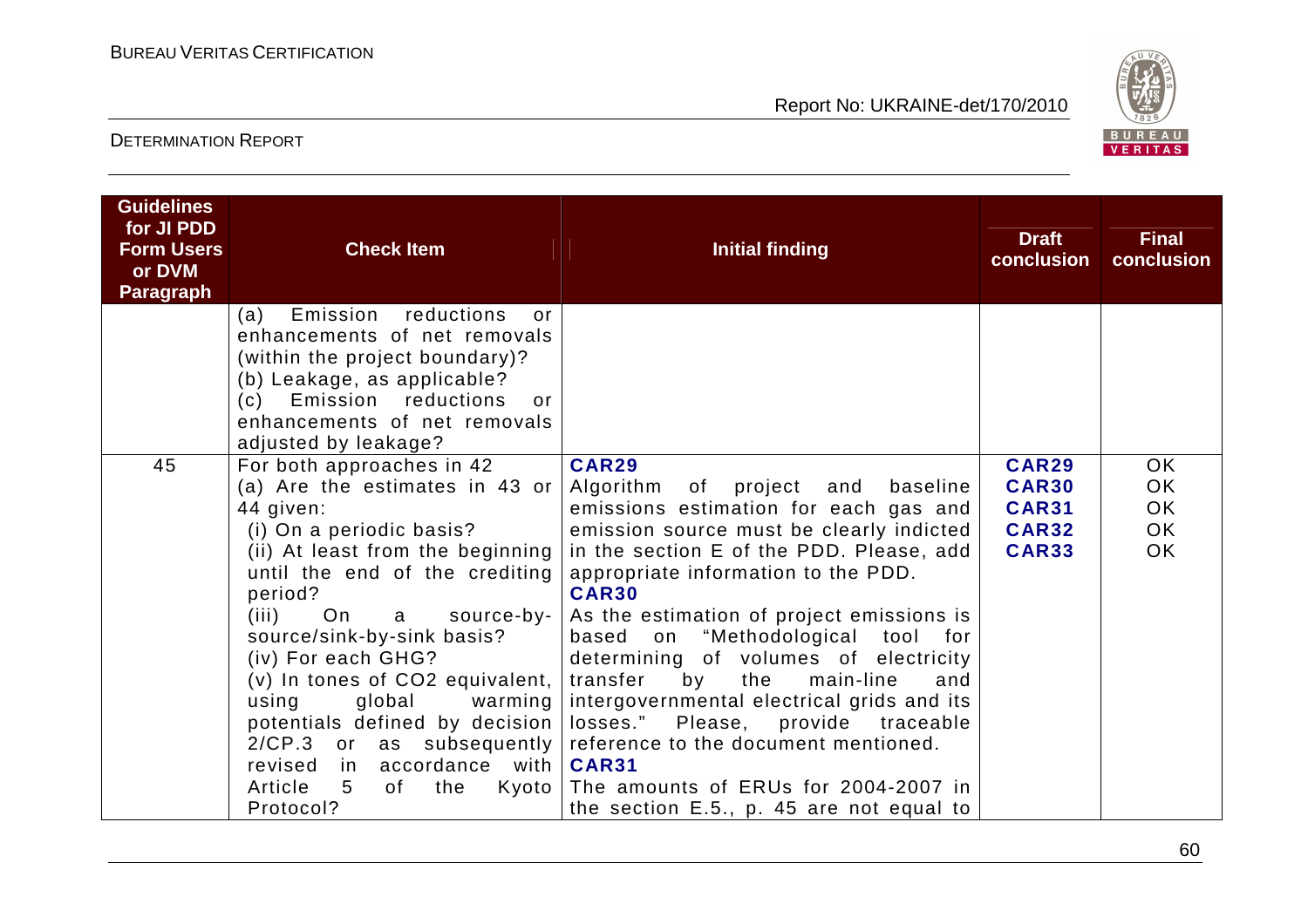| Guidelines for JI PDD Form Users or DVM Paragraph | Check Item | Initial finding | Draft conclusion | Final conclusion |
|---|---|---|---|---|
| | (a) Emission reductions or enhancements of net removals (within the project boundary)?<br>(b) Leakage, as applicable?<br>(c) Emission reductions or enhancements of net removals adjusted by leakage? | | | |
| 45 | For both approaches in 42<br>(a) Are the estimates in 43 or 44 given:<br>(i) On a periodic basis?<br>(ii) At least from the beginning until the end of the crediting period?<br>(iii) On a source-by-source/sink-by-sink basis?<br>(iv) For each GHG?<br>(v) In tones of $CO_2$ equivalent, using global warming potentials defined by decision 2/CP.3 or as subsequently revised in accordance with Article 5 of the Kyoto Protocol? | **CAR29**<br>Algorithm of project and baseline emissions estimation for each gas and emission source must be clearly indicted in the section E of the PDD. Please, add appropriate information to the PDD.<br>**CAR30**<br>As the estimation of project emissions is based on "Methodological tool for determining of volumes of electricity transfer by the main-line and intergovernmental electrical grids and its losses." Please, provide traceable reference to the document mentioned.<br>**CAR31**<br>The amounts of ERUs for 2004-2007 in the section E.5., p. 45 are not equal to | **CAR29**<br>**CAR30**<br>**CAR31**<br>**CAR32**<br>**CAR33** | OK<br>OK<br>OK<br>OK<br>OK |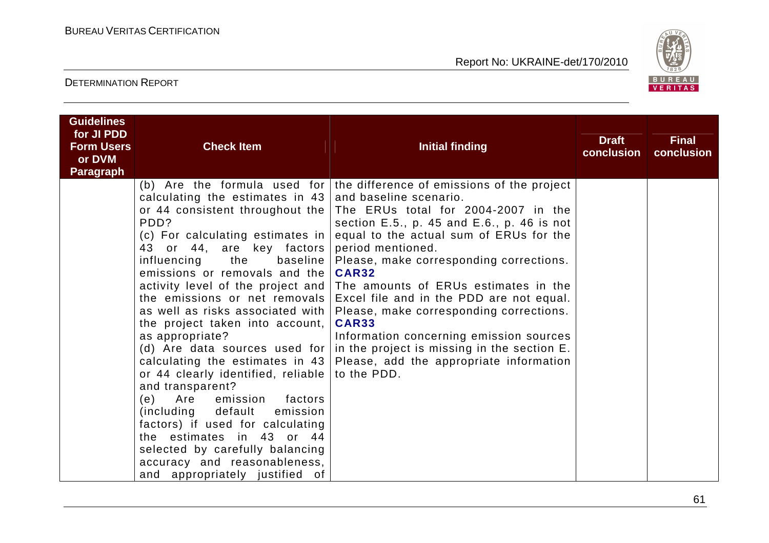| Guidelines for JI PDD Form Users or DVM Paragraph | Check Item | Initial finding | Draft conclusion | Final conclusion |
|---|---|---|---|---|
| | (b) Are the formula used for calculating the estimates in 43 or 44 consistent throughout the PDD?<br>(c) For calculating estimates in 43 or 44, are key factors influencing the baseline emissions or removals and the activity level of the project and the emissions or net removals as well as risks associated with the project taken into account, as appropriate?<br>(d) Are data sources used for calculating the estimates in 43 or 44 clearly identified, reliable and transparent?<br>(e) Are emission factors (including default emission factors) if used for calculating the estimates in 43 or 44 selected by carefully balancing accuracy and reasonableness, and appropriately justified of | the difference of emissions of the project and baseline scenario.<br>The ERUs total for 2004-2007 in the section E.5., p. 45 and E.6., p. 46 is not equal to the actual sum of ERUs for the period mentioned.<br>Please, make corresponding corrections.<br>**CAR32**<br>The amounts of ERUs estimates in the Excel file and in the PDD are not equal. Please, make corresponding corrections.<br>**CAR33**<br>Information concerning emission sources in the project is missing in the section E. Please, add the appropriate information to the PDD. | | |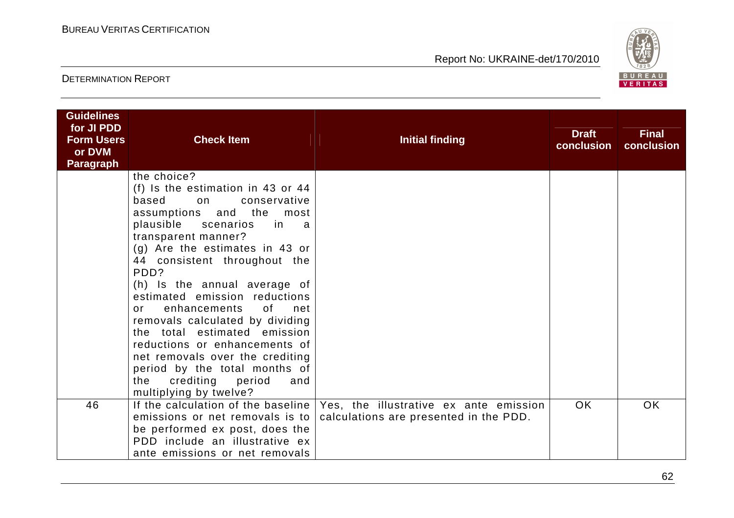| Guidelines for JI PDD Form Users or DVM Paragraph | Check Item | Initial finding | Draft conclusion | Final conclusion |
|---|---|---|---|---|
| | the choice?<br>(f) Is the estimation in 43 or 44 based on conservative assumptions and the most plausible scenarios in a transparent manner?<br>(g) Are the estimates in 43 or 44 consistent throughout the PDD?<br>(h) Is the annual average of estimated emission reductions or enhancements of net removals calculated by dividing the total estimated emission reductions or enhancements of net removals over the crediting period by the total months of the crediting period and multiplying by twelve? | | | |
| 46 | If the calculation of the baseline emissions or net removals is to be performed ex post, does the PDD include an illustrative ex ante emissions or net removals | Yes, the illustrative ex ante emission calculations are presented in the PDD. | OK | OK |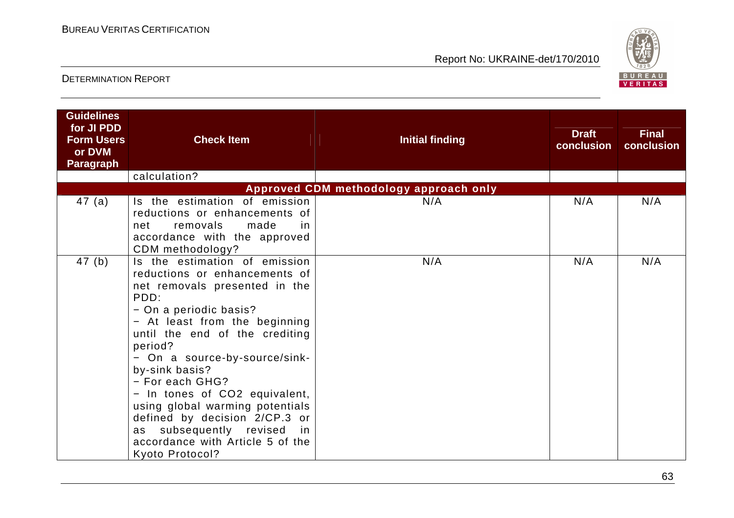| Guidelines for JI PDD Form Users or DVM Paragraph | Check Item | Initial finding | Draft conclusion | Final conclusion |
|---|---|---|---|---|
| | calculation? | | | |
| **Approved CDM methodology approach only** | | | | |
| 47 (a) | Is the estimation of emission reductions or enhancements of net removals made in accordance with the approved CDM methodology? | N/A | N/A | N/A |
| 47 (b) | Is the estimation of emission reductions or enhancements of net removals presented in the PDD:<br>− On a periodic basis?<br>− At least from the beginning until the end of the crediting period?<br>− On a source-by-source/sink-by-sink basis?<br>− For each GHG?<br>− In tones of CO2 equivalent, using global warming potentials defined by decision 2/CP.3 or as subsequently revised in accordance with Article 5 of the Kyoto Protocol? | N/A | N/A | N/A |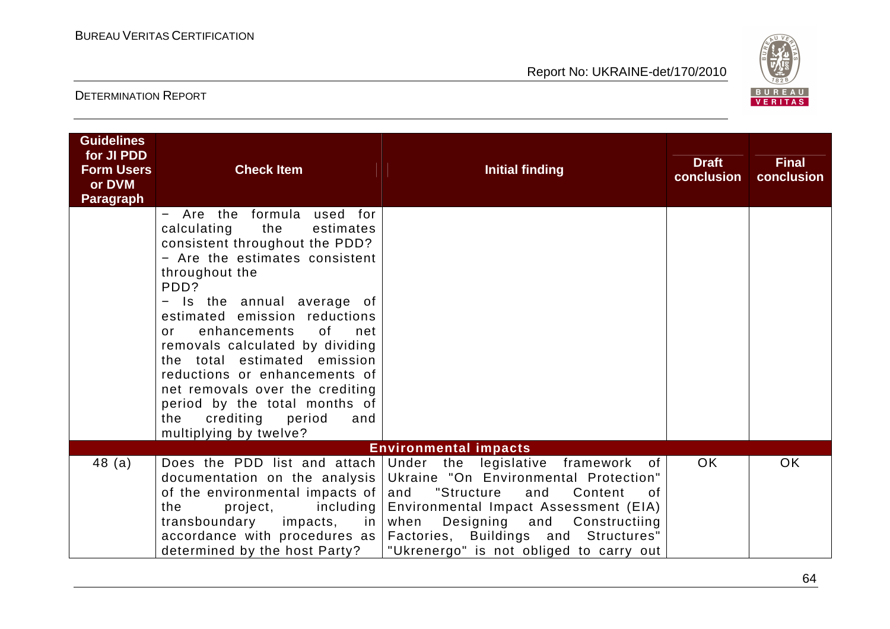| Guidelines for JI PDD Form Users or DVM Paragraph | Check Item | Initial finding | Draft conclusion | Final conclusion |
|---|---|---|---|---|
| | − Are the formula used for calculating the estimates consistent throughout the PDD?<br>− Are the estimates consistent throughout the PDD?<br>− Is the annual average of estimated emission reductions or enhancements of net removals calculated by dividing the total estimated emission reductions or enhancements of net removals over the crediting period by the total months of the crediting period and multiplying by twelve? | | | |
| **Environmental impacts** | | | | |
| 48 (a) | Does the PDD list and attach documentation on the analysis of the environmental impacts of the project, including transboundary impacts, in accordance with procedures as determined by the host Party? | Under the legislative framework of Ukraine "On Environmental Protection" and "Structure and Content of Environmental Impact Assessment (EIA) when Designing and Constructiing Factories, Buildings and Structures" "Ukrenergo" is not obliged to carry out | OK | OK |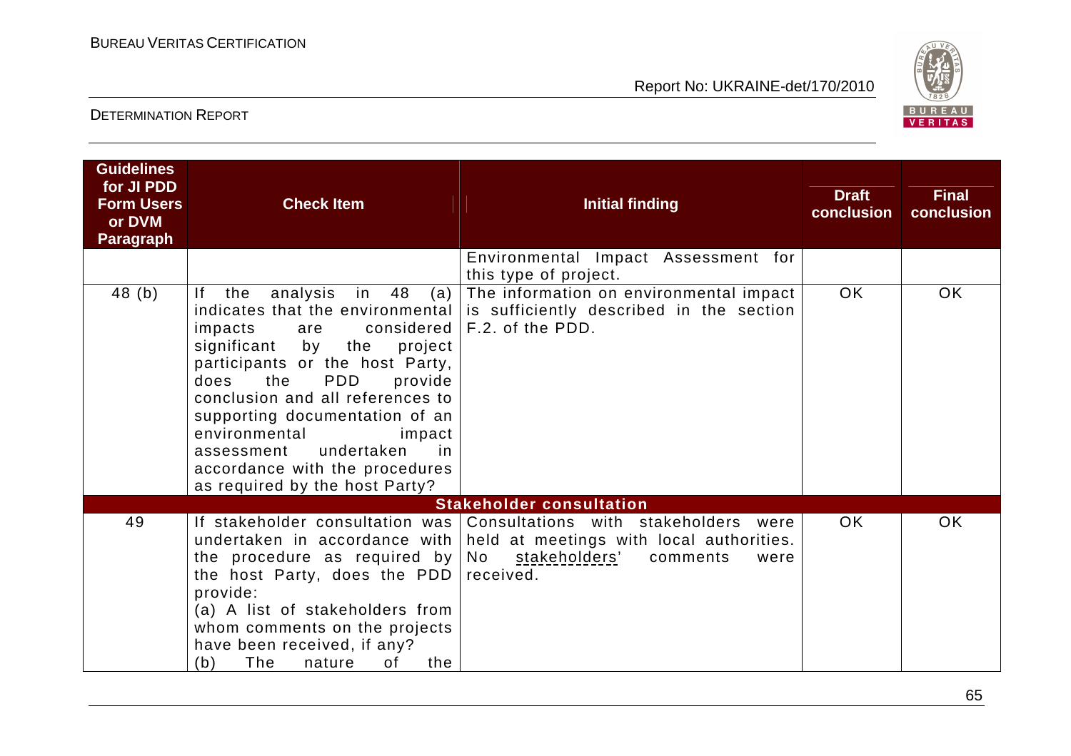| Guidelines for JI PDD Form Users or DVM Paragraph | Check Item | Initial finding | Draft conclusion | Final conclusion |
|---|---|---|---|---|
| | | Environmental Impact Assessment for this type of project. | | |
| 48 (b) | If the analysis in 48 (a) indicates that the environmental impacts are considered significant by the project participants or the host Party, does the PDD provide conclusion and all references to supporting documentation of an environmental impact assessment undertaken in accordance with the procedures as required by the host Party? | The information on environmental impact is sufficiently described in the section F.2. of the PDD. | OK | OK |
| **Stakeholder consultation** | | | | |
| 49 | If stakeholder consultation was undertaken in accordance with the procedure as required by the host Party, does the PDD provide:<br>(a) A list of stakeholders from whom comments on the projects have been received, if any?<br>(b) The nature of the | Consultations with stakeholders were held at meetings with local authorities. No stakeholders' comments were received. | OK | OK |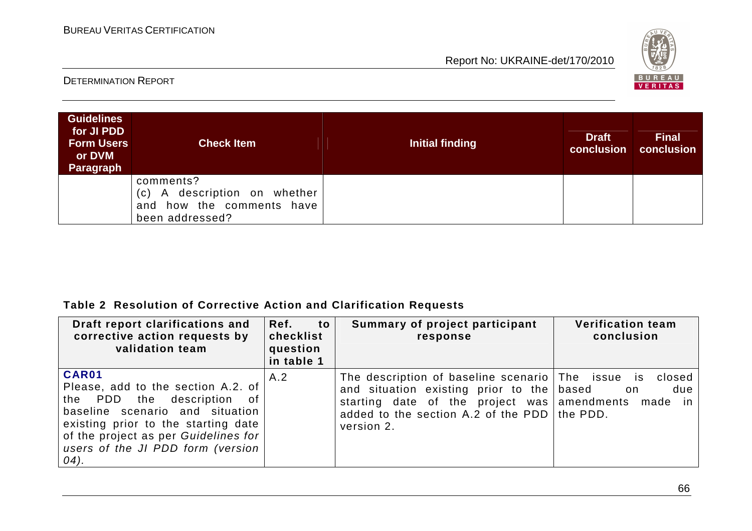| Guidelines for JI PDD Form Users or DVM Paragraph | Check Item | Initial finding | Draft conclusion | Final conclusion |
|---|---|---|---|---|
| | comments?<br>(c) A description on whether and how the comments have been addressed? | | | |

**Table 2 Resolution of Corrective Action and Clarification Requests**

| Draft report clarifications and corrective action requests by validation team | Ref. to checklist question in table 1 | Summary of project participant response | Verification team conclusion |
|---|---|---|---|
| **CAR01**<br>Please, add to the section A.2. of the PDD the description of baseline scenario and situation existing prior to the starting date of the project as per *Guidelines for users of the JI PDD form (version 04).* | A.2 | The description of baseline scenario and situation existing prior to the starting date of the project was added to the section A.2 of the PDD version 2. | The issue is closed based on due amendments made in the PDD. |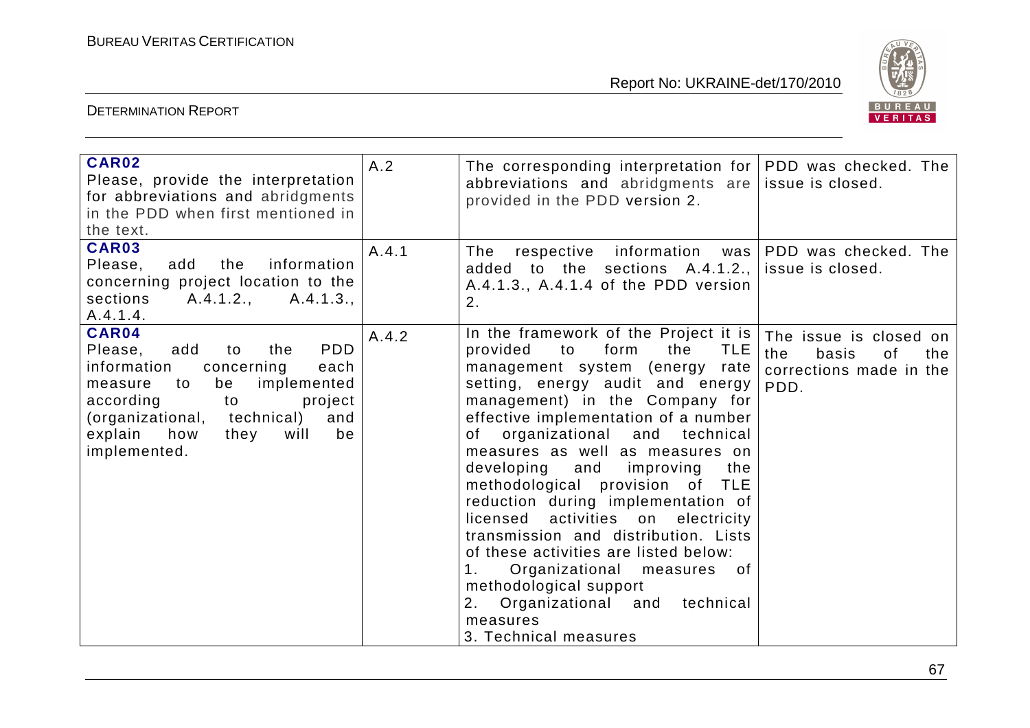| | | | |
|---|---|---|---|
| **CAR02** Please, provide the interpretation for abbreviations and abridgments in the PDD when first mentioned in the text. | A.2 | The corresponding interpretation for abbreviations and abridgments are provided in the PDD version 2. | PDD was checked. The issue is closed. |
| **CAR03** Please, add the information concerning project location to the sections A.4.1.2., A.4.1.3., A.4.1.4. | A.4.1 | The respective information was added to the sections A.4.1.2., A.4.1.3., A.4.1.4 of the PDD version 2. | PDD was checked. The issue is closed. |
| **CAR04** Please, add to the PDD information concerning each measure to be implemented according to project (organizational, technical) and explain how they will be implemented. | A.4.2 | In the framework of the Project it is provided to form the TLE management system (energy rate setting, energy audit and energy management) in the Company for effective implementation of a number of organizational and technical measures as well as measures on developing and improving the methodological provision of TLE reduction during implementation of licensed activities on electricity transmission and distribution. Lists of these activities are listed below:<br>1. Organizational measures of methodological support<br>2. Organizational and technical measures<br>3. Technical measures | The issue is closed on the basis of the corrections made in the PDD. |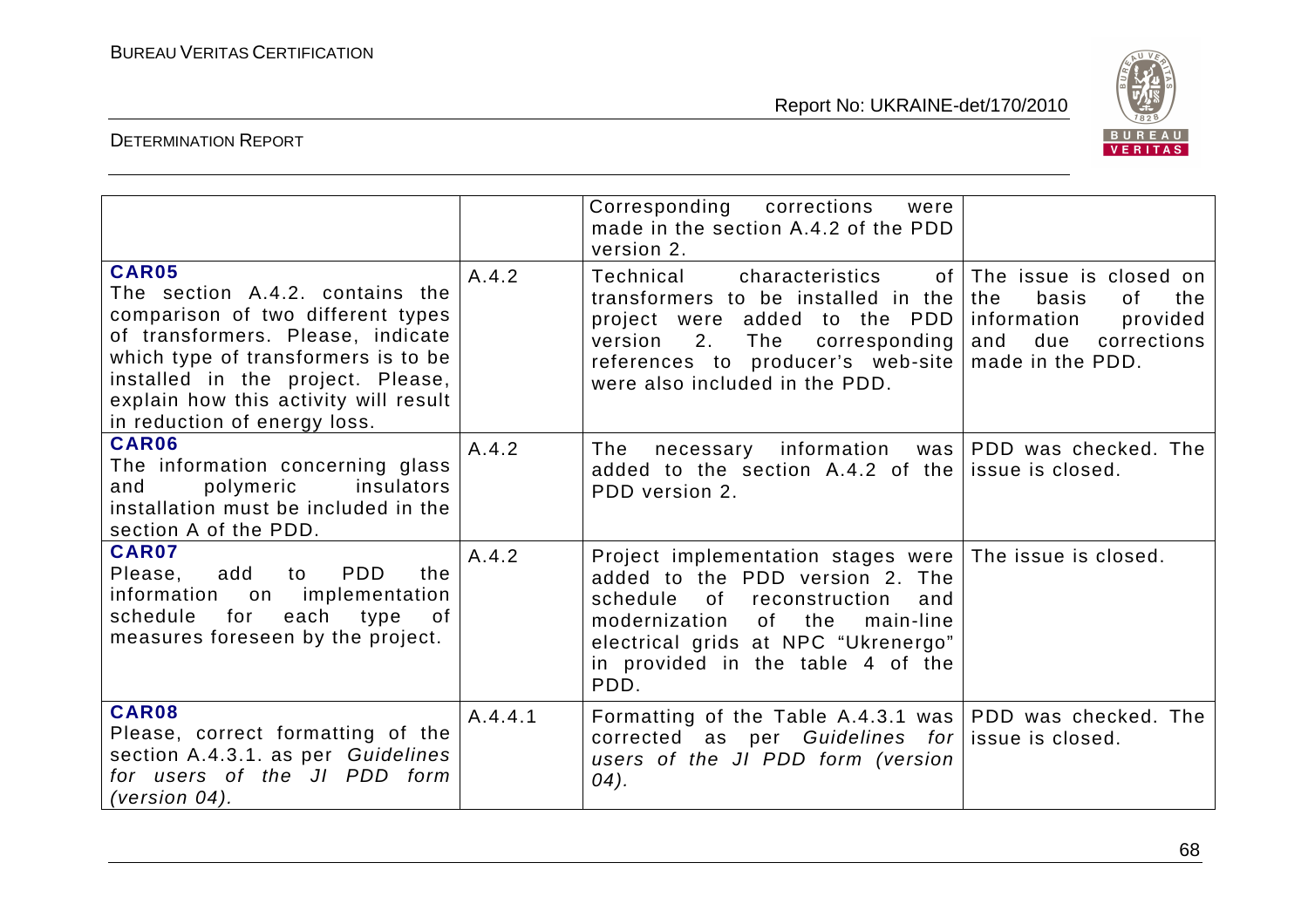| | | | |
|---|---|---|---|
| | | Corresponding corrections were made in the section A.4.2 of the PDD version 2. | |
| **CAR05** The section A.4.2. contains the comparison of two different types of transformers. Please, indicate which type of transformers is to be installed in the project. Please, explain how this activity will result in reduction of energy loss. | A.4.2 | Technical characteristics of transformers to be installed in the project were added to the PDD version 2. The corresponding references to producer's web-site were also included in the PDD. | The issue is closed on the basis of the information provided and due corrections made in the PDD. |
| **CAR06** The information concerning glass and polymeric insulators installation must be included in the section A of the PDD. | A.4.2 | The necessary information was added to the section A.4.2 of the PDD version 2. | PDD was checked. The issue is closed. |
| **CAR07** Please, add to PDD the information on implementation schedule for each type of measures foreseen by the project. | A.4.2 | Project implementation stages were added to the PDD version 2. The schedule of reconstruction and modernization of the main-line electrical grids at NPC "Ukrenergo" in provided in the table 4 of the PDD. | The issue is closed. |
| **CAR08** Please, correct formatting of the section A.4.3.1. as per *Guidelines for users of the JI PDD form (version 04).* | A.4.4.1 | Formatting of the Table A.4.3.1 was corrected as per *Guidelines for users of the JI PDD form (version 04).* | PDD was checked. The issue is closed. |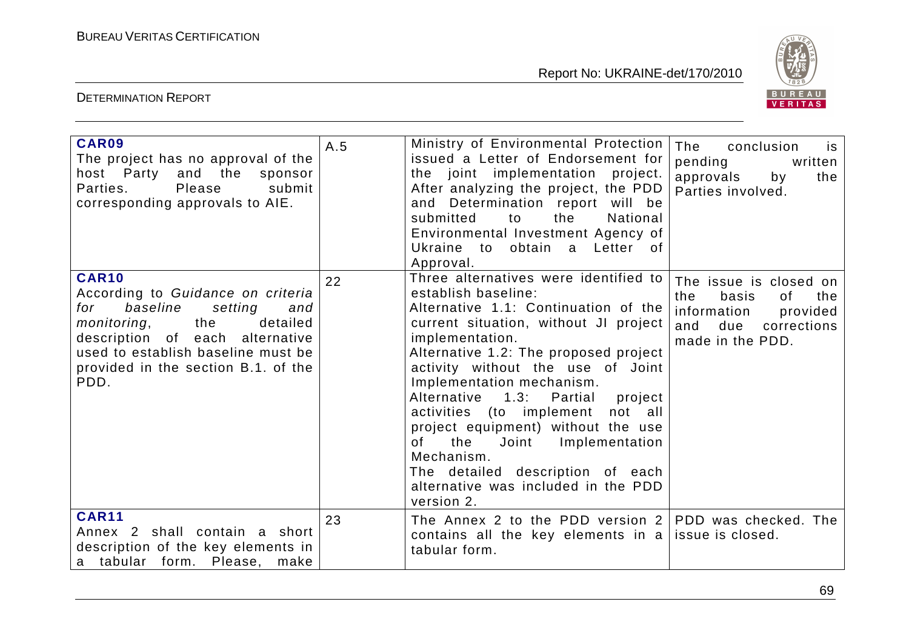| | | | |
|---|---|---|---|
| **CAR09**<br>The project has no approval of the host Party and the sponsor Parties. Please submit corresponding approvals to AIE. | A.5 | Ministry of Environmental Protection issued a Letter of Endorsement for the joint implementation project. After analyzing the project, the PDD and Determination report will be submitted to the National Environmental Investment Agency of Ukraine to obtain a Letter of Approval. | The conclusion is pending written approvals by the Parties involved. |
| **CAR10**<br>According to *Guidance on criteria for baseline setting and monitoring*, the detailed description of each alternative used to establish baseline must be provided in the section B.1. of the PDD. | 22 | Three alternatives were identified to establish baseline:<br>Alternative 1.1: Continuation of the current situation, without JI project implementation.<br>Alternative 1.2: The proposed project activity without the use of Joint Implementation mechanism.<br>Alternative 1.3: Partial project activities (to implement not all project equipment) without the use of the Joint Implementation Mechanism.<br>The detailed description of each alternative was included in the PDD version 2. | The issue is closed on the basis of the information provided and due corrections made in the PDD. |
| **CAR11**<br>Annex 2 shall contain a short description of the key elements in a tabular form. Please, make | 23 | The Annex 2 to the PDD version 2 contains all the key elements in a tabular form. | PDD was checked. The issue is closed. |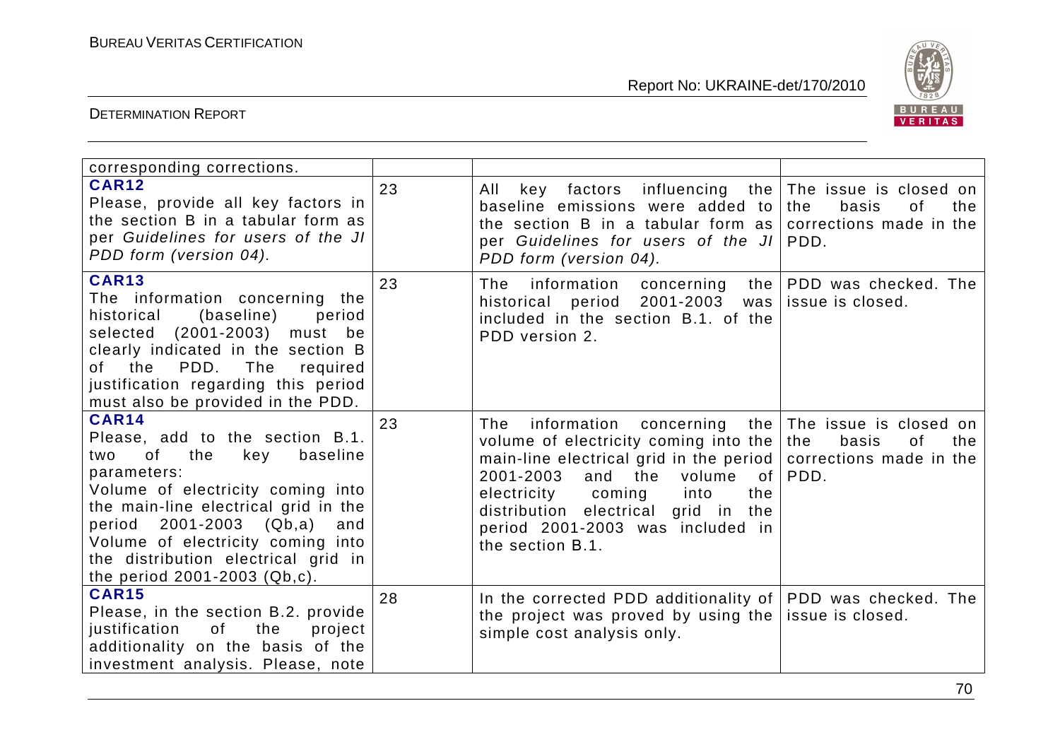| | | | |
|---|---|---|---|
| corresponding corrections. | | | |
| **CAR12** Please, provide all key factors in the section B in a tabular form as per *Guidelines for users of the JI PDD form (version 04).* | 23 | All key factors influencing the baseline emissions were added to the section B in a tabular form as per *Guidelines for users of the JI PDD form (version 04).* | The issue is closed on the basis of the corrections made in the PDD. |
| **CAR13** The information concerning the historical (baseline) period selected (2001-2003) must be clearly indicated in the section B of the PDD. The required justification regarding this period must also be provided in the PDD. | 23 | The information concerning the historical period 2001-2003 was included in the section B.1. of the PDD version 2. | PDD was checked. The issue is closed. |
| **CAR14** Please, add to the section B.1. two of the key baseline parameters: Volume of electricity coming into the main-line electrical grid in the period 2001-2003 (Qb,a) and Volume of electricity coming into the distribution electrical grid in the period 2001-2003 (Qb,c). | 23 | The information concerning the volume of electricity coming into the main-line electrical grid in the period 2001-2003 and the volume of electricity coming into the distribution electrical grid in the period 2001-2003 was included in the section B.1. | The issue is closed on the basis of the corrections made in the PDD. |
| **CAR15** Please, in the section B.2. provide justification of the project additionality on the basis of the investment analysis. Please, note | 28 | In the corrected PDD additionality of the project was proved by using the simple cost analysis only. | PDD was checked. The issue is closed. |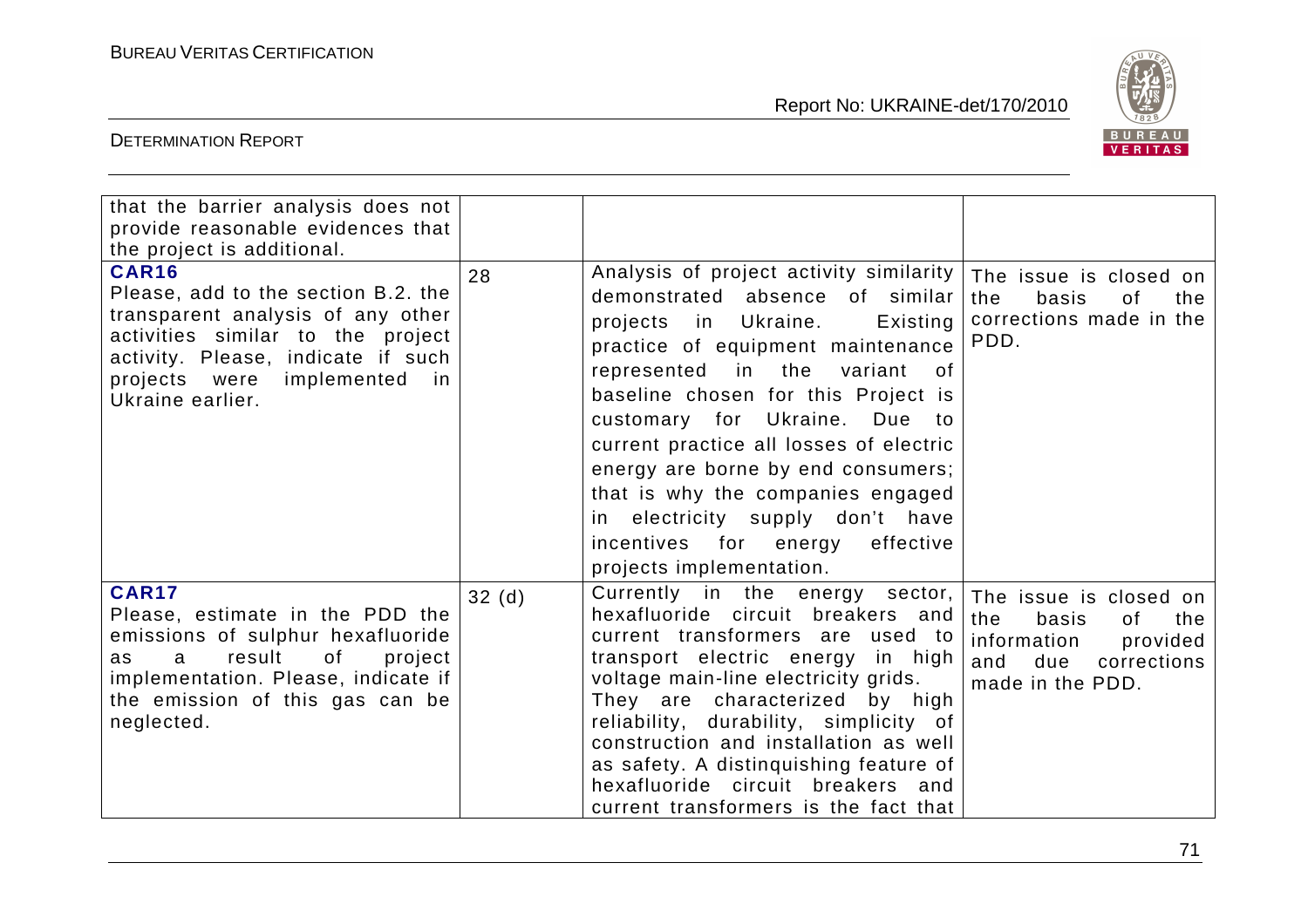| | | | |
|---|---|---|---|
| that the barrier analysis does not provide reasonable evidences that the project is additional. | | | |
| **CAR16** Please, add to the section B.2. the transparent analysis of any other activities similar to the project activity. Please, indicate if such projects were implemented in Ukraine earlier. | 28 | Analysis of project activity similarity demonstrated absence of similar projects in Ukraine. Existing practice of equipment maintenance represented in the variant of baseline chosen for this Project is customary for Ukraine. Due to current practice all losses of electric energy are borne by end consumers; that is why the companies engaged in electricity supply don't have incentives for energy effective projects implementation. | The issue is closed on the basis of the corrections made in the PDD. |
| **CAR17** Please, estimate in the PDD the emissions of sulphur hexafluoride as a result of project implementation. Please, indicate if the emission of this gas can be neglected. | 32 (d) | Currently in the energy sector, hexafluoride circuit breakers and current transformers are used to transport electric energy in high voltage main-line electricity grids. They are characterized by high reliability, durability, simplicity of construction and installation as well as safety. A distinquishing feature of hexafluoride circuit breakers and current transformers is the fact that | The issue is closed on the basis of the information provided and due corrections made in the PDD. |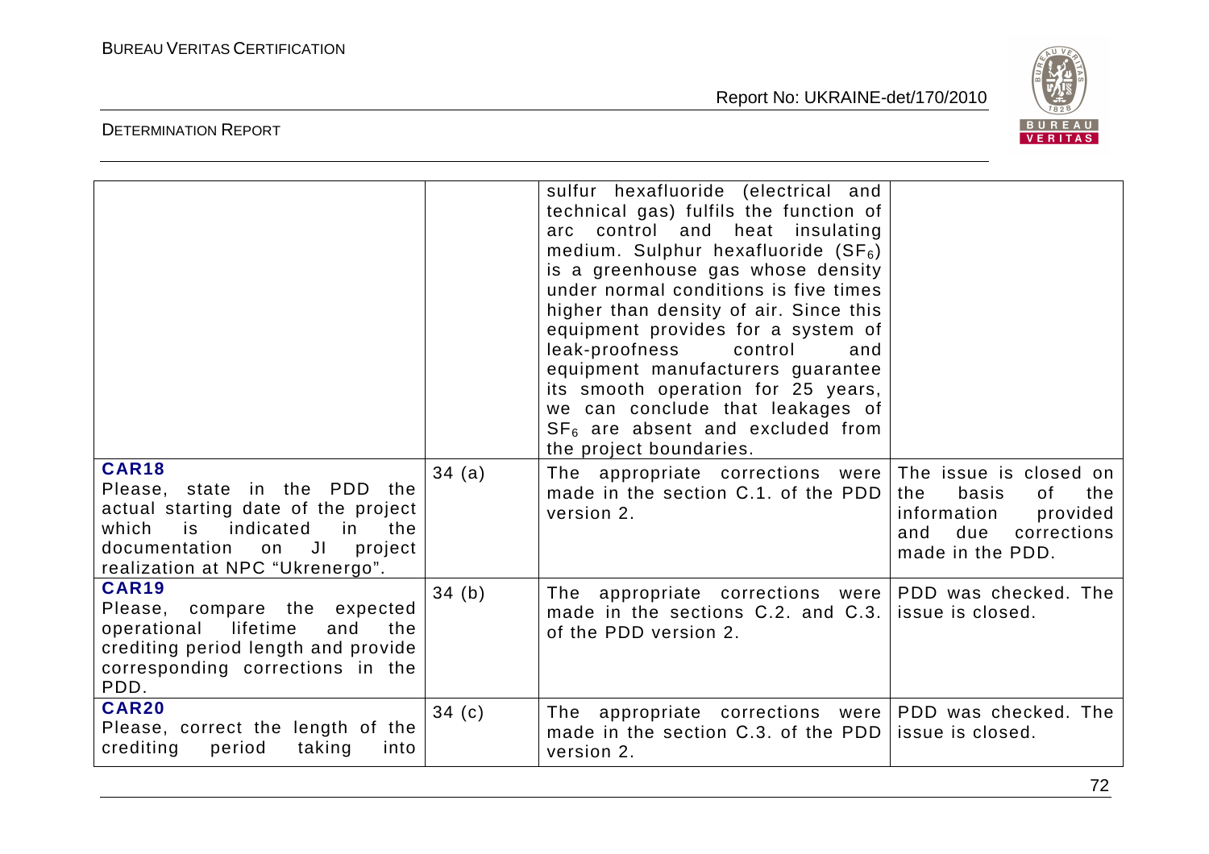| | | | |
|---|---|---|---|
| | | sulfur hexafluoride (electrical and technical gas) fulfils the function of arc control and heat insulating medium. Sulphur hexafluoride ($SF_6$) is a greenhouse gas whose density under normal conditions is five times higher than density of air. Since this equipment provides for a system of leak-proofness control and equipment manufacturers guarantee its smooth operation for 25 years, we can conclude that leakages of $SF_6$ are absent and excluded from the project boundaries. | |
| **CAR18** Please, state in the PDD the actual starting date of the project which is indicated in the documentation on JI project realization at NPC "Ukrenergo". | 34 (a) | The appropriate corrections were made in the section C.1. of the PDD version 2. | The issue is closed on the basis of the information provided and due corrections made in the PDD. |
| **CAR19** Please, compare the expected operational lifetime and the crediting period length and provide corresponding corrections in the PDD. | 34 (b) | The appropriate corrections were made in the sections C.2. and C.3. of the PDD version 2. | PDD was checked. The issue is closed. |
| **CAR20** Please, correct the length of the crediting period taking into | 34 (c) | The appropriate corrections were made in the section C.3. of the PDD version 2. | PDD was checked. The issue is closed. |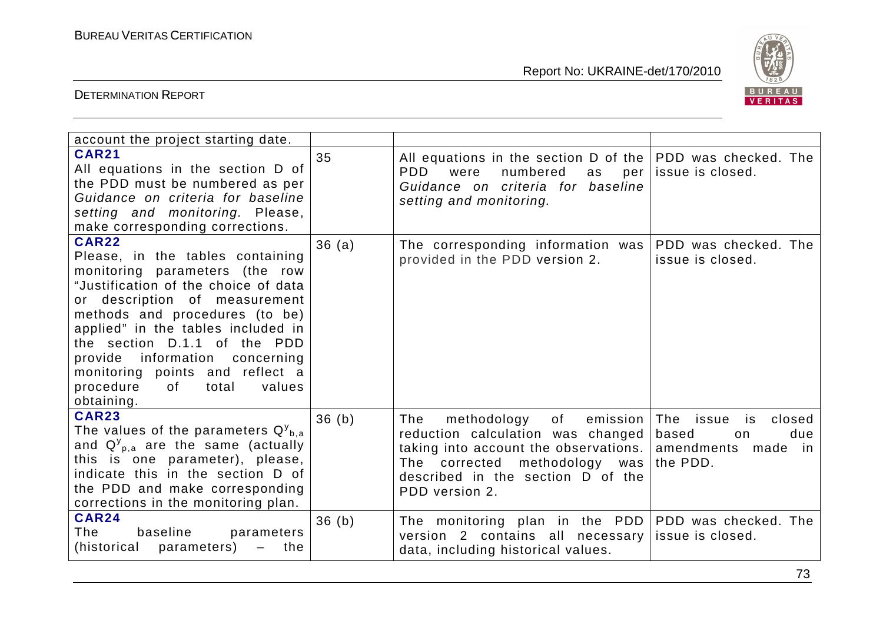| | | | |
|---|---|---|---|
| account the project starting date. | | | |
| **CAR21** All equations in the section D of the PDD must be numbered as per *Guidance on criteria for baseline setting and monitoring.* Please, make corresponding corrections. | 35 | All equations in the section D of the PDD were numbered as per *Guidance on criteria for baseline setting and monitoring.* | PDD was checked. The issue is closed. |
| **CAR22** Please, in the tables containing monitoring parameters (the row "Justification of the choice of data or description of measurement methods and procedures (to be) applied" in the tables included in the section D.1.1 of the PDD provide information concerning monitoring points and reflect a procedure of total values obtaining. | 36 (a) | The corresponding information was provided in the PDD version 2. | PDD was checked. The issue is closed. |
| **CAR23** The values of the parameters $Q^{y}_{b,a}$ and $Q^{y}_{p,a}$ are the same (actually this is one parameter), please, indicate this in the section D of the PDD and make corresponding corrections in the monitoring plan. | 36 (b) | The methodology of emission reduction calculation was changed taking into account the observations. The corrected methodology was described in the section D of the PDD version 2. | The issue is closed based on due amendments made in the PDD. |
| **CAR24** The baseline parameters (historical parameters) – the | 36 (b) | The monitoring plan in the PDD version 2 contains all necessary data, including historical values. | PDD was checked. The issue is closed. |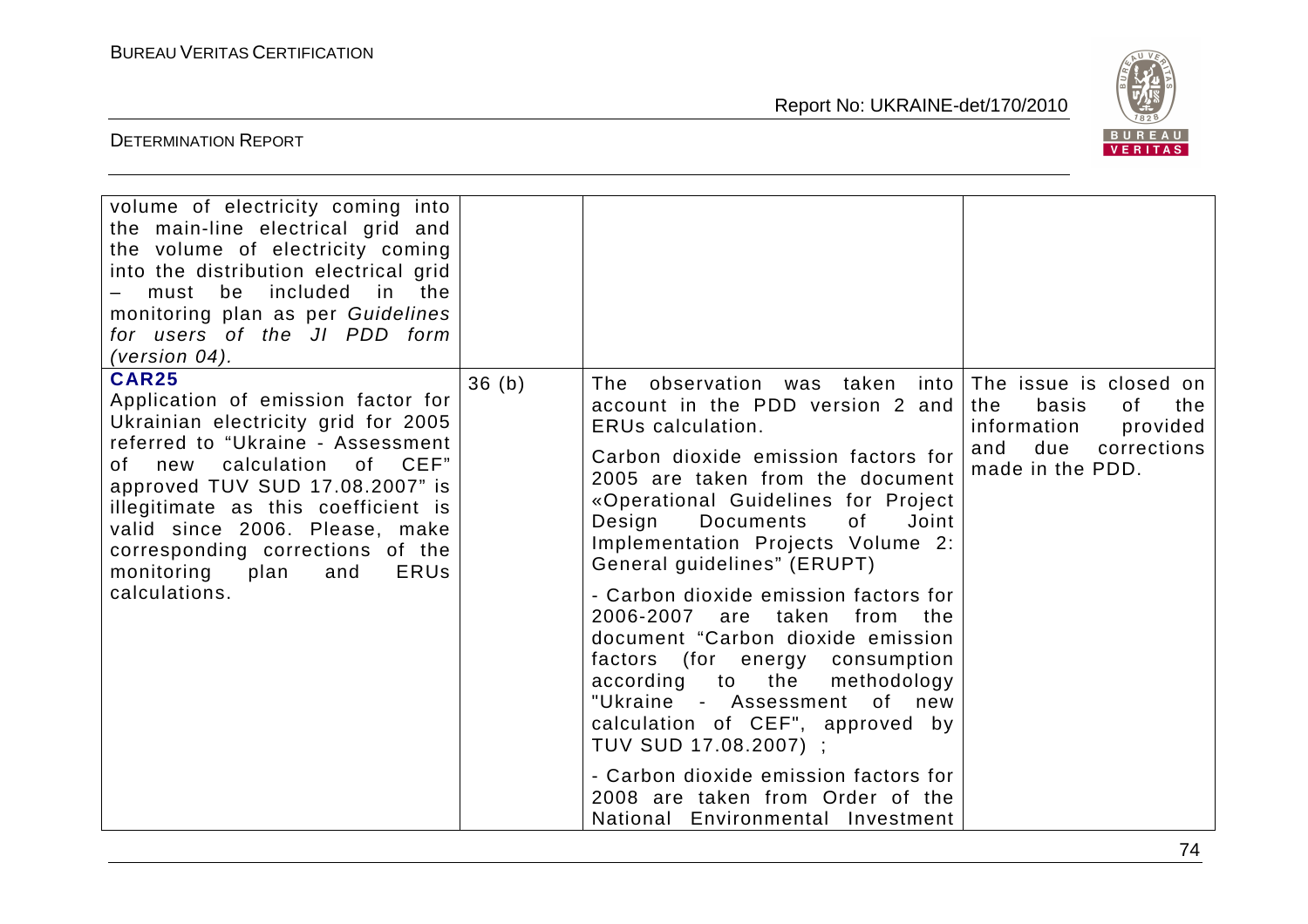| | | | |
|---|---|---|---|
| volume of electricity coming into the main-line electrical grid and the volume of electricity coming into the distribution electrical grid – must be included in the monitoring plan as per *Guidelines for users of the JI PDD form (version 04).* | | | |
| **CAR25**<br>Application of emission factor for Ukrainian electricity grid for 2005 referred to "Ukraine - Assessment of new calculation of CEF" approved TUV SUD 17.08.2007" is illegitimate as this coefficient is valid since 2006. Please, make corresponding corrections of the monitoring plan and ERUs calculations. | 36 (b) | The observation was taken into account in the PDD version 2 and ERUs calculation.<br>Carbon dioxide emission factors for 2005 are taken from the document «Operational Guidelines for Project Design Documents of Joint Implementation Projects Volume 2: General guidelines" (ERUPT)<br>- Carbon dioxide emission factors for 2006-2007 are taken from the document "Carbon dioxide emission factors (for energy consumption according to the methodology "Ukraine - Assessment of new calculation of CEF", approved by TUV SUD 17.08.2007) ;<br>- Carbon dioxide emission factors for 2008 are taken from Order of the National Environmental Investment | The issue is closed on the basis of the information provided and due corrections made in the PDD. |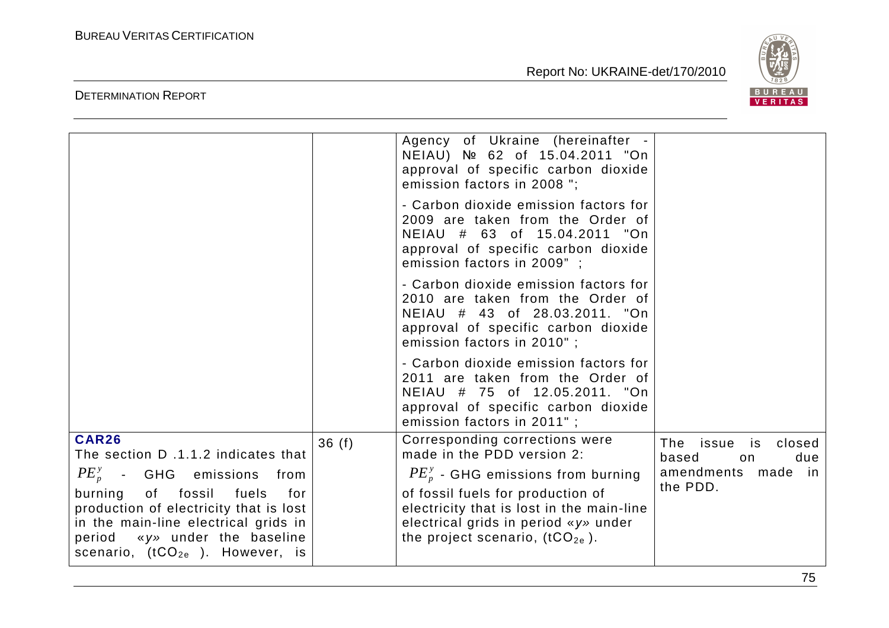| | | | |
|---|---|---|---|
| | | Agency of Ukraine (hereinafter - NEIAU) № 62 of 15.04.2011 "On approval of specific carbon dioxide emission factors in 2008 ";<br><br>- Carbon dioxide emission factors for 2009 are taken from the Order of NEIAU # 63 of 15.04.2011 "On approval of specific carbon dioxide emission factors in 2009" ;<br><br>- Carbon dioxide emission factors for 2010 are taken from the Order of NEIAU # 43 of 28.03.2011. "On approval of specific carbon dioxide emission factors in 2010" ;<br><br>- Carbon dioxide emission factors for 2011 are taken from the Order of NEIAU # 75 of 12.05.2011. "On approval of specific carbon dioxide emission factors in 2011" ; | |
| **CAR26**<br>The section D .1.1.2 indicates that $PE_p^y$ - GHG emissions from burning of fossil fuels for production of electricity that is lost in the main-line electrical grids in period «*y*» under the baseline scenario, ($tCO_{2e}$ ). However, is | 36 (f) | Corresponding corrections were made in the PDD version 2:<br>$PE_p^y$ - GHG emissions from burning of fossil fuels for production of electricity that is lost in the main-line electrical grids in period «*y*» under the project scenario, ($tCO_{2e}$ ). | The issue is closed based on due amendments made in the PDD. |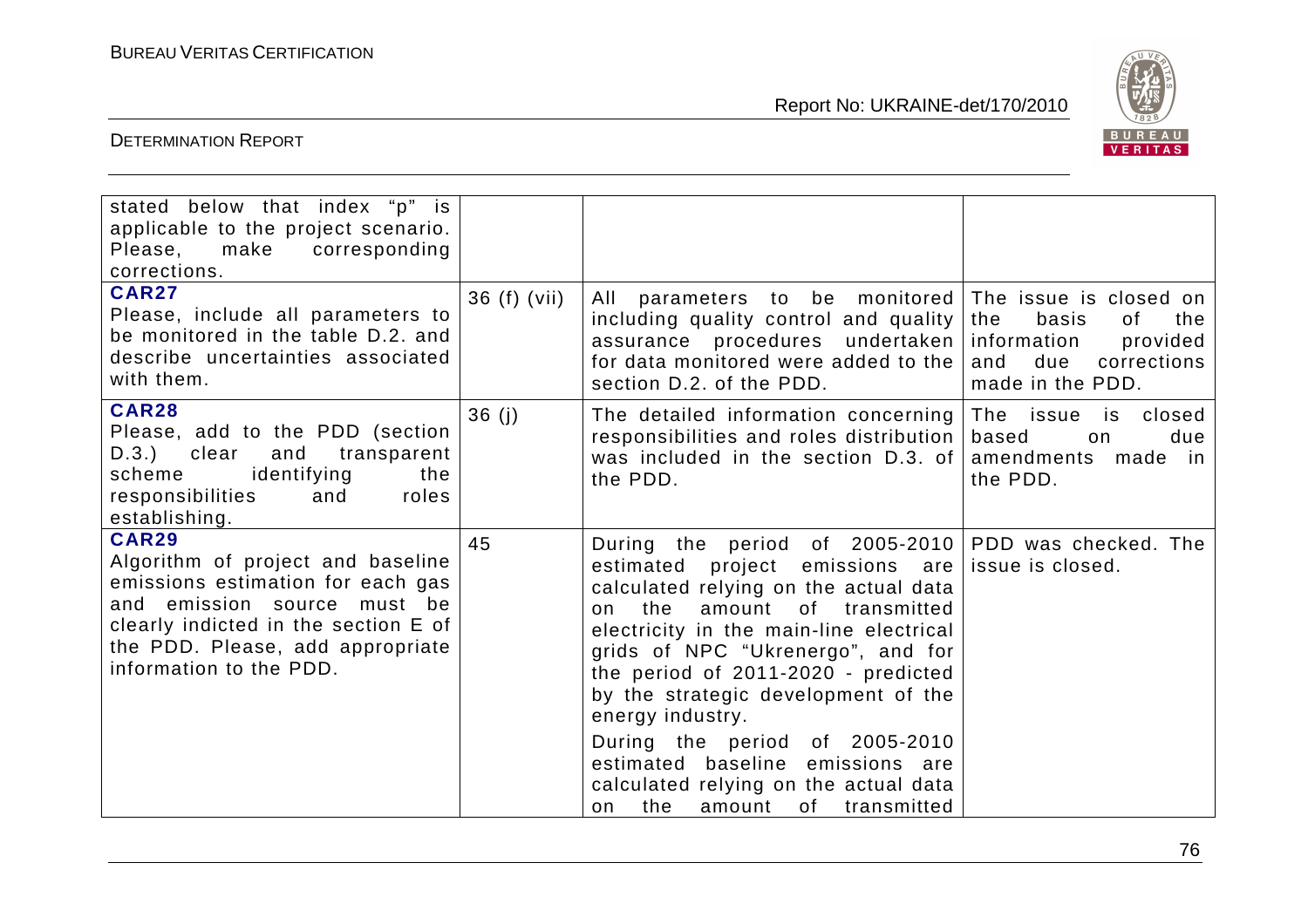| | | | |
|---|---|---|---|
| stated below that index "p" is applicable to the project scenario. Please, make corresponding corrections. | | | |
| **CAR27** Please, include all parameters to be monitored in the table D.2. and describe uncertainties associated with them. | 36 (f) (vii) | All parameters to be monitored including quality control and quality assurance procedures undertaken for data monitored were added to the section D.2. of the PDD. | The issue is closed on the basis of the information provided and due corrections made in the PDD. |
| **CAR28** Please, add to the PDD (section D.3.) clear and transparent scheme identifying the responsibilities and roles establishing. | 36 (j) | The detailed information concerning responsibilities and roles distribution was included in the section D.3. of the PDD. | The issue is closed based on due amendments made in the PDD. |
| **CAR29** Algorithm of project and baseline emissions estimation for each gas and emission source must be clearly indicted in the section E of the PDD. Please, add appropriate information to the PDD. | 45 | During the period of 2005-2010 estimated project emissions are calculated relying on the actual data on the amount of transmitted electricity in the main-line electrical grids of NPC "Ukrenergo", and for the period of 2011-2020 - predicted by the strategic development of the energy industry.<br><br>During the period of 2005-2010 estimated baseline emissions are calculated relying on the actual data on the amount of transmitted | PDD was checked. The issue is closed. |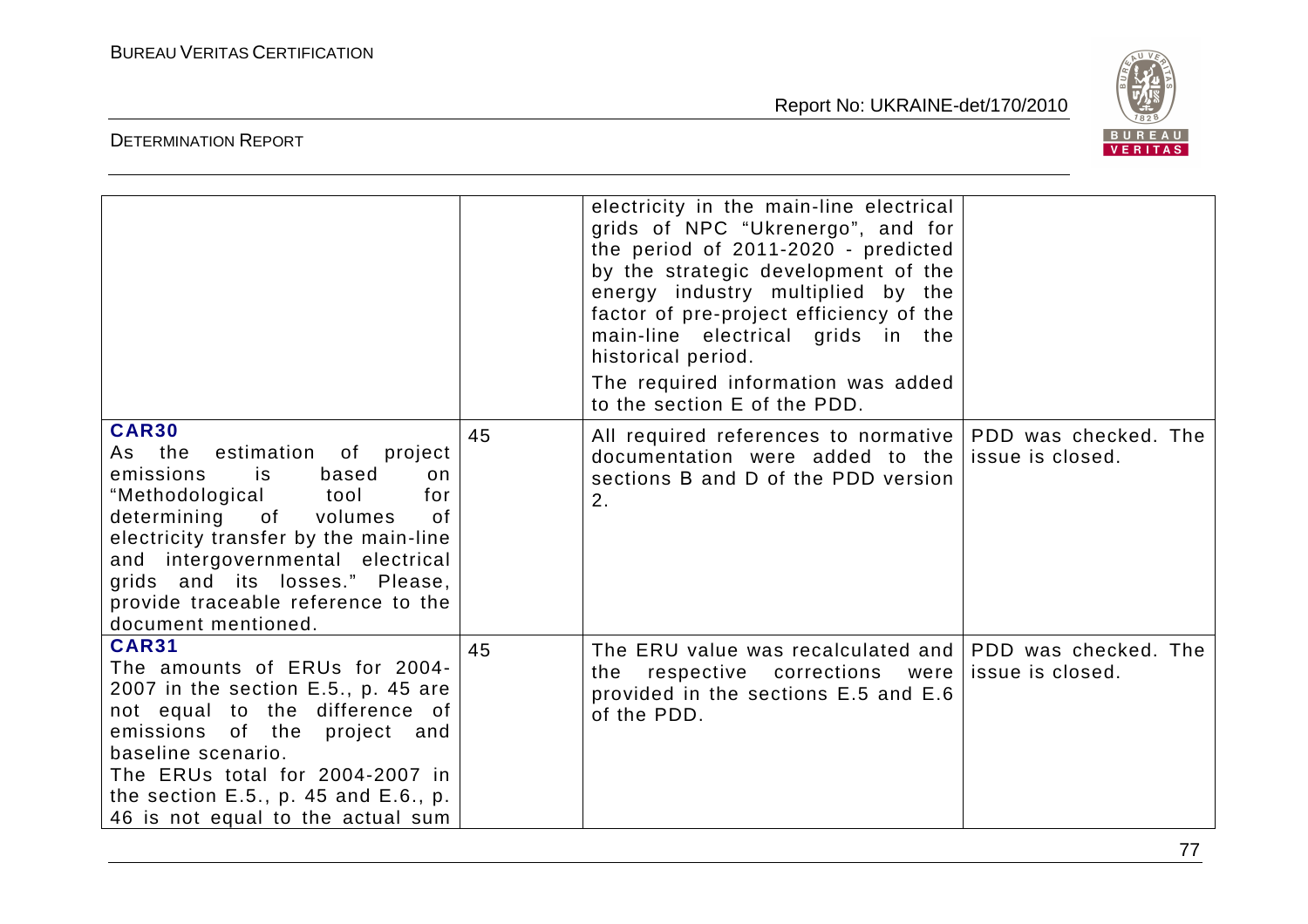| | | | |
|---|---|---|---|
| | | electricity in the main-line electrical grids of NPC "Ukrenergo", and for the period of 2011-2020 - predicted by the strategic development of the energy industry multiplied by the factor of pre-project efficiency of the main-line electrical grids in the historical period.<br>The required information was added to the section E of the PDD. | |
| **CAR30**<br>As the estimation of project emissions is based on "Methodological tool for determining of volumes of electricity transfer by the main-line and intergovernmental electrical grids and its losses." Please, provide traceable reference to the document mentioned. | 45 | All required references to normative documentation were added to the sections B and D of the PDD version 2. | PDD was checked. The issue is closed. |
| **CAR31**<br>The amounts of ERUs for 2004-2007 in the section E.5., p. 45 are not equal to the difference of emissions of the project and baseline scenario.<br>The ERUs total for 2004-2007 in the section E.5., p. 45 and E.6., p. 46 is not equal to the actual sum | 45 | The ERU value was recalculated and the respective corrections were provided in the sections E.5 and E.6 of the PDD. | PDD was checked. The issue is closed. |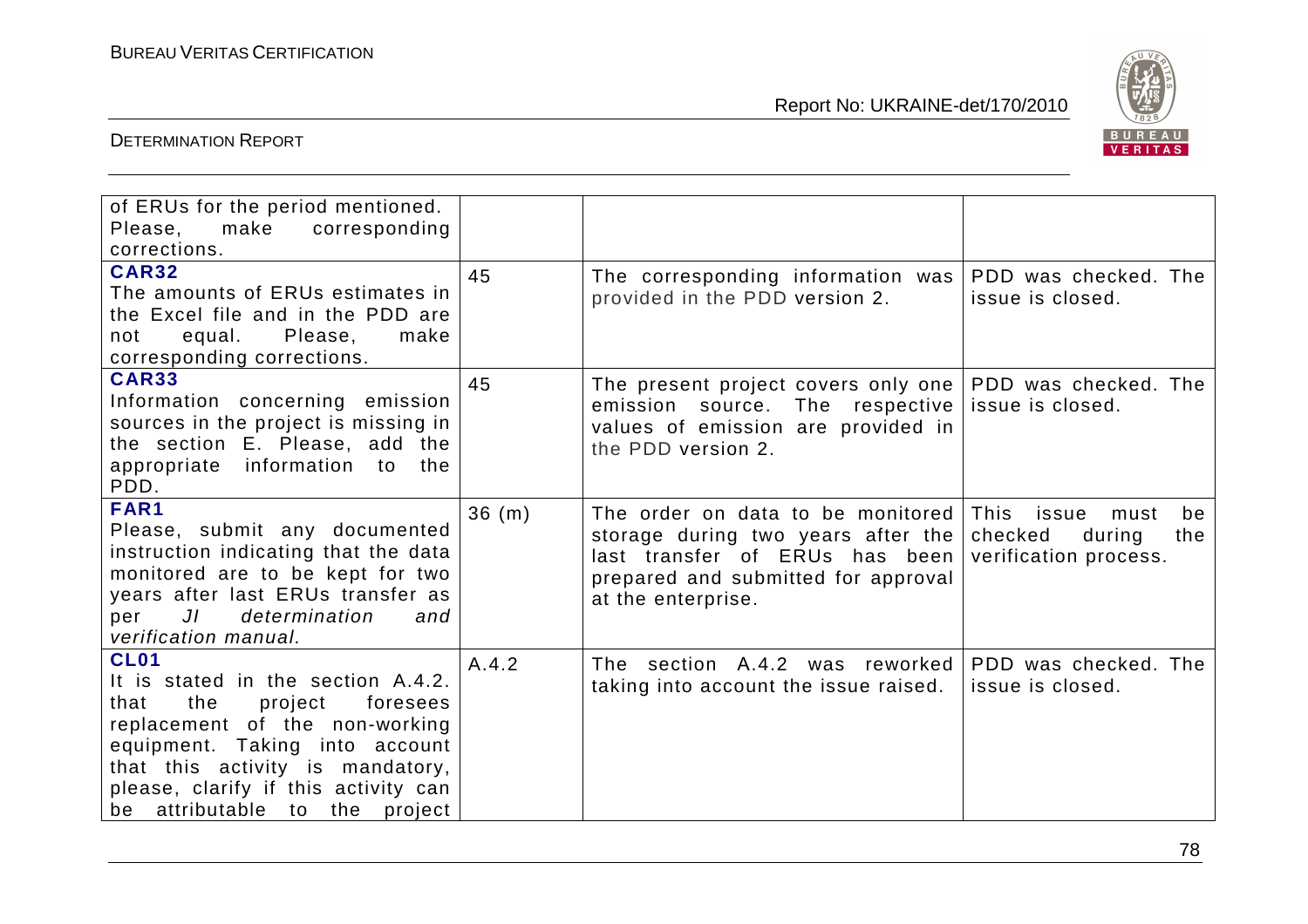| | | | |
|---|---|---|---|
| of ERUs for the period mentioned. Please, make corresponding corrections. | | | |
| **CAR32** The amounts of ERUs estimates in the Excel file and in the PDD are not equal. Please, make corresponding corrections. | 45 | The corresponding information was provided in the PDD version 2. | PDD was checked. The issue is closed. |
| **CAR33** Information concerning emission sources in the project is missing in the section E. Please, add the appropriate information to the PDD. | 45 | The present project covers only one emission source. The respective values of emission are provided in the PDD version 2. | PDD was checked. The issue is closed. |
| **FAR1** Please, submit any documented instruction indicating that the data monitored are to be kept for two years after last ERUs transfer as per *JI determination and verification manual.* | 36 (m) | The order on data to be monitored storage during two years after the last transfer of ERUs has been prepared and submitted for approval at the enterprise. | This issue must be checked during the verification process. |
| **CL01** It is stated in the section A.4.2. that the project foresees replacement of the non-working equipment. Taking into account that this activity is mandatory, please, clarify if this activity can be attributable to the project | A.4.2 | The section A.4.2 was reworked taking into account the issue raised. | PDD was checked. The issue is closed. |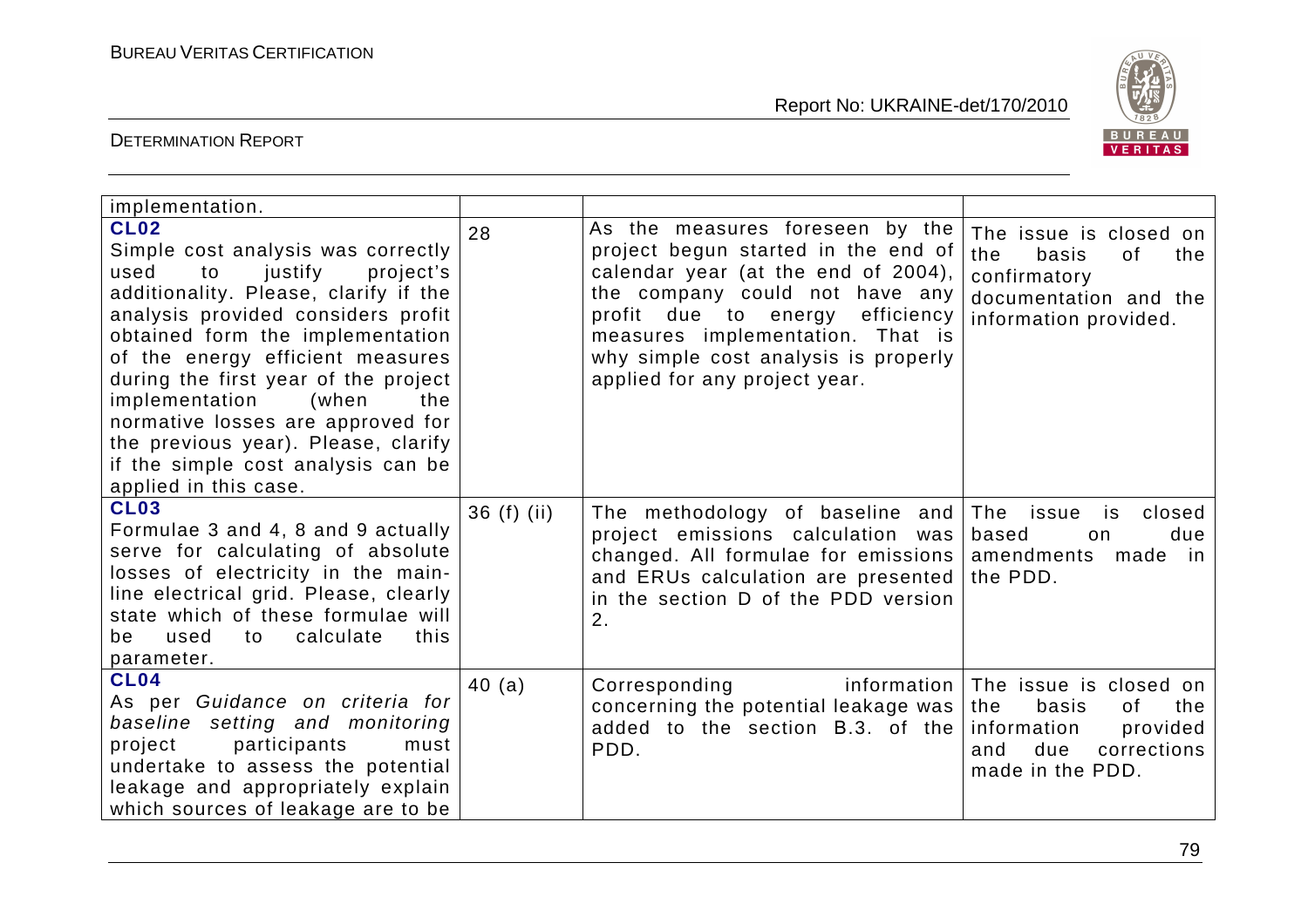| | | | |
|---|---|---|---|
| implementation. | | | |
| **CL02**<br>Simple cost analysis was correctly used to justify project's additionality. Please, clarify if the analysis provided considers profit obtained form the implementation of the energy efficient measures during the first year of the project implementation (when the normative losses are approved for the previous year). Please, clarify if the simple cost analysis can be applied in this case. | 28 | As the measures foreseen by the project begun started in the end of calendar year (at the end of 2004), the company could not have any profit due to energy efficiency measures implementation. That is why simple cost analysis is properly applied for any project year. | The issue is closed on the basis of the confirmatory documentation and the information provided. |
| **CL03**<br>Formulae 3 and 4, 8 and 9 actually serve for calculating of absolute losses of electricity in the main-line electrical grid. Please, clearly state which of these formulae will be used to calculate this parameter. | 36 (f) (ii) | The methodology of baseline and project emissions calculation was changed. All formulae for emissions and ERUs calculation are presented in the section D of the PDD version 2. | The issue is closed based on due amendments made in the PDD. |
| **CL04**<br>As per *Guidance on criteria for baseline setting and monitoring* project participants must undertake to assess the potential leakage and appropriately explain which sources of leakage are to be | 40 (a) | Corresponding information concerning the potential leakage was added to the section B.3. of the PDD. | The issue is closed on the basis of the information provided and due corrections made in the PDD. |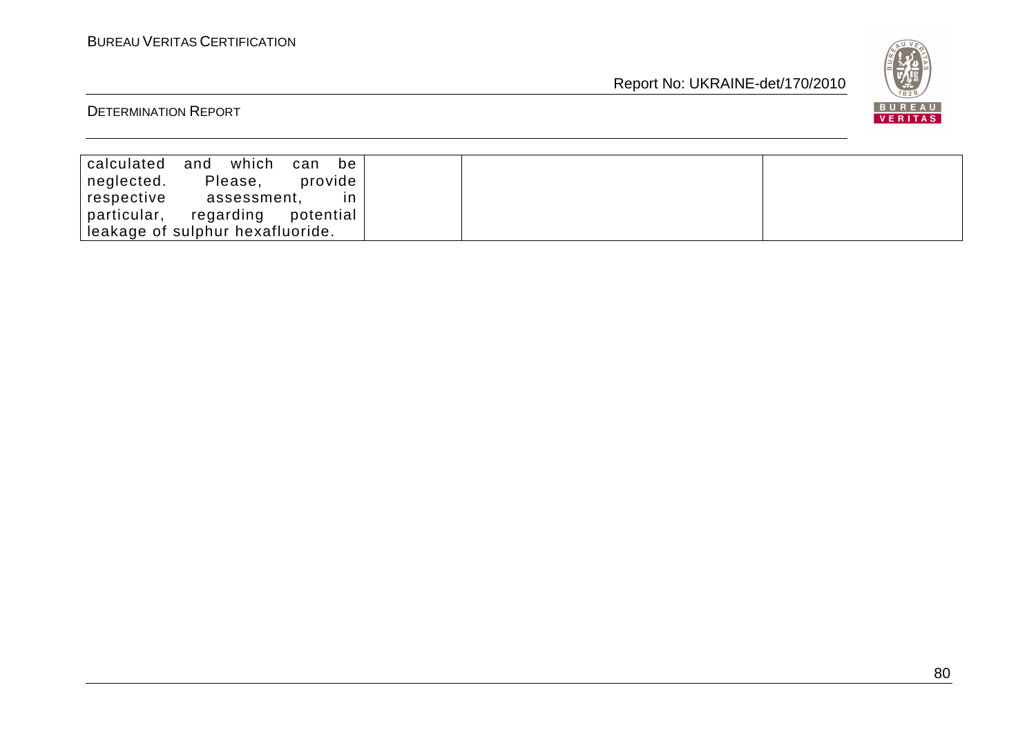| | | | |
|---|---|---|---|
| calculated and which can be neglected. Please, provide respective assessment, in particular, regarding potential leakage of sulphur hexafluoride. | | | |